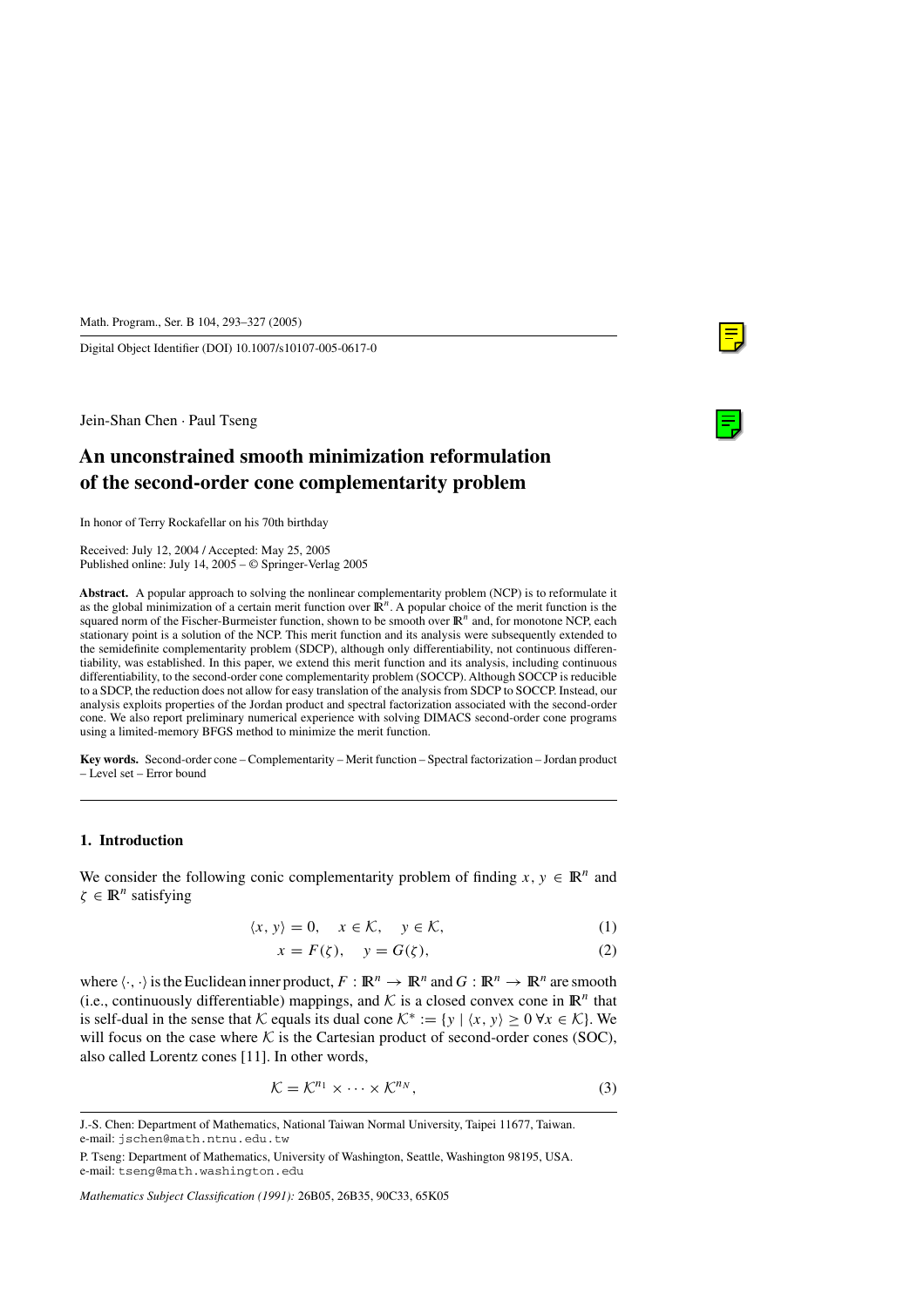Math. Program., Ser. B 104, 293–327 (2005)

Digital Object Identifier (DOI) 10.1007/s10107-005-0617-0

Jein-Shan Chen · Paul Tseng

# An unconstrained smooth minimization reformulation of the second-order cone complementarity problem

In honor of Terry Rockafellar on his 70th birthday

Received: July 12, 2004 / Accepted: May 25, 2005
Published online: July 14, 2005 – © Springer-Verlag 2005

**Abstract.** A popular approach to solving the nonlinear complementarity problem (NCP) is to reformulate it as the global minimization of a certain merit function over $\mathbb{R}^n$. A popular choice of the merit function is the squared norm of the Fischer-Burmeister function, shown to be smooth over $\mathbb{R}^n$ and, for monotone NCP, each stationary point is a solution of the NCP. This merit function and its analysis were subsequently extended to the semidefinite complementarity problem (SDCP), although only differentiability, not continuous differentiability, was established. In this paper, we extend this merit function and its analysis, including continuous differentiability, to the second-order cone complementarity problem (SOCCP). Although SOCCP is reducible to a SDCP, the reduction does not allow for easy translation of the analysis from SDCP to SOCCP. Instead, our analysis exploits properties of the Jordan product and spectral factorization associated with the second-order cone. We also report preliminary numerical experience with solving DIMACS second-order cone programs using a limited-memory BFGS method to minimize the merit function.

**Key words.** Second-order cone – Complementarity – Merit function – Spectral factorization – Jordan product – Level set – Error bound

## 1. Introduction

We consider the following conic complementarity problem of finding $x, y \in \mathbb{R}^n$ and $\zeta \in \mathbb{R}^n$ satisfying

$$\langle x, y\rangle = 0, \quad x \in \mathcal{K}, \quad y \in \mathcal{K}, \tag{1}$$

$$x = F(\zeta), \quad y = G(\zeta), \tag{2}$$

where $\langle\cdot,\cdot\rangle$ is the Euclidean inner product, $F : \mathbb{R}^n \to \mathbb{R}^n$ and $G : \mathbb{R}^n \to \mathbb{R}^n$ are smooth (i.e., continuously differentiable) mappings, and $\mathcal{K}$ is a closed convex cone in $\mathbb{R}^n$ that is self-dual in the sense that $\mathcal{K}$ equals its dual cone $\mathcal{K}^* := \{y \mid \langle x, y\rangle \geq 0 \ \forall x \in \mathcal{K}\}$. We will focus on the case where $\mathcal{K}$ is the Cartesian product of second-order cones (SOC), also called Lorentz cones [11]. In other words,

$$\mathcal{K} = \mathcal{K}^{n_1} \times \cdots \times \mathcal{K}^{n_N}, \tag{3}$$

J.-S. Chen: Department of Mathematics, National Taiwan Normal University, Taipei 11677, Taiwan. e-mail: jschen@math.ntnu.edu.tw

P. Tseng: Department of Mathematics, University of Washington, Seattle, Washington 98195, USA. e-mail: tseng@math.washington.edu

*Mathematics Subject Classification (1991):* 26B05, 26B35, 90C33, 65K05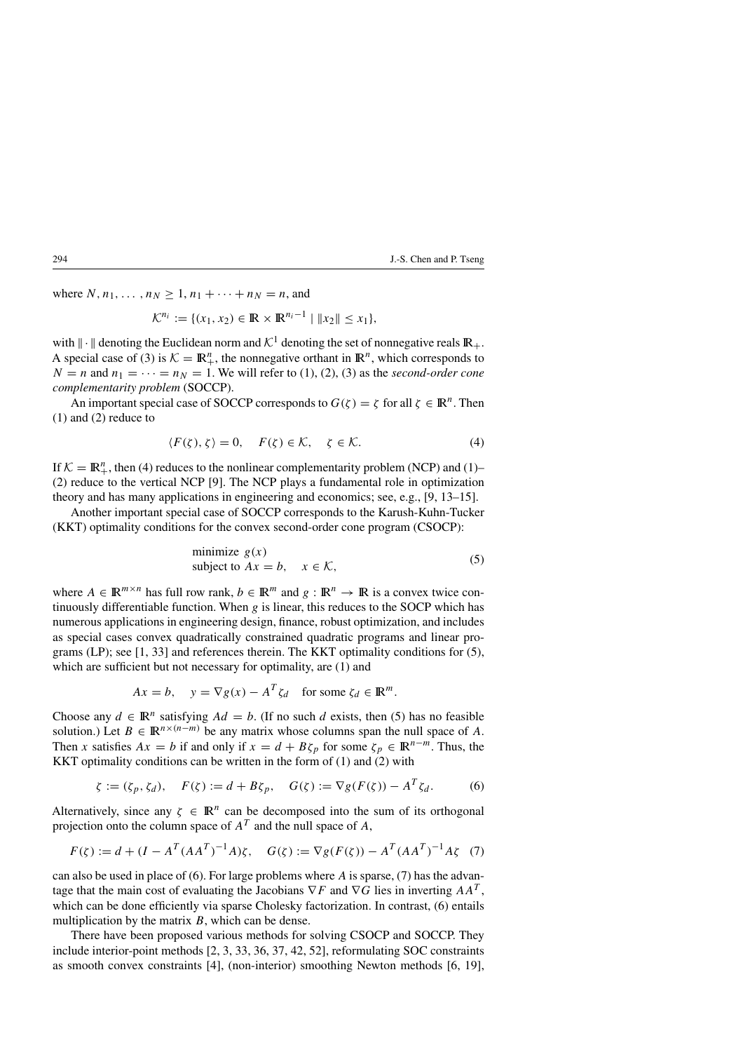where $N, n_1, \ldots, n_N \geq 1$, $n_1 + \cdots + n_N = n$, and

$$\mathcal{K}^{n_i} := \{(x_1, x_2) \in \mathbb{R} \times \mathbb{R}^{n_i - 1} \mid \|x_2\| \leq x_1\},$$

with $\|\cdot\|$ denoting the Euclidean norm and $\mathcal{K}^1$ denoting the set of nonnegative reals $\mathbb{R}_+$. A special case of (3) is $\mathcal{K} = \mathbb{R}^n_+$, the nonnegative orthant in $\mathbb{R}^n$, which corresponds to $N = n$ and $n_1 = \cdots = n_N = 1$. We will refer to (1), (2), (3) as the *second-order cone complementarity problem* (SOCCP).

An important special case of SOCCP corresponds to $G(\zeta) = \zeta$ for all $\zeta \in \mathbb{R}^n$. Then (1) and (2) reduce to

$$\langle F(\zeta), \zeta \rangle = 0, \quad F(\zeta) \in \mathcal{K}, \quad \zeta \in \mathcal{K}. \tag{4}$$

If $\mathcal{K} = \mathbb{R}^n_+$, then (4) reduces to the nonlinear complementarity problem (NCP) and (1)–(2) reduce to the vertical NCP [9]. The NCP plays a fundamental role in optimization theory and has many applications in engineering and economics; see, e.g., [9, 13–15].

Another important special case of SOCCP corresponds to the Karush-Kuhn-Tucker (KKT) optimality conditions for the convex second-order cone program (CSOCP):

$$\begin{array}{l} \text{minimize } \ g(x) \\ \text{subject to } Ax = b, \quad x \in \mathcal{K}, \end{array} \tag{5}$$

where $A \in \mathbb{R}^{m \times n}$ has full row rank, $b \in \mathbb{R}^m$ and $g : \mathbb{R}^n \to \mathbb{R}$ is a convex twice continuously differentiable function. When $g$ is linear, this reduces to the SOCP which has numerous applications in engineering design, finance, robust optimization, and includes as special cases convex quadratically constrained quadratic programs and linear programs (LP); see [1, 33] and references therein. The KKT optimality conditions for (5), which are sufficient but not necessary for optimality, are (1) and

$$Ax = b, \quad y = \nabla g(x) - A^T \zeta_d \quad \text{for some } \zeta_d \in \mathbb{R}^m.$$

Choose any $d \in \mathbb{R}^n$ satisfying $Ad = b$. (If no such $d$ exists, then (5) has no feasible solution.) Let $B \in \mathbb{R}^{n \times (n-m)}$ be any matrix whose columns span the null space of $A$. Then $x$ satisfies $Ax = b$ if and only if $x = d + B\zeta_p$ for some $\zeta_p \in \mathbb{R}^{n-m}$. Thus, the KKT optimality conditions can be written in the form of (1) and (2) with

$$\zeta := (\zeta_p, \zeta_d), \quad F(\zeta) := d + B\zeta_p, \quad G(\zeta) := \nabla g(F(\zeta)) - A^T \zeta_d. \tag{6}$$

Alternatively, since any $\zeta \in \mathbb{R}^n$ can be decomposed into the sum of its orthogonal projection onto the column space of $A^T$ and the null space of $A$,

$$F(\zeta) := d + (I - A^T(AA^T)^{-1}A)\zeta, \quad G(\zeta) := \nabla g(F(\zeta)) - A^T(AA^T)^{-1}A\zeta \tag{7}$$

can also be used in place of (6). For large problems where $A$ is sparse, (7) has the advantage that the main cost of evaluating the Jacobians $\nabla F$ and $\nabla G$ lies in inverting $AA^T$, which can be done efficiently via sparse Cholesky factorization. In contrast, (6) entails multiplication by the matrix $B$, which can be dense.

There have been proposed various methods for solving CSOCP and SOCCP. They include interior-point methods [2, 3, 33, 36, 37, 42, 52], reformulating SOC constraints as smooth convex constraints [4], (non-interior) smoothing Newton methods [6, 19],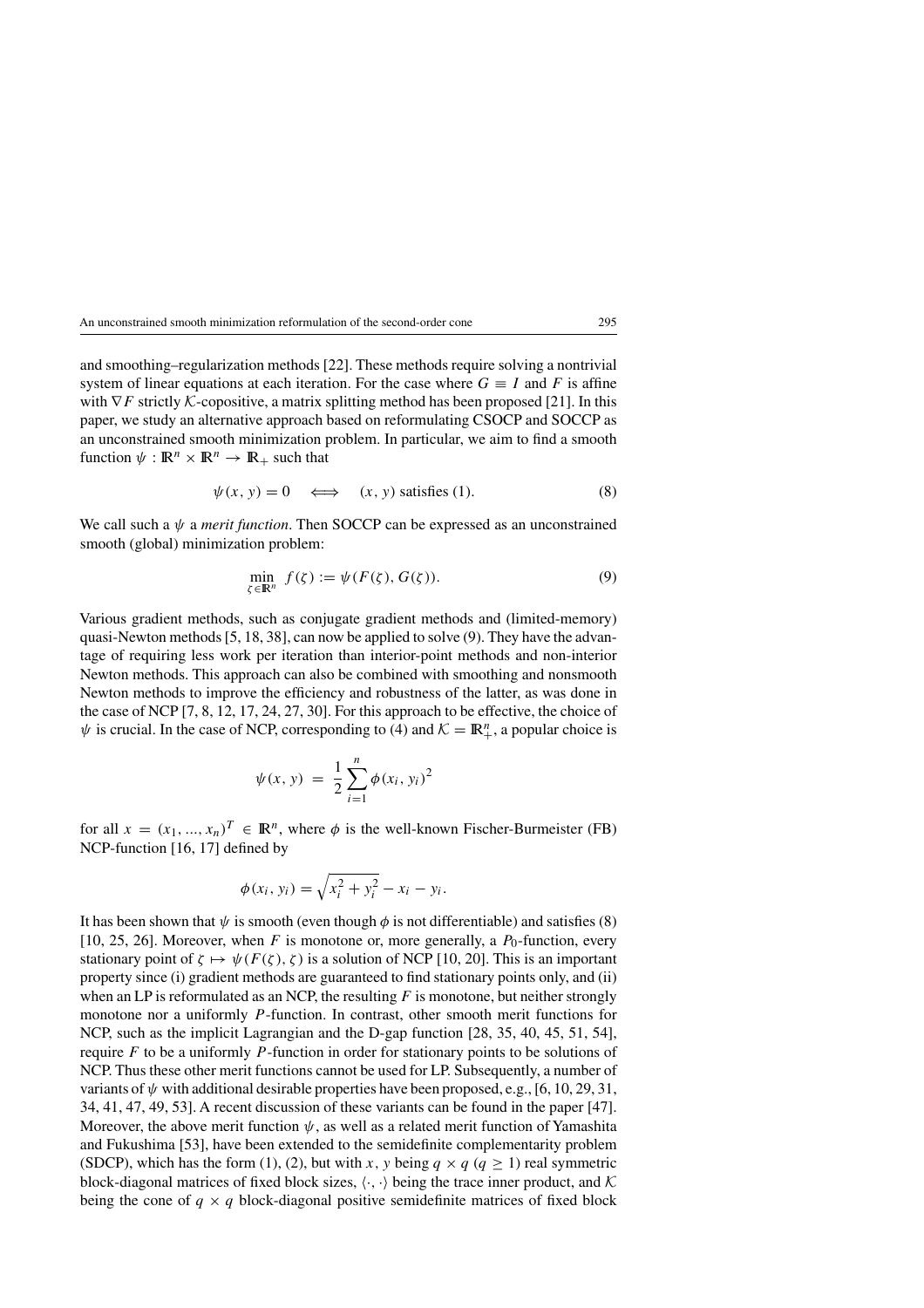and smoothing–regularization methods [22]. These methods require solving a nontrivial system of linear equations at each iteration. For the case where $G \equiv I$ and $F$ is affine with $\nabla F$ strictly $\mathcal{K}$-copositive, a matrix splitting method has been proposed [21]. In this paper, we study an alternative approach based on reformulating CSOCP and SOCCP as an unconstrained smooth minimization problem. In particular, we aim to find a smooth function $\psi : \mathbb{R}^n \times \mathbb{R}^n \to \mathbb{R}_+$ such that

$$\psi(x, y) = 0 \quad \Longleftrightarrow \quad (x, y) \text{ satisfies (1).} \tag{8}$$

We call such a $\psi$ a *merit function*. Then SOCCP can be expressed as an unconstrained smooth (global) minimization problem:

$$\min_{\zeta \in \mathbb{R}^n} \; f(\zeta) := \psi(F(\zeta), G(\zeta)). \tag{9}$$

Various gradient methods, such as conjugate gradient methods and (limited-memory) quasi-Newton methods [5, 18, 38], can now be applied to solve (9). They have the advantage of requiring less work per iteration than interior-point methods and non-interior Newton methods. This approach can also be combined with smoothing and nonsmooth Newton methods to improve the efficiency and robustness of the latter, as was done in the case of NCP [7, 8, 12, 17, 24, 27, 30]. For this approach to be effective, the choice of $\psi$ is crucial. In the case of NCP, corresponding to (4) and $\mathcal{K} = \mathbb{R}^n_+$, a popular choice is

$$\psi(x, y) \; = \; \frac{1}{2} \sum_{i=1}^{n} \phi(x_i, y_i)^2$$

for all $x = (x_1, ..., x_n)^T \in \mathbb{R}^n$, where $\phi$ is the well-known Fischer-Burmeister (FB) NCP-function [16, 17] defined by

$$\phi(x_i, y_i) = \sqrt{x_i^2 + y_i^2} - x_i - y_i.$$

It has been shown that $\psi$ is smooth (even though $\phi$ is not differentiable) and satisfies (8) [10, 25, 26]. Moreover, when $F$ is monotone or, more generally, a $P_0$-function, every stationary point of $\zeta \mapsto \psi(F(\zeta), \zeta)$ is a solution of NCP [10, 20]. This is an important property since (i) gradient methods are guaranteed to find stationary points only, and (ii) when an LP is reformulated as an NCP, the resulting $F$ is monotone, but neither strongly monotone nor a uniformly $P$-function. In contrast, other smooth merit functions for NCP, such as the implicit Lagrangian and the D-gap function [28, 35, 40, 45, 51, 54], require $F$ to be a uniformly $P$-function in order for stationary points to be solutions of NCP. Thus these other merit functions cannot be used for LP. Subsequently, a number of variants of $\psi$ with additional desirable properties have been proposed, e.g., [6, 10, 29, 31, 34, 41, 47, 49, 53]. A recent discussion of these variants can be found in the paper [47]. Moreover, the above merit function $\psi$, as well as a related merit function of Yamashita and Fukushima [53], have been extended to the semidefinite complementarity problem (SDCP), which has the form (1), (2), but with $x$, $y$ being $q \times q$ ($q \geq 1$) real symmetric block-diagonal matrices of fixed block sizes, $\langle \cdot, \cdot \rangle$ being the trace inner product, and $\mathcal{K}$ being the cone of $q \times q$ block-diagonal positive semidefinite matrices of fixed block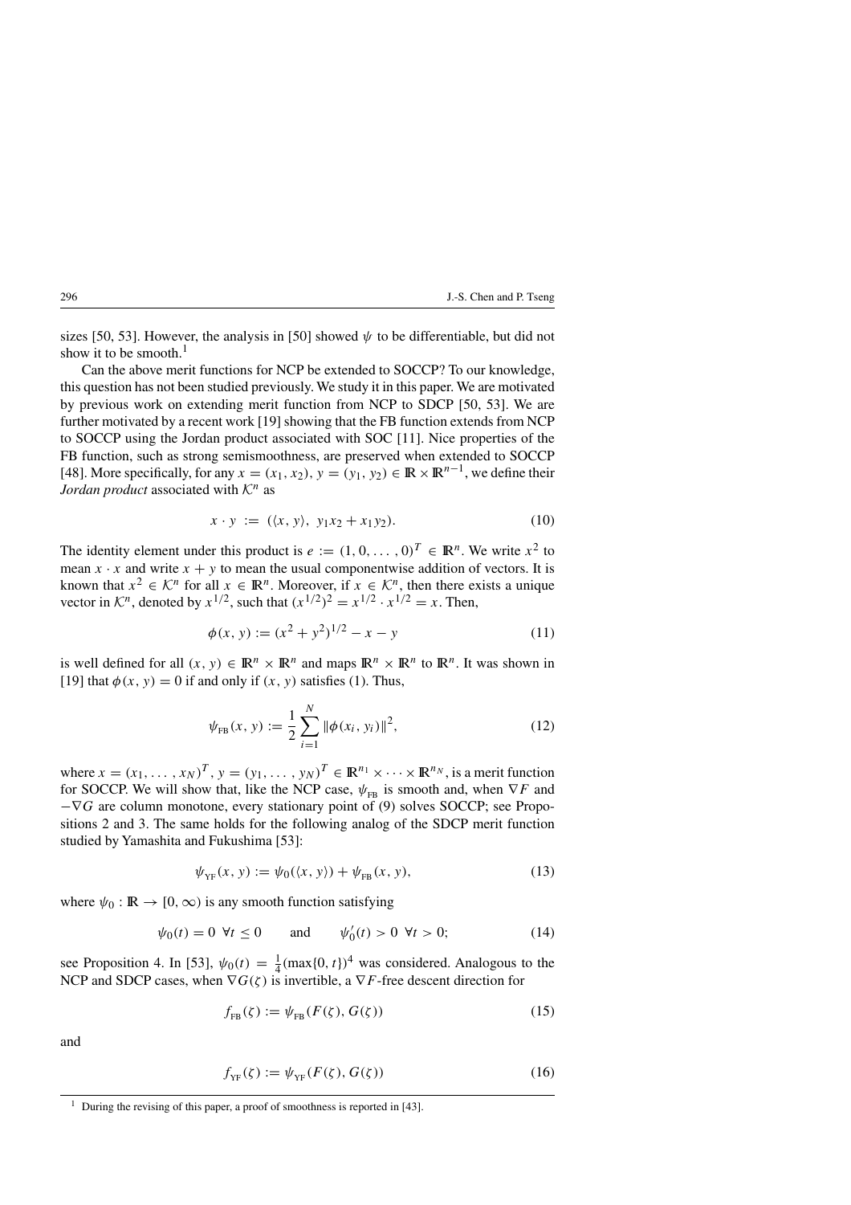sizes [50, 53]. However, the analysis in [50] showed $\psi$ to be differentiable, but did not show it to be smooth.[1]

Can the above merit functions for NCP be extended to SOCCP? To our knowledge, this question has not been studied previously. We study it in this paper. We are motivated by previous work on extending merit function from NCP to SDCP [50, 53]. We are further motivated by a recent work [19] showing that the FB function extends from NCP to SOCCP using the Jordan product associated with SOC [11]. Nice properties of the FB function, such as strong semismoothness, are preserved when extended to SOCCP [48]. More specifically, for any $x = (x_1, x_2)$, $y = (y_1, y_2) \in \mathbb{R} \times \mathbb{R}^{n-1}$, we define their *Jordan product* associated with $\mathcal{K}^n$ as

$$x \cdot y \;:=\; (\langle x, y\rangle,\;\; y_1 x_2 + x_1 y_2). \tag{10}$$

The identity element under this product is $e := (1, 0, \ldots, 0)^T \in \mathbb{R}^n$. We write $x^2$ to mean $x \cdot x$ and write $x + y$ to mean the usual componentwise addition of vectors. It is known that $x^2 \in \mathcal{K}^n$ for all $x \in \mathbb{R}^n$. Moreover, if $x \in \mathcal{K}^n$, then there exists a unique vector in $\mathcal{K}^n$, denoted by $x^{1/2}$, such that $(x^{1/2})^2 = x^{1/2} \cdot x^{1/2} = x$. Then,

$$\phi(x, y) := (x^2 + y^2)^{1/2} - x - y \tag{11}$$

is well defined for all $(x, y) \in \mathbb{R}^n \times \mathbb{R}^n$ and maps $\mathbb{R}^n \times \mathbb{R}^n$ to $\mathbb{R}^n$. It was shown in [19] that $\phi(x, y) = 0$ if and only if $(x, y)$ satisfies (1). Thus,

$$\psi_{\text{FB}}(x, y) := \frac{1}{2} \sum_{i=1}^{N} \|\phi(x_i, y_i)\|^2, \tag{12}$$

where $x = (x_1, \ldots, x_N)^T$, $y = (y_1, \ldots, y_N)^T \in \mathbb{R}^{n_1} \times \cdots \times \mathbb{R}^{n_N}$, is a merit function for SOCCP. We will show that, like the NCP case, $\psi_{\text{FB}}$ is smooth and, when $\nabla F$ and $-\nabla G$ are column monotone, every stationary point of (9) solves SOCCP; see Propositions 2 and 3. The same holds for the following analog of the SDCP merit function studied by Yamashita and Fukushima [53]:

$$\psi_{\text{YF}}(x, y) := \psi_0(\langle x, y\rangle) + \psi_{\text{FB}}(x, y), \tag{13}$$

where $\psi_0 : \mathbb{R} \to [0, \infty)$ is any smooth function satisfying

$$\psi_0(t) = 0 \;\; \forall t \le 0 \qquad \text{and} \qquad \psi_0'(t) > 0 \;\; \forall t > 0; \tag{14}$$

see Proposition 4. In [53], $\psi_0(t) = \frac{1}{4}(\max\{0, t\})^4$ was considered. Analogous to the NCP and SDCP cases, when $\nabla G(\zeta)$ is invertible, a $\nabla F$-free descent direction for

$$f_{\text{FB}}(\zeta) := \psi_{\text{FB}}(F(\zeta), G(\zeta)) \tag{15}$$

and

$$f_{\text{YF}}(\zeta) := \psi_{\text{YF}}(F(\zeta), G(\zeta)) \tag{16}$$

[1] During the revising of this paper, a proof of smoothness is reported in [43].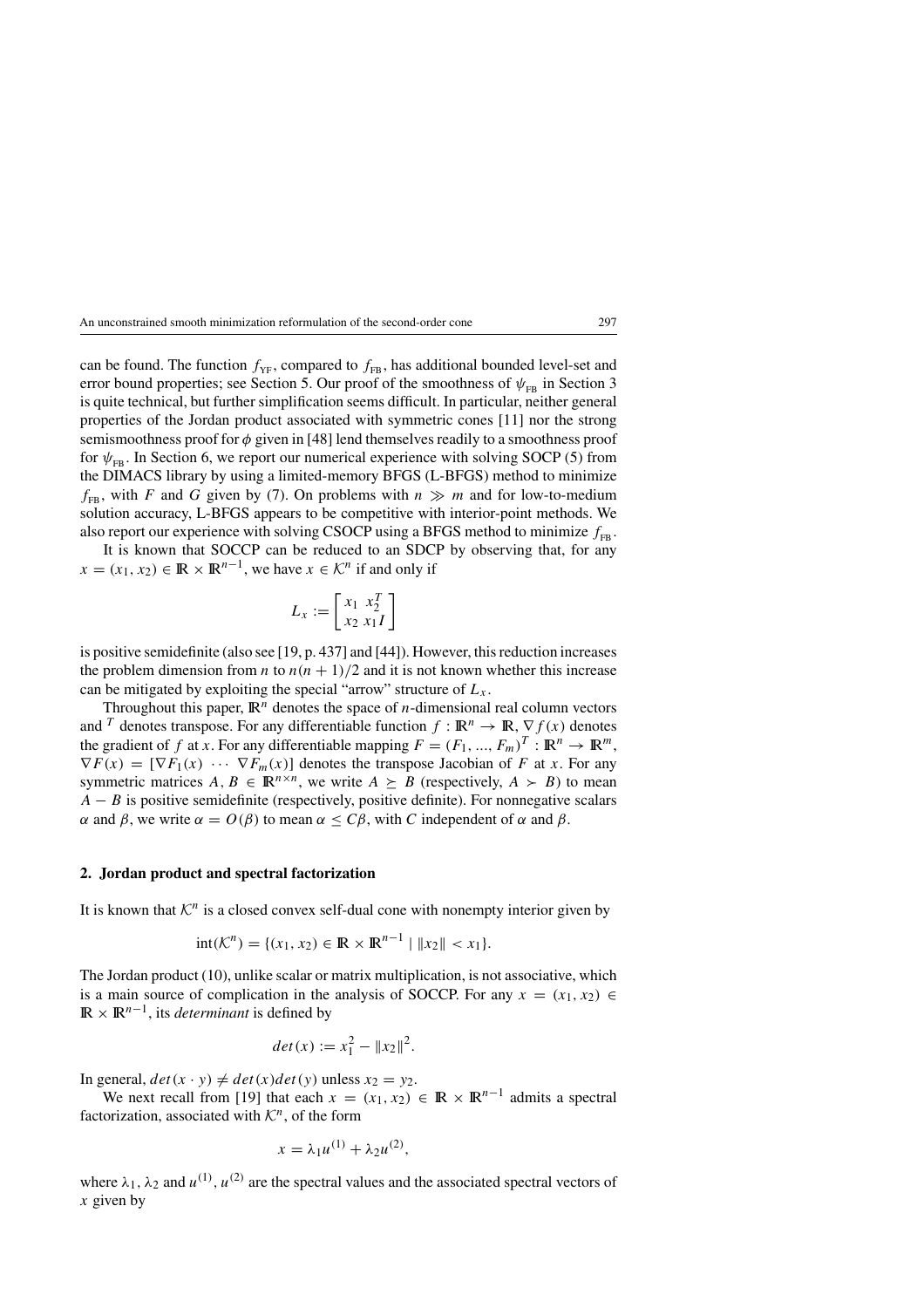can be found. The function $f_{\text{YF}}$, compared to $f_{\text{FB}}$, has additional bounded level-set and error bound properties; see Section 5. Our proof of the smoothness of $\psi_{\text{FB}}$ in Section 3 is quite technical, but further simplification seems difficult. In particular, neither general properties of the Jordan product associated with symmetric cones [11] nor the strong semismoothness proof for $\phi$ given in [48] lend themselves readily to a smoothness proof for $\psi_{\text{FB}}$. In Section 6, we report our numerical experience with solving SOCP (5) from the DIMACS library by using a limited-memory BFGS (L-BFGS) method to minimize $f_{\text{FB}}$, with $F$ and $G$ given by (7). On problems with $n \gg m$ and for low-to-medium solution accuracy, L-BFGS appears to be competitive with interior-point methods. We also report our experience with solving CSOCP using a BFGS method to minimize $f_{\text{FB}}$.

It is known that SOCCP can be reduced to an SDCP by observing that, for any $x = (x_1, x_2) \in \mathbb{R} \times \mathbb{R}^{n-1}$, we have $x \in \mathcal{K}^n$ if and only if

$$L_x := \begin{bmatrix} x_1 & x_2^T \\ x_2 & x_1 I \end{bmatrix}$$

is positive semidefinite (also see [19, p. 437] and [44]). However, this reduction increases the problem dimension from $n$ to $n(n+1)/2$ and it is not known whether this increase can be mitigated by exploiting the special "arrow" structure of $L_x$.

Throughout this paper, $\mathbb{R}^n$ denotes the space of $n$-dimensional real column vectors and $^T$ denotes transpose. For any differentiable function $f : \mathbb{R}^n \to \mathbb{R}$, $\nabla f(x)$ denotes the gradient of $f$ at $x$. For any differentiable mapping $F = (F_1, \ldots, F_m)^T : \mathbb{R}^n \to \mathbb{R}^m$, $\nabla F(x) = [\nabla F_1(x) \cdots \nabla F_m(x)]$ denotes the transpose Jacobian of $F$ at $x$. For any symmetric matrices $A, B \in \mathbb{R}^{n \times n}$, we write $A \succeq B$ (respectively, $A \succ B$) to mean $A - B$ is positive semidefinite (respectively, positive definite). For nonnegative scalars $\alpha$ and $\beta$, we write $\alpha = O(\beta)$ to mean $\alpha \leq C\beta$, with $C$ independent of $\alpha$ and $\beta$.

## 2. Jordan product and spectral factorization

It is known that $\mathcal{K}^n$ is a closed convex self-dual cone with nonempty interior given by

$$\text{int}(\mathcal{K}^n) = \{(x_1, x_2) \in \mathbb{R} \times \mathbb{R}^{n-1} \mid \|x_2\| < x_1\}.$$

The Jordan product (10), unlike scalar or matrix multiplication, is not associative, which is a main source of complication in the analysis of SOCCP. For any $x = (x_1, x_2) \in \mathbb{R} \times \mathbb{R}^{n-1}$, its *determinant* is defined by

$$det(x) := x_1^2 - \|x_2\|^2.$$

In general, $det(x \cdot y) \neq det(x)det(y)$ unless $x_2 = y_2$.

We next recall from [19] that each $x = (x_1, x_2) \in \mathbb{R} \times \mathbb{R}^{n-1}$ admits a spectral factorization, associated with $\mathcal{K}^n$, of the form

$$x = \lambda_1 u^{(1)} + \lambda_2 u^{(2)},$$

where $\lambda_1, \lambda_2$ and $u^{(1)}, u^{(2)}$ are the spectral values and the associated spectral vectors of $x$ given by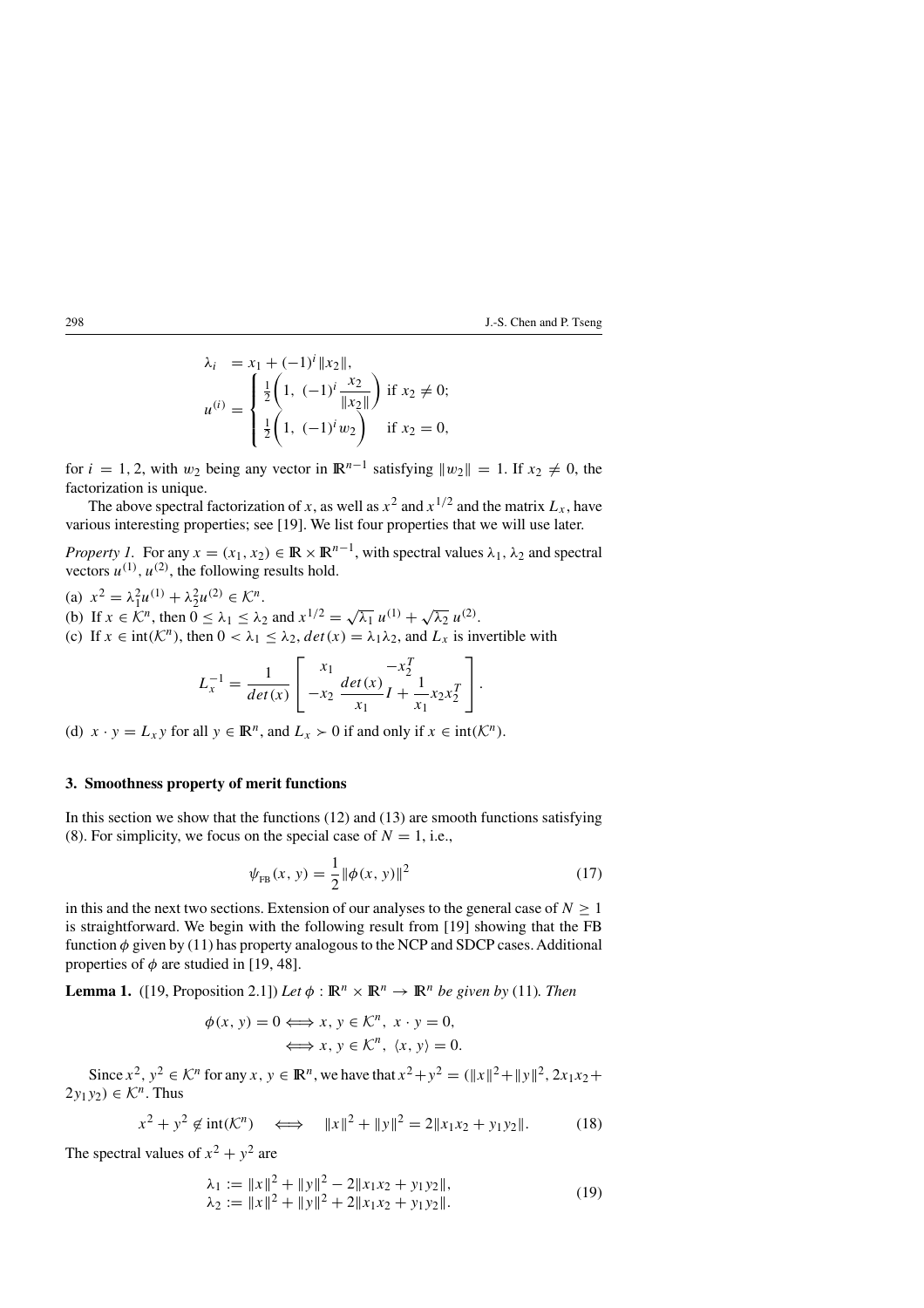$$
\lambda_i = x_1 + (-1)^i \|x_2\|,
$$

$$
u^{(i)} = \begin{cases} \frac{1}{2}\left(1,\ (-1)^i \dfrac{x_2}{\|x_2\|}\right) & \text{if } x_2 \neq 0; \\ \frac{1}{2}\left(1,\ (-1)^i w_2\right) & \text{if } x_2 = 0, \end{cases}
$$

for $i = 1, 2$, with $w_2$ being any vector in $\mathbb{R}^{n-1}$ satisfying $\|w_2\| = 1$. If $x_2 \neq 0$, the factorization is unique.

The above spectral factorization of $x$, as well as $x^2$ and $x^{1/2}$ and the matrix $L_x$, have various interesting properties; see [19]. We list four properties that we will use later.

*Property 1.* For any $x = (x_1, x_2) \in \mathbb{R} \times \mathbb{R}^{n-1}$, with spectral values $\lambda_1, \lambda_2$ and spectral vectors $u^{(1)}, u^{(2)}$, the following results hold.

(a) $x^2 = \lambda_1^2 u^{(1)} + \lambda_2^2 u^{(2)} \in \mathcal{K}^n$.

(b) If $x \in \mathcal{K}^n$, then $0 \leq \lambda_1 \leq \lambda_2$ and $x^{1/2} = \sqrt{\lambda_1}\, u^{(1)} + \sqrt{\lambda_2}\, u^{(2)}$.

(c) If $x \in \text{int}(\mathcal{K}^n)$, then $0 < \lambda_1 \leq \lambda_2$, $det(x) = \lambda_1 \lambda_2$, and $L_x$ is invertible with

$$
L_x^{-1} = \frac{1}{det(x)} \begin{bmatrix} x_1 & -x_2^T \\ -x_2 & \dfrac{det(x)}{x_1} I + \dfrac{1}{x_1} x_2 x_2^T \end{bmatrix}.
$$

(d) $x \cdot y = L_x y$ for all $y \in \mathbb{R}^n$, and $L_x \succ 0$ if and only if $x \in \text{int}(\mathcal{K}^n)$.

### 3. Smoothness property of merit functions

In this section we show that the functions (12) and (13) are smooth functions satisfying (8). For simplicity, we focus on the special case of $N = 1$, i.e.,

$$
\psi_{\text{FB}}(x, y) = \frac{1}{2}\|\phi(x, y)\|^2 \tag{17}
$$

in this and the next two sections. Extension of our analyses to the general case of $N \geq 1$ is straightforward. We begin with the following result from [19] showing that the FB function $\phi$ given by (11) has property analogous to the NCP and SDCP cases. Additional properties of $\phi$ are studied in [19, 48].

**Lemma 1.** ([19, Proposition 2.1]) *Let $\phi : \mathbb{R}^n \times \mathbb{R}^n \to \mathbb{R}^n$ be given by* (11). *Then*

$$
\begin{aligned}
\phi(x, y) = 0 &\iff x, y \in \mathcal{K}^n,\ x \cdot y = 0, \\
&\iff x, y \in \mathcal{K}^n,\ \langle x, y \rangle = 0.
\end{aligned}
$$

Since $x^2, y^2 \in \mathcal{K}^n$ for any $x, y \in \mathbb{R}^n$, we have that $x^2 + y^2 = (\|x\|^2 + \|y\|^2, 2x_1x_2 + 2y_1y_2) \in \mathcal{K}^n$. Thus

$$
x^2 + y^2 \notin \text{int}(\mathcal{K}^n) \quad \iff \quad \|x\|^2 + \|y\|^2 = 2\|x_1x_2 + y_1y_2\|. \tag{18}
$$

The spectral values of $x^2 + y^2$ are

$$
\begin{aligned}
\lambda_1 &:= \|x\|^2 + \|y\|^2 - 2\|x_1x_2 + y_1y_2\|, \\
\lambda_2 &:= \|x\|^2 + \|y\|^2 + 2\|x_1x_2 + y_1y_2\|.
\end{aligned} \tag{19}
$$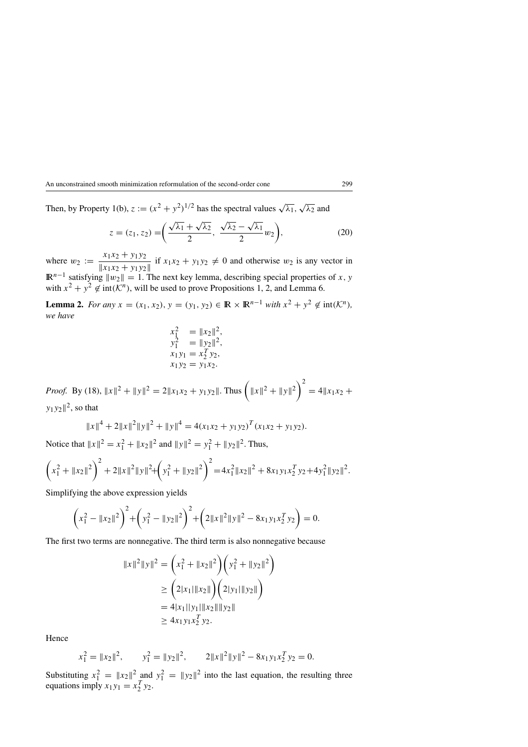Then, by Property 1(b), $z := (x^2 + y^2)^{1/2}$ has the spectral values $\sqrt{\lambda_1}$, $\sqrt{\lambda_2}$ and

$$z = (z_1, z_2) = \left( \frac{\sqrt{\lambda_1} + \sqrt{\lambda_2}}{2},\ \frac{\sqrt{\lambda_2} - \sqrt{\lambda_1}}{2} w_2 \right), \tag{20}$$

where $w_2 := \dfrac{x_1 x_2 + y_1 y_2}{\|x_1 x_2 + y_1 y_2\|}$ if $x_1 x_2 + y_1 y_2 \neq 0$ and otherwise $w_2$ is any vector in $\mathbb{R}^{n-1}$ satisfying $\|w_2\| = 1$. The next key lemma, describing special properties of $x, y$ with $x^2 + y^2 \notin \text{int}(\mathcal{K}^n)$, will be used to prove Propositions 1, 2, and Lemma 6.

**Lemma 2.** *For any $x = (x_1, x_2)$, $y = (y_1, y_2) \in \mathbb{R} \times \mathbb{R}^{n-1}$ with $x^2 + y^2 \notin \text{int}(\mathcal{K}^n)$, we have*

$$\begin{aligned}
x_1^2 &= \|x_2\|^2, \\
y_1^2 &= \|y_2\|^2, \\
x_1 y_1 &= x_2^T y_2, \\
x_1 y_2 &= y_1 x_2.
\end{aligned}$$

*Proof.* By (18), $\|x\|^2 + \|y\|^2 = 2\|x_1 x_2 + y_1 y_2\|$. Thus $\left( \|x\|^2 + \|y\|^2 \right)^2 = 4\|x_1 x_2 + y_1 y_2\|^2$, so that

$$\|x\|^4 + 2\|x\|^2 \|y\|^2 + \|y\|^4 = 4(x_1 x_2 + y_1 y_2)^T (x_1 x_2 + y_1 y_2).$$

Notice that $\|x\|^2 = x_1^2 + \|x_2\|^2$ and $\|y\|^2 = y_1^2 + \|y_2\|^2$. Thus,

$$\left( x_1^2 + \|x_2\|^2 \right)^2 + 2\|x\|^2\|y\|^2 + \left( y_1^2 + \|y_2\|^2 \right)^2 = 4x_1^2 \|x_2\|^2 + 8x_1 y_1 x_2^T y_2 + 4y_1^2 \|y_2\|^2.$$

Simplifying the above expression yields

$$\left( x_1^2 - \|x_2\|^2 \right)^2 + \left( y_1^2 - \|y_2\|^2 \right)^2 + \left( 2\|x\|^2 \|y\|^2 - 8x_1 y_1 x_2^T y_2 \right) = 0.$$

The first two terms are nonnegative. The third term is also nonnegative because

$$\begin{aligned}
\|x\|^2 \|y\|^2 &= \left( x_1^2 + \|x_2\|^2 \right) \left( y_1^2 + \|y_2\|^2 \right) \\
&\geq \left( 2|x_1| \|x_2\| \right) \left( 2|y_1| \|y_2\| \right) \\
&= 4|x_1||y_1| \|x_2\| \|y_2\| \\
&\geq 4x_1 y_1 x_2^T y_2.
\end{aligned}$$

Hence

$$x_1^2 = \|x_2\|^2, \qquad y_1^2 = \|y_2\|^2, \qquad 2\|x\|^2\|y\|^2 - 8x_1 y_1 x_2^T y_2 = 0.$$

Substituting $x_1^2 = \|x_2\|^2$ and $y_1^2 = \|y_2\|^2$ into the last equation, the resulting three equations imply $x_1 y_1 = x_2^T y_2$.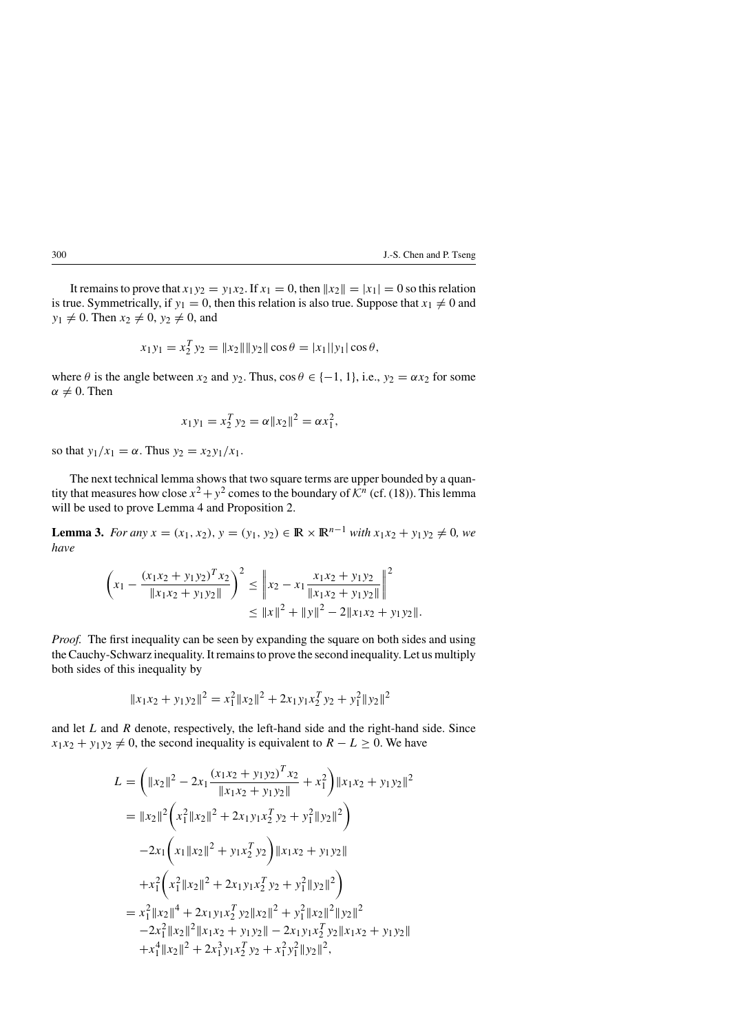It remains to prove that $x_1 y_2 = y_1 x_2$. If $x_1 = 0$, then $\|x_2\| = |x_1| = 0$ so this relation is true. Symmetrically, if $y_1 = 0$, then this relation is also true. Suppose that $x_1 \neq 0$ and $y_1 \neq 0$. Then $x_2 \neq 0$, $y_2 \neq 0$, and

$$x_1 y_1 = x_2^T y_2 = \|x_2\| \|y_2\| \cos\theta = |x_1||y_1| \cos\theta,$$

where $\theta$ is the angle between $x_2$ and $y_2$. Thus, $\cos\theta \in \{-1, 1\}$, i.e., $y_2 = \alpha x_2$ for some $\alpha \neq 0$. Then

$$x_1 y_1 = x_2^T y_2 = \alpha \|x_2\|^2 = \alpha x_1^2,$$

so that $y_1/x_1 = \alpha$. Thus $y_2 = x_2 y_1 / x_1$.

The next technical lemma shows that two square terms are upper bounded by a quantity that measures how close $x^2 + y^2$ comes to the boundary of $\mathcal{K}^n$ (cf. (18)). This lemma will be used to prove Lemma 4 and Proposition 2.

**Lemma 3.** *For any* $x = (x_1, x_2)$, $y = (y_1, y_2) \in \mathbb{R} \times \mathbb{R}^{n-1}$ *with* $x_1 x_2 + y_1 y_2 \neq 0$, *we have*

$$\begin{aligned}
\left( x_1 - \frac{(x_1 x_2 + y_1 y_2)^T x_2}{\|x_1 x_2 + y_1 y_2\|} \right)^2 &\leq \left\| x_2 - x_1 \frac{x_1 x_2 + y_1 y_2}{\|x_1 x_2 + y_1 y_2\|} \right\|^2 \\
&\leq \|x\|^2 + \|y\|^2 - 2\|x_1 x_2 + y_1 y_2\|.
\end{aligned}$$

*Proof.* The first inequality can be seen by expanding the square on both sides and using the Cauchy-Schwarz inequality. It remains to prove the second inequality. Let us multiply both sides of this inequality by

$$\|x_1 x_2 + y_1 y_2\|^2 = x_1^2 \|x_2\|^2 + 2 x_1 y_1 x_2^T y_2 + y_1^2 \|y_2\|^2$$

and let $L$ and $R$ denote, respectively, the left-hand side and the right-hand side. Since $x_1 x_2 + y_1 y_2 \neq 0$, the second inequality is equivalent to $R - L \geq 0$. We have

$$\begin{aligned}
L &= \left( \|x_2\|^2 - 2x_1 \frac{(x_1 x_2 + y_1 y_2)^T x_2}{\|x_1 x_2 + y_1 y_2\|} + x_1^2 \right) \|x_1 x_2 + y_1 y_2\|^2 \\
&= \|x_2\|^2 \left( x_1^2 \|x_2\|^2 + 2x_1 y_1 x_2^T y_2 + y_1^2 \|y_2\|^2 \right) \\
&\quad - 2x_1 \left( x_1 \|x_2\|^2 + y_1 x_2^T y_2 \right) \|x_1 x_2 + y_1 y_2\| \\
&\quad + x_1^2 \left( x_1^2 \|x_2\|^2 + 2x_1 y_1 x_2^T y_2 + y_1^2 \|y_2\|^2 \right) \\
&= x_1^2 \|x_2\|^4 + 2x_1 y_1 x_2^T y_2 \|x_2\|^2 + y_1^2 \|x_2\|^2 \|y_2\|^2 \\
&\quad - 2x_1^2 \|x_2\|^2 \|x_1 x_2 + y_1 y_2\| - 2x_1 y_1 x_2^T y_2 \|x_1 x_2 + y_1 y_2\| \\
&\quad + x_1^4 \|x_2\|^2 + 2x_1^3 y_1 x_2^T y_2 + x_1^2 y_1^2 \|y_2\|^2,
\end{aligned}$$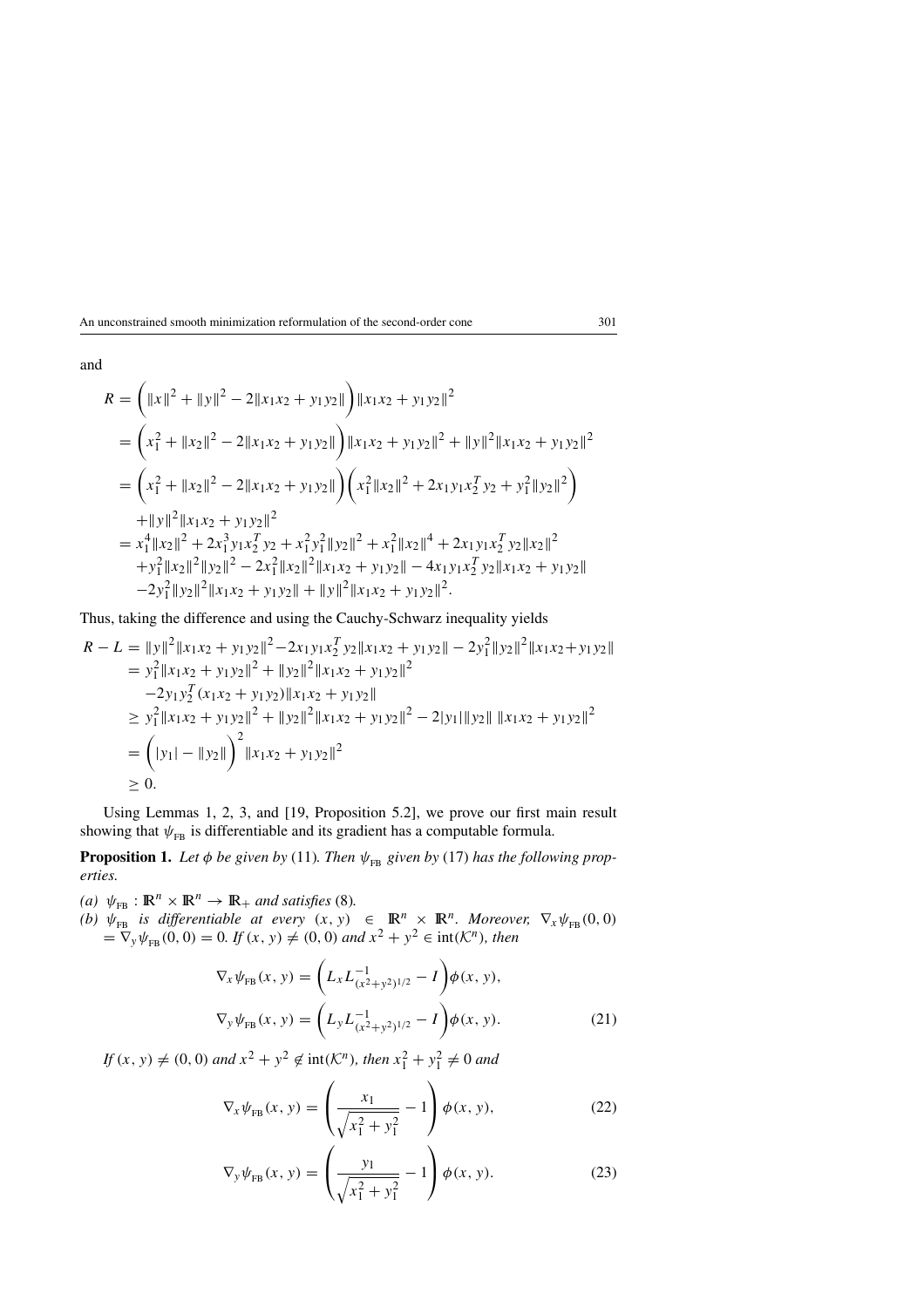and

$$
\begin{aligned}
R &= \left(\|x\|^2 + \|y\|^2 - 2\|x_1x_2 + y_1y_2\|\right)\|x_1x_2 + y_1y_2\|^2 \\
&= \left(x_1^2 + \|x_2\|^2 - 2\|x_1x_2 + y_1y_2\|\right)\|x_1x_2 + y_1y_2\|^2 + \|y\|^2\|x_1x_2 + y_1y_2\|^2 \\
&= \left(x_1^2 + \|x_2\|^2 - 2\|x_1x_2 + y_1y_2\|\right)\left(x_1^2\|x_2\|^2 + 2x_1y_1x_2^Ty_2 + y_1^2\|y_2\|^2\right) \\
&\quad + \|y\|^2\|x_1x_2 + y_1y_2\|^2 \\
&= x_1^4\|x_2\|^2 + 2x_1^3y_1x_2^Ty_2 + x_1^2y_1^2\|y_2\|^2 + x_1^2\|x_2\|^4 + 2x_1y_1x_2^Ty_2\|x_2\|^2 \\
&\quad + y_1^2\|x_2\|^2\|y_2\|^2 - 2x_1^2\|x_2\|^2\|x_1x_2 + y_1y_2\| - 4x_1y_1x_2^Ty_2\|x_1x_2 + y_1y_2\| \\
&\quad - 2y_1^2\|y_2\|^2\|x_1x_2 + y_1y_2\| + \|y\|^2\|x_1x_2 + y_1y_2\|^2.
\end{aligned}
$$

Thus, taking the difference and using the Cauchy-Schwarz inequality yields

$$
\begin{aligned}
R - L &= \|y\|^2\|x_1x_2 + y_1y_2\|^2 - 2x_1y_1x_2^Ty_2\|x_1x_2 + y_1y_2\| - 2y_1^2\|y_2\|^2\|x_1x_2 + y_1y_2\| \\
&= y_1^2\|x_1x_2 + y_1y_2\|^2 + \|y_2\|^2\|x_1x_2 + y_1y_2\|^2 \\
&\quad - 2y_1y_2^T(x_1x_2 + y_1y_2)\|x_1x_2 + y_1y_2\| \\
&\geq y_1^2\|x_1x_2 + y_1y_2\|^2 + \|y_2\|^2\|x_1x_2 + y_1y_2\|^2 - 2|y_1|\|y_2\|\,\|x_1x_2 + y_1y_2\|^2 \\
&= \left(|y_1| - \|y_2\|\right)^2\|x_1x_2 + y_1y_2\|^2 \\
&\geq 0.
\end{aligned}
$$

Using Lemmas 1, 2, 3, and [19, Proposition 5.2], we prove our first main result showing that $\psi_{\text{FB}}$ is differentiable and its gradient has a computable formula.

**Proposition 1.** *Let $\phi$ be given by* (11). *Then $\psi_{\text{FB}}$ given by* (17) *has the following properties.*

*(a)* $\psi_{\text{FB}} : \mathbb{R}^n \times \mathbb{R}^n \to \mathbb{R}_+$ *and satisfies* (8).

*(b)* $\psi_{\text{FB}}$ *is differentiable at every* $(x, y) \in \mathbb{R}^n \times \mathbb{R}^n$. *Moreover,* $\nabla_x\psi_{\text{FB}}(0, 0) = \nabla_y\psi_{\text{FB}}(0, 0) = 0$. *If* $(x, y) \neq (0, 0)$ *and* $x^2 + y^2 \in \text{int}(\mathcal{K}^n)$, *then*

$$
\begin{aligned}
\nabla_x\psi_{\text{FB}}(x, y) &= \left(L_xL^{-1}_{(x^2+y^2)^{1/2}} - I\right)\phi(x, y), \\
\nabla_y\psi_{\text{FB}}(x, y) &= \left(L_yL^{-1}_{(x^2+y^2)^{1/2}} - I\right)\phi(x, y).
\end{aligned} \tag{21}
$$

*If* $(x, y) \neq (0, 0)$ *and* $x^2 + y^2 \notin \text{int}(\mathcal{K}^n)$, *then* $x_1^2 + y_1^2 \neq 0$ *and*

$$
\nabla_x\psi_{\text{FB}}(x, y) = \left(\frac{x_1}{\sqrt{x_1^2 + y_1^2}} - 1\right)\phi(x, y), \tag{22}
$$

$$
\nabla_y\psi_{\text{FB}}(x, y) = \left(\frac{y_1}{\sqrt{x_1^2 + y_1^2}} - 1\right)\phi(x, y). \tag{23}
$$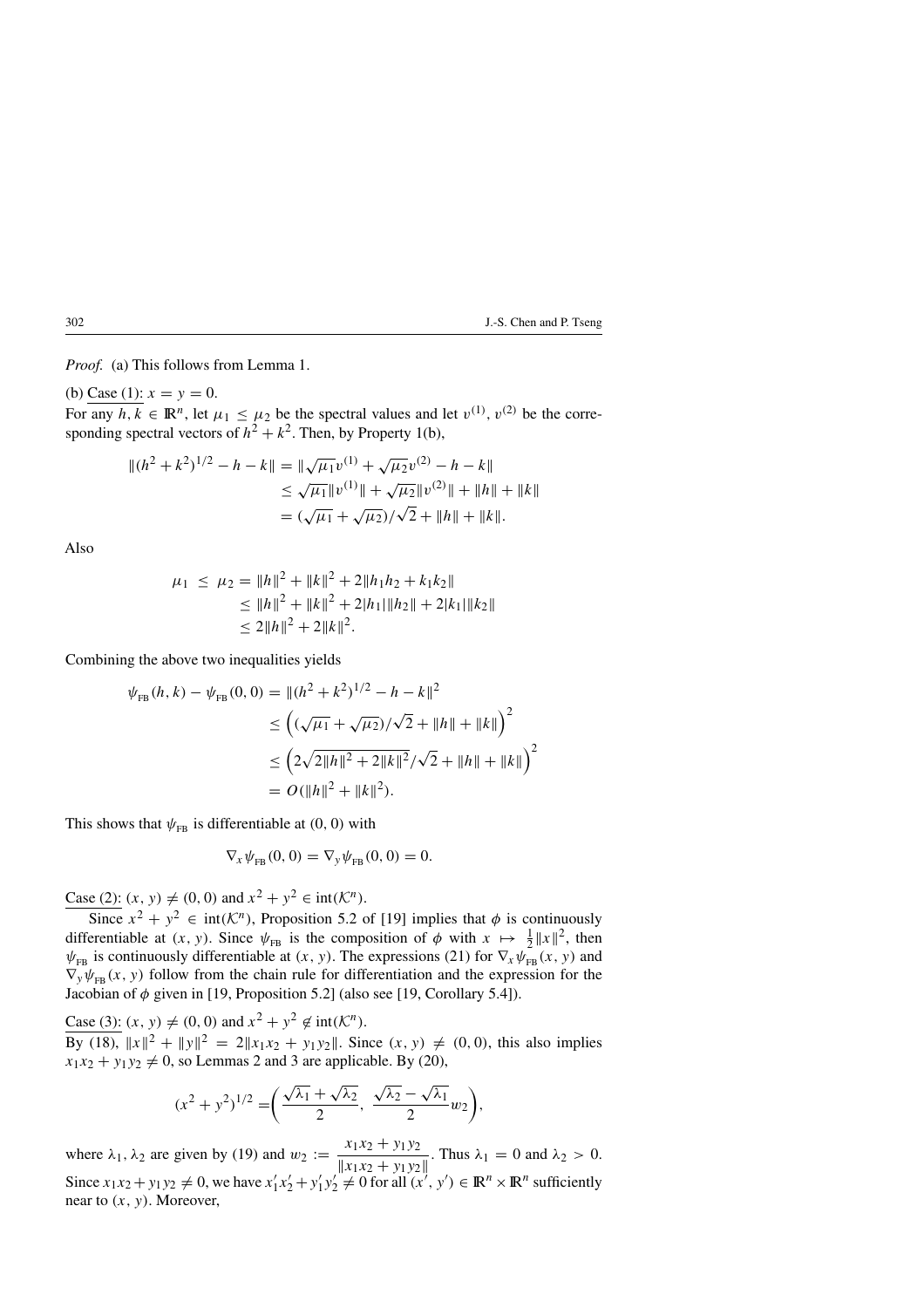*Proof.* (a) This follows from Lemma 1.

(b) Case (1): $x = y = 0$.
For any $h, k \in \mathbb{R}^n$, let $\mu_1 \le \mu_2$ be the spectral values and let $v^{(1)}$, $v^{(2)}$ be the corresponding spectral vectors of $h^2 + k^2$. Then, by Property 1(b),

$$
\begin{aligned}
\|(h^2+k^2)^{1/2} - h - k\| &= \|\sqrt{\mu_1}v^{(1)} + \sqrt{\mu_2}v^{(2)} - h - k\| \\
&\le \sqrt{\mu_1}\|v^{(1)}\| + \sqrt{\mu_2}\|v^{(2)}\| + \|h\| + \|k\| \\
&= (\sqrt{\mu_1} + \sqrt{\mu_2})/\sqrt{2} + \|h\| + \|k\|.
\end{aligned}
$$

Also

$$
\begin{aligned}
\mu_1 \;\le\; \mu_2 &= \|h\|^2 + \|k\|^2 + 2\|h_1 h_2 + k_1 k_2\| \\
&\le \|h\|^2 + \|k\|^2 + 2|h_1|\|h_2\| + 2|k_1|\|k_2\| \\
&\le 2\|h\|^2 + 2\|k\|^2.
\end{aligned}
$$

Combining the above two inequalities yields

$$
\begin{aligned}
\psi_{\rm FB}(h,k) - \psi_{\rm FB}(0,0) &= \|(h^2+k^2)^{1/2} - h - k\|^2 \\
&\le \left((\sqrt{\mu_1} + \sqrt{\mu_2})/\sqrt{2} + \|h\| + \|k\|\right)^2 \\
&\le \left(2\sqrt{2\|h\|^2 + 2\|k\|^2}/\sqrt{2} + \|h\| + \|k\|\right)^2 \\
&= O(\|h\|^2 + \|k\|^2).
\end{aligned}
$$

This shows that $\psi_{\rm FB}$ is differentiable at $(0,0)$ with

$$
\nabla_x \psi_{\rm FB}(0,0) = \nabla_y \psi_{\rm FB}(0,0) = 0.
$$

Case (2): $(x, y) \neq (0, 0)$ and $x^2 + y^2 \in \operatorname{int}(\mathcal{K}^n)$.
Since $x^2 + y^2 \in \operatorname{int}(\mathcal{K}^n)$, Proposition 5.2 of [19] implies that $\phi$ is continuously differentiable at $(x, y)$. Since $\psi_{\rm FB}$ is the composition of $\phi$ with $x \mapsto \frac{1}{2}\|x\|^2$, then $\psi_{\rm FB}$ is continuously differentiable at $(x, y)$. The expressions (21) for $\nabla_x \psi_{\rm FB}(x, y)$ and $\nabla_y \psi_{\rm FB}(x, y)$ follow from the chain rule for differentiation and the expression for the Jacobian of $\phi$ given in [19, Proposition 5.2] (also see [19, Corollary 5.4]).

Case (3): $(x, y) \neq (0, 0)$ and $x^2 + y^2 \notin \operatorname{int}(\mathcal{K}^n)$.
By (18), $\|x\|^2 + \|y\|^2 = 2\|x_1 x_2 + y_1 y_2\|$. Since $(x, y) \neq (0, 0)$, this also implies $x_1 x_2 + y_1 y_2 \neq 0$, so Lemmas 2 and 3 are applicable. By (20),

$$
(x^2 + y^2)^{1/2} = \left(\frac{\sqrt{\lambda_1} + \sqrt{\lambda_2}}{2},\ \frac{\sqrt{\lambda_2} - \sqrt{\lambda_1}}{2} w_2\right),
$$

where $\lambda_1, \lambda_2$ are given by (19) and $w_2 := \dfrac{x_1 x_2 + y_1 y_2}{\|x_1 x_2 + y_1 y_2\|}$. Thus $\lambda_1 = 0$ and $\lambda_2 > 0$. Since $x_1 x_2 + y_1 y_2 \neq 0$, we have $x_1' x_2' + y_1' y_2' \neq 0$ for all $(x', y') \in \mathbb{R}^n \times \mathbb{R}^n$ sufficiently near to $(x, y)$. Moreover,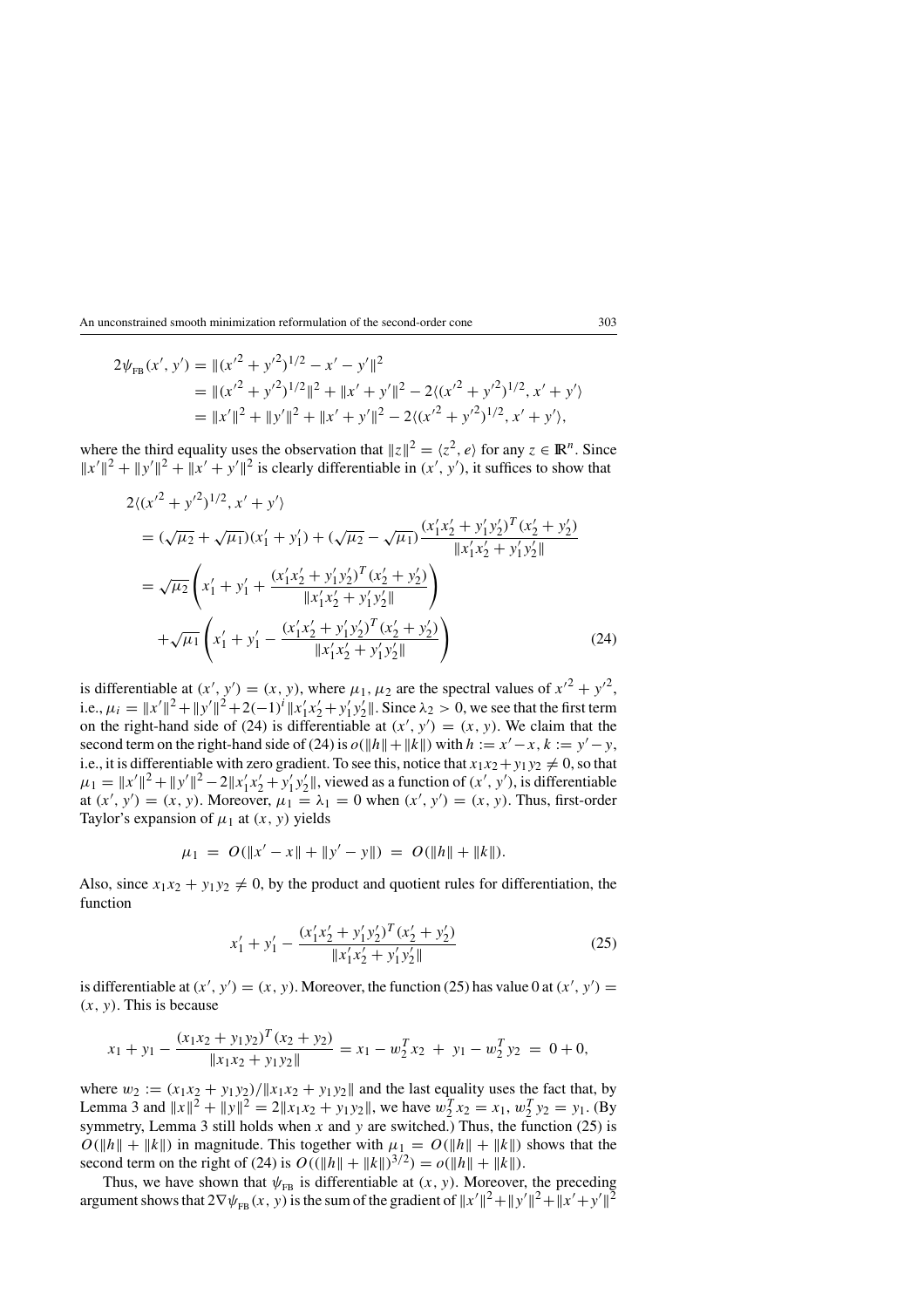$$
\begin{aligned}
2\psi_{\text{FB}}(x', y') &= \|(x'^2 + y'^2)^{1/2} - x' - y'\|^2 \\
&= \|(x'^2 + y'^2)^{1/2}\|^2 + \|x' + y'\|^2 - 2\langle (x'^2 + y'^2)^{1/2}, x' + y' \rangle \\
&= \|x'\|^2 + \|y'\|^2 + \|x' + y'\|^2 - 2\langle (x'^2 + y'^2)^{1/2}, x' + y' \rangle,
\end{aligned}
$$

where the third equality uses the observation that $\|z\|^2 = \langle z^2, e\rangle$ for any $z \in \mathbb{R}^n$. Since $\|x'\|^2 + \|y'\|^2 + \|x' + y'\|^2$ is clearly differentiable in $(x', y')$, it suffices to show that

$$
\begin{aligned}
&2\langle (x'^2 + y'^2)^{1/2}, x' + y' \rangle \\
&= (\sqrt{\mu_2} + \sqrt{\mu_1})(x'_1 + y'_1) + (\sqrt{\mu_2} - \sqrt{\mu_1}) \frac{(x'_1 x'_2 + y'_1 y'_2)^T (x'_2 + y'_2)}{\|x'_1 x'_2 + y'_1 y'_2\|} \\
&= \sqrt{\mu_2} \left( x'_1 + y'_1 + \frac{(x'_1 x'_2 + y'_1 y'_2)^T (x'_2 + y'_2)}{\|x'_1 x'_2 + y'_1 y'_2\|} \right) \\
&\quad + \sqrt{\mu_1} \left( x'_1 + y'_1 - \frac{(x'_1 x'_2 + y'_1 y'_2)^T (x'_2 + y'_2)}{\|x'_1 x'_2 + y'_1 y'_2\|} \right)
\end{aligned} \tag{24}
$$

is differentiable at $(x', y') = (x, y)$, where $\mu_1, \mu_2$ are the spectral values of $x'^2 + y'^2$, i.e., $\mu_i = \|x'\|^2 + \|y'\|^2 + 2(-1)^i \|x'_1 x'_2 + y'_1 y'_2\|$. Since $\lambda_2 > 0$, we see that the first term on the right-hand side of (24) is differentiable at $(x', y') = (x, y)$. We claim that the second term on the right-hand side of (24) is $o(\|h\| + \|k\|)$ with $h := x' - x$, $k := y' - y$, i.e., it is differentiable with zero gradient. To see this, notice that $x_1 x_2 + y_1 y_2 \neq 0$, so that $\mu_1 = \|x'\|^2 + \|y'\|^2 - 2\|x'_1 x'_2 + y'_1 y'_2\|$, viewed as a function of $(x', y')$, is differentiable at $(x', y') = (x, y)$. Moreover, $\mu_1 = \lambda_1 = 0$ when $(x', y') = (x, y)$. Thus, first-order Taylor's expansion of $\mu_1$ at $(x, y)$ yields

$$
\mu_1 \;=\; O(\|x' - x\| + \|y' - y\|) \;=\; O(\|h\| + \|k\|).
$$

Also, since $x_1 x_2 + y_1 y_2 \neq 0$, by the product and quotient rules for differentiation, the function

$$
x'_1 + y'_1 - \frac{(x'_1 x'_2 + y'_1 y'_2)^T (x'_2 + y'_2)}{\|x'_1 x'_2 + y'_1 y'_2\|} \tag{25}
$$

is differentiable at $(x', y') = (x, y)$. Moreover, the function (25) has value 0 at $(x', y') = (x, y)$. This is because

$$
x_1 + y_1 - \frac{(x_1 x_2 + y_1 y_2)^T (x_2 + y_2)}{\|x_1 x_2 + y_1 y_2\|} = x_1 - w_2^T x_2 \;+\; y_1 - w_2^T y_2 \;=\; 0 + 0,
$$

where $w_2 := (x_1 x_2 + y_1 y_2)/\|x_1 x_2 + y_1 y_2\|$ and the last equality uses the fact that, by Lemma 3 and $\|x\|^2 + \|y\|^2 = 2\|x_1 x_2 + y_1 y_2\|$, we have $w_2^T x_2 = x_1$, $w_2^T y_2 = y_1$. (By symmetry, Lemma 3 still holds when $x$ and $y$ are switched.) Thus, the function (25) is $O(\|h\| + \|k\|)$ in magnitude. This together with $\mu_1 = O(\|h\| + \|k\|)$ shows that the second term on the right of (24) is $O((\|h\| + \|k\|)^{3/2}) = o(\|h\| + \|k\|)$.

Thus, we have shown that $\psi_{\text{FB}}$ is differentiable at $(x, y)$. Moreover, the preceding argument shows that $2\nabla\psi_{\text{FB}}(x, y)$ is the sum of the gradient of $\|x'\|^2 + \|y'\|^2 + \|x' + y'\|^2$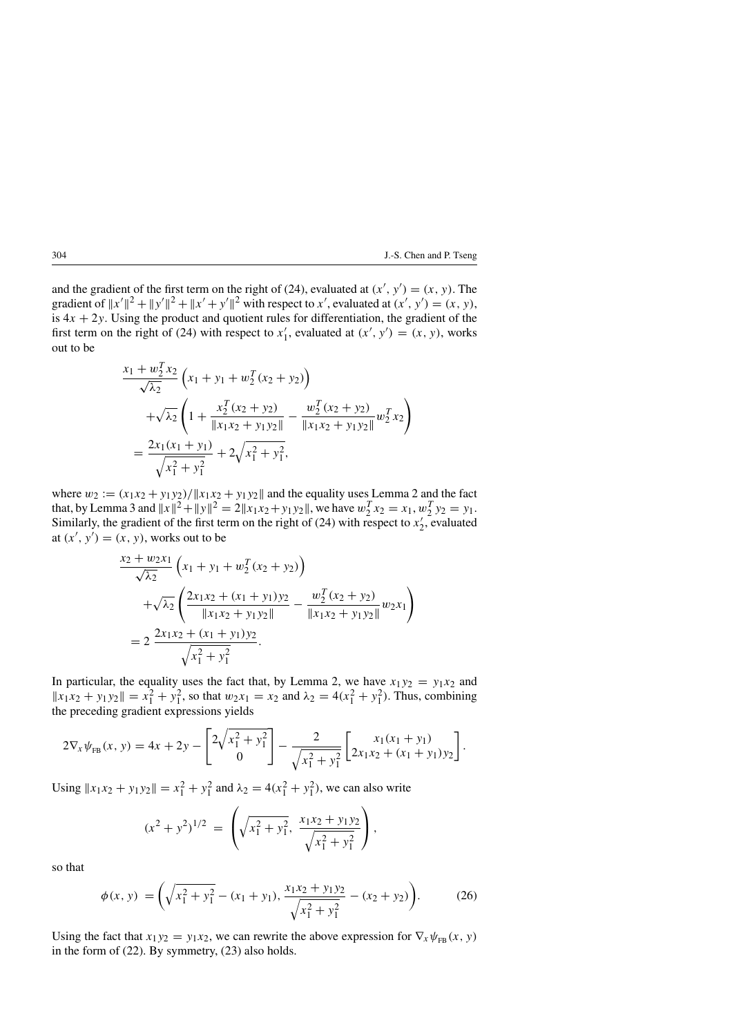and the gradient of the first term on the right of (24), evaluated at $(x', y') = (x, y)$. The gradient of $\|x'\|^2 + \|y'\|^2 + \|x' + y'\|^2$ with respect to $x'$, evaluated at $(x', y') = (x, y)$, is $4x + 2y$. Using the product and quotient rules for differentiation, the gradient of the first term on the right of (24) with respect to $x_1'$, evaluated at $(x', y') = (x, y)$, works out to be

$$
\begin{aligned}
&\frac{x_1 + w_2^T x_2}{\sqrt{\lambda_2}} \left( x_1 + y_1 + w_2^T (x_2 + y_2) \right) \\
&\quad + \sqrt{\lambda_2} \left( 1 + \frac{x_2^T (x_2 + y_2)}{\|x_1 x_2 + y_1 y_2\|} - \frac{w_2^T (x_2 + y_2)}{\|x_1 x_2 + y_1 y_2\|} w_2^T x_2 \right) \\
&= \frac{2 x_1 (x_1 + y_1)}{\sqrt{x_1^2 + y_1^2}} + 2\sqrt{x_1^2 + y_1^2},
\end{aligned}
$$

where $w_2 := (x_1 x_2 + y_1 y_2)/\|x_1 x_2 + y_1 y_2\|$ and the equality uses Lemma 2 and the fact that, by Lemma 3 and $\|x\|^2 + \|y\|^2 = 2\|x_1 x_2 + y_1 y_2\|$, we have $w_2^T x_2 = x_1$, $w_2^T y_2 = y_1$. Similarly, the gradient of the first term on the right of (24) with respect to $x_2'$, evaluated at $(x', y') = (x, y)$, works out to be

$$
\begin{aligned}
&\frac{x_2 + w_2 x_1}{\sqrt{\lambda_2}} \left( x_1 + y_1 + w_2^T (x_2 + y_2) \right) \\
&\quad + \sqrt{\lambda_2} \left( \frac{2 x_1 x_2 + (x_1 + y_1) y_2}{\|x_1 x_2 + y_1 y_2\|} - \frac{w_2^T (x_2 + y_2)}{\|x_1 x_2 + y_1 y_2\|} w_2 x_1 \right) \\
&= 2\, \frac{2 x_1 x_2 + (x_1 + y_1) y_2}{\sqrt{x_1^2 + y_1^2}}.
\end{aligned}
$$

In particular, the equality uses the fact that, by Lemma 2, we have $x_1 y_2 = y_1 x_2$ and $\|x_1 x_2 + y_1 y_2\| = x_1^2 + y_1^2$, so that $w_2 x_1 = x_2$ and $\lambda_2 = 4(x_1^2 + y_1^2)$. Thus, combining the preceding gradient expressions yields

$$
2\nabla_x \psi_{\mathrm{FB}}(x, y) = 4x + 2y - \begin{bmatrix} 2\sqrt{x_1^2 + y_1^2} \\ 0 \end{bmatrix} - \frac{2}{\sqrt{x_1^2 + y_1^2}} \begin{bmatrix} x_1 (x_1 + y_1) \\ 2 x_1 x_2 + (x_1 + y_1) y_2 \end{bmatrix}.
$$

Using $\|x_1 x_2 + y_1 y_2\| = x_1^2 + y_1^2$ and $\lambda_2 = 4(x_1^2 + y_1^2)$, we can also write

$$
(x^2 + y^2)^{1/2} = \left( \sqrt{x_1^2 + y_1^2},\ \frac{x_1 x_2 + y_1 y_2}{\sqrt{x_1^2 + y_1^2}} \right),
$$

so that

$$
\phi(x, y) = \left( \sqrt{x_1^2 + y_1^2} - (x_1 + y_1),\ \frac{x_1 x_2 + y_1 y_2}{\sqrt{x_1^2 + y_1^2}} - (x_2 + y_2) \right). \tag{26}
$$

Using the fact that $x_1 y_2 = y_1 x_2$, we can rewrite the above expression for $\nabla_x \psi_{\mathrm{FB}}(x, y)$ in the form of (22). By symmetry, (23) also holds.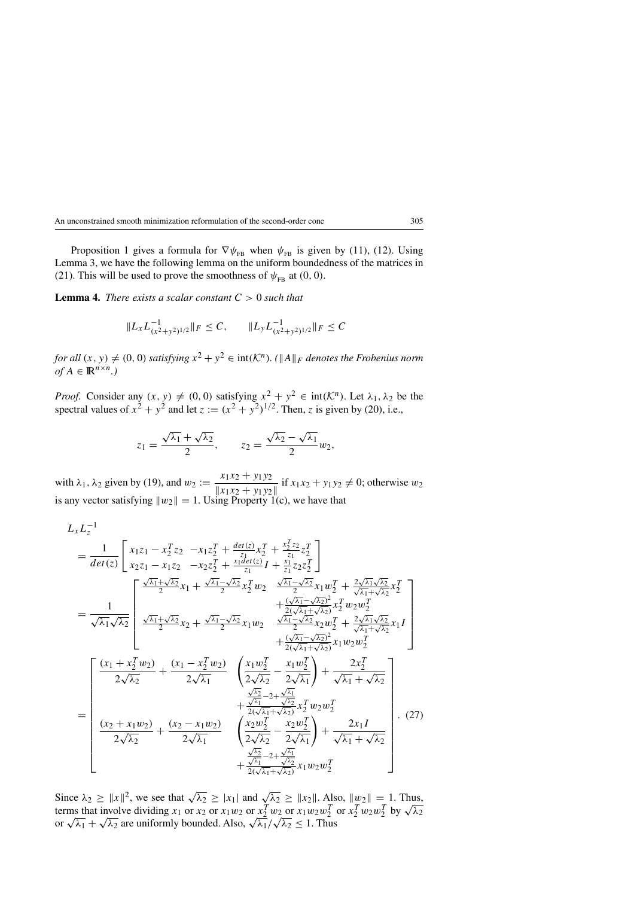Proposition 1 gives a formula for $\nabla\psi_{\text{FB}}$ when $\psi_{\text{FB}}$ is given by (11), (12). Using Lemma 3, we have the following lemma on the uniform boundedness of the matrices in (21). This will be used to prove the smoothness of $\psi_{\text{FB}}$ at $(0,0)$.

**Lemma 4.** *There exists a scalar constant $C > 0$ such that*

$$\|L_x L^{-1}_{(x^2+y^2)^{1/2}}\|_F \leq C, \qquad \|L_y L^{-1}_{(x^2+y^2)^{1/2}}\|_F \leq C$$

*for all $(x, y) \neq (0, 0)$ satisfying $x^2 + y^2 \in \text{int}(\mathcal{K}^n)$. ($\|A\|_F$ denotes the Frobenius norm of $A \in \mathbb{R}^{n\times n}$.)*

*Proof.* Consider any $(x, y) \neq (0, 0)$ satisfying $x^2 + y^2 \in \text{int}(\mathcal{K}^n)$. Let $\lambda_1, \lambda_2$ be the spectral values of $x^2 + y^2$ and let $z := (x^2 + y^2)^{1/2}$. Then, $z$ is given by (20), i.e.,

$$z_1 = \frac{\sqrt{\lambda_1} + \sqrt{\lambda_2}}{2}, \qquad z_2 = \frac{\sqrt{\lambda_2} - \sqrt{\lambda_1}}{2} w_2,$$

with $\lambda_1, \lambda_2$ given by (19), and $w_2 := \dfrac{x_1 x_2 + y_1 y_2}{\|x_1 x_2 + y_1 y_2\|}$ if $x_1 x_2 + y_1 y_2 \neq 0$; otherwise $w_2$ is any vector satisfying $\|w_2\| = 1$. Using Property 1(c), we have that

$$
\begin{aligned}
&L_x L_z^{-1} \\
&= \frac{1}{det(z)} \begin{bmatrix} x_1 z_1 - x_2^T z_2 & -x_1 z_2^T + \frac{det(z)}{z_1} x_2^T + \frac{x_2^T z_2}{z_1} z_2^T \\ x_2 z_1 - x_1 z_2 & -x_2 z_2^T + \frac{x_1 det(z)}{z_1} I + \frac{x_1}{z_1} z_2 z_2^T \end{bmatrix} \\
&= \frac{1}{\sqrt{\lambda_1}\sqrt{\lambda_2}} \begin{bmatrix} \frac{\sqrt{\lambda_1}+\sqrt{\lambda_2}}{2} x_1 + \frac{\sqrt{\lambda_1}-\sqrt{\lambda_2}}{2} x_2^T w_2 & \frac{\sqrt{\lambda_1}-\sqrt{\lambda_2}}{2} x_1 w_2^T + \frac{2\sqrt{\lambda_1}\sqrt{\lambda_2}}{\sqrt{\lambda_1}+\sqrt{\lambda_2}} x_2^T \\ & \quad + \frac{(\sqrt{\lambda_1}-\sqrt{\lambda_2})^2}{2(\sqrt{\lambda_1}+\sqrt{\lambda_2})} x_2^T w_2 w_2^T \\ \frac{\sqrt{\lambda_1}+\sqrt{\lambda_2}}{2} x_2 + \frac{\sqrt{\lambda_1}-\sqrt{\lambda_2}}{2} x_1 w_2 & \frac{\sqrt{\lambda_1}-\sqrt{\lambda_2}}{2} x_2 w_2^T + \frac{2\sqrt{\lambda_1}\sqrt{\lambda_2}}{\sqrt{\lambda_1}+\sqrt{\lambda_2}} x_1 I \\ & \quad + \frac{(\sqrt{\lambda_1}-\sqrt{\lambda_2})^2}{2(\sqrt{\lambda_1}+\sqrt{\lambda_2})} x_1 w_2 w_2^T \end{bmatrix} \\
&= \begin{bmatrix} \dfrac{(x_1 + x_2^T w_2)}{2\sqrt{\lambda_2}} + \dfrac{(x_1 - x_2^T w_2)}{2\sqrt{\lambda_1}} & \left( \dfrac{x_1 w_2^T}{2\sqrt{\lambda_2}} - \dfrac{x_1 w_2^T}{2\sqrt{\lambda_1}} \right) + \dfrac{2x_2^T}{\sqrt{\lambda_1}+\sqrt{\lambda_2}} \\ & \quad + \frac{\frac{\sqrt{\lambda_2}}{\sqrt{\lambda_1}} - 2 + \frac{\sqrt{\lambda_1}}{\sqrt{\lambda_2}}}{2(\sqrt{\lambda_1}+\sqrt{\lambda_2})} x_2^T w_2 w_2^T \\ \dfrac{(x_2 + x_1 w_2)}{2\sqrt{\lambda_2}} + \dfrac{(x_2 - x_1 w_2)}{2\sqrt{\lambda_1}} & \left( \dfrac{x_2 w_2^T}{2\sqrt{\lambda_2}} - \dfrac{x_2 w_2^T}{2\sqrt{\lambda_1}} \right) + \dfrac{2x_1 I}{\sqrt{\lambda_1}+\sqrt{\lambda_2}} \\ & \quad + \frac{\frac{\sqrt{\lambda_2}}{\sqrt{\lambda_1}} - 2 + \frac{\sqrt{\lambda_1}}{\sqrt{\lambda_2}}}{2(\sqrt{\lambda_1}+\sqrt{\lambda_2})} x_1 w_2 w_2^T \end{bmatrix}. \qquad (27)
\end{aligned}
$$

Since $\lambda_2 \geq \|x\|^2$, we see that $\sqrt{\lambda_2} \geq |x_1|$ and $\sqrt{\lambda_2} \geq \|x_2\|$. Also, $\|w_2\| = 1$. Thus, terms that involve dividing $x_1$ or $x_2$ or $x_1 w_2$ or $x_2^T w_2$ or $x_1 w_2 w_2^T$ or $x_2^T w_2 w_2^T$ by $\sqrt{\lambda_2}$ or $\sqrt{\lambda_1} + \sqrt{\lambda_2}$ are uniformly bounded. Also, $\sqrt{\lambda_1}/\sqrt{\lambda_2} \leq 1$. Thus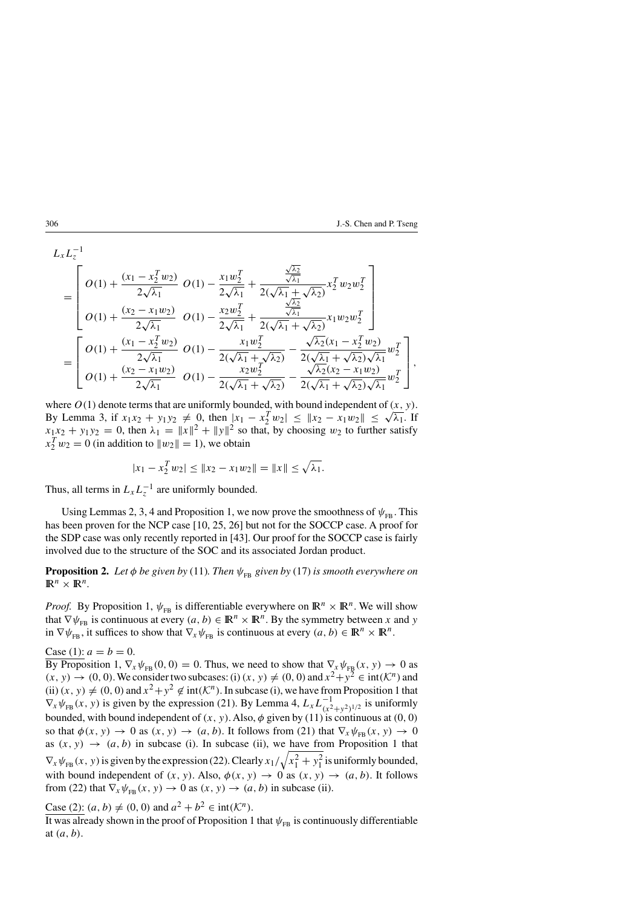$$
\begin{aligned}
&L_x L_z^{-1} \\
&= \begin{bmatrix} O(1) + \dfrac{(x_1 - x_2^T w_2)}{2\sqrt{\lambda_1}} & O(1) - \dfrac{x_1 w_2^T}{2\sqrt{\lambda_1}} + \dfrac{\frac{\sqrt{\lambda_2}}{\sqrt{\lambda_1}}}{2(\sqrt{\lambda_1}+\sqrt{\lambda_2})} x_2^T w_2 w_2^T \\ O(1) + \dfrac{(x_2 - x_1 w_2)}{2\sqrt{\lambda_1}} & O(1) - \dfrac{x_2 w_2^T}{2\sqrt{\lambda_1}} + \dfrac{\frac{\sqrt{\lambda_2}}{\sqrt{\lambda_1}}}{2(\sqrt{\lambda_1}+\sqrt{\lambda_2})} x_1 w_2 w_2^T \end{bmatrix} \\
&= \begin{bmatrix} O(1) + \dfrac{(x_1 - x_2^T w_2)}{2\sqrt{\lambda_1}} & O(1) - \dfrac{x_1 w_2^T}{2(\sqrt{\lambda_1}+\sqrt{\lambda_2})} - \dfrac{\sqrt{\lambda_2}(x_1 - x_2^T w_2)}{2(\sqrt{\lambda_1}+\sqrt{\lambda_2})\sqrt{\lambda_1}} w_2^T \\ O(1) + \dfrac{(x_2 - x_1 w_2)}{2\sqrt{\lambda_1}} & O(1) - \dfrac{x_2 w_2^T}{2(\sqrt{\lambda_1}+\sqrt{\lambda_2})} - \dfrac{\sqrt{\lambda_2}(x_2 - x_1 w_2)}{2(\sqrt{\lambda_1}+\sqrt{\lambda_2})\sqrt{\lambda_1}} w_2^T \end{bmatrix},
\end{aligned}
$$

where $O(1)$ denote terms that are uniformly bounded, with bound independent of $(x, y)$. By Lemma 3, if $x_1x_2 + y_1y_2 \neq 0$, then $|x_1 - x_2^T w_2| \le \|x_2 - x_1 w_2\| \le \sqrt{\lambda_1}$. If $x_1x_2 + y_1y_2 = 0$, then $\lambda_1 = \|x\|^2 + \|y\|^2$ so that, by choosing $w_2$ to further satisfy $x_2^T w_2 = 0$ (in addition to $\|w_2\| = 1$), we obtain

$$
|x_1 - x_2^T w_2| \le \|x_2 - x_1 w_2\| = \|x\| \le \sqrt{\lambda_1}.
$$

Thus, all terms in $L_x L_z^{-1}$ are uniformly bounded.

Using Lemmas 2, 3, 4 and Proposition 1, we now prove the smoothness of $\psi_{\text{FB}}$. This has been proven for the NCP case [10, 25, 26] but not for the SOCCP case. A proof for the SDP case was only recently reported in [43]. Our proof for the SOCCP case is fairly involved due to the structure of the SOC and its associated Jordan product.

**Proposition 2.** *Let $\phi$ be given by* (11)*. Then $\psi_{\text{FB}}$ given by* (17) *is smooth everywhere on $\mathbb{R}^n \times \mathbb{R}^n$.*

*Proof.* By Proposition 1, $\psi_{\text{FB}}$ is differentiable everywhere on $\mathbb{R}^n \times \mathbb{R}^n$. We will show that $\nabla\psi_{\text{FB}}$ is continuous at every $(a, b) \in \mathbb{R}^n \times \mathbb{R}^n$. By the symmetry between $x$ and $y$ in $\nabla\psi_{\text{FB}}$, it suffices to show that $\nabla_x\psi_{\text{FB}}$ is continuous at every $(a, b) \in \mathbb{R}^n \times \mathbb{R}^n$.

Case (1): $a = b = 0$.
By Proposition 1, $\nabla_x\psi_{\text{FB}}(0, 0) = 0$. Thus, we need to show that $\nabla_x\psi_{\text{FB}}(x, y) \to 0$ as $(x, y) \to (0, 0)$. We consider two subcases: (i) $(x, y) \neq (0, 0)$ and $x^2+y^2 \in \text{int}(\mathcal{K}^n)$ and (ii) $(x, y) \neq (0, 0)$ and $x^2+y^2 \notin \text{int}(\mathcal{K}^n)$. In subcase (i), we have from Proposition 1 that $\nabla_x\psi_{\text{FB}}(x, y)$ is given by the expression (21). By Lemma 4, $L_x L^{-1}_{(x^2+y^2)^{1/2}}$ is uniformly bounded, with bound independent of $(x, y)$. Also, $\phi$ given by (11) is continuous at $(0, 0)$ so that $\phi(x, y) \to 0$ as $(x, y) \to (a, b)$. It follows from (21) that $\nabla_x\psi_{\text{FB}}(x, y) \to 0$ as $(x, y) \to (a, b)$ in subcase (i). In subcase (ii), we have from Proposition 1 that $\nabla_x\psi_{\text{FB}}(x, y)$ is given by the expression (22). Clearly $x_1/\sqrt{x_1^2 + y_1^2}$ is uniformly bounded, with bound independent of $(x, y)$. Also, $\phi(x, y) \to 0$ as $(x, y) \to (a, b)$. It follows from (22) that $\nabla_x\psi_{\text{FB}}(x, y) \to 0$ as $(x, y) \to (a, b)$ in subcase (ii).

Case (2): $(a, b) \neq (0, 0)$ and $a^2 + b^2 \in \text{int}(\mathcal{K}^n)$.
It was already shown in the proof of Proposition 1 that $\psi_{\text{FB}}$ is continuously differentiable at $(a, b)$.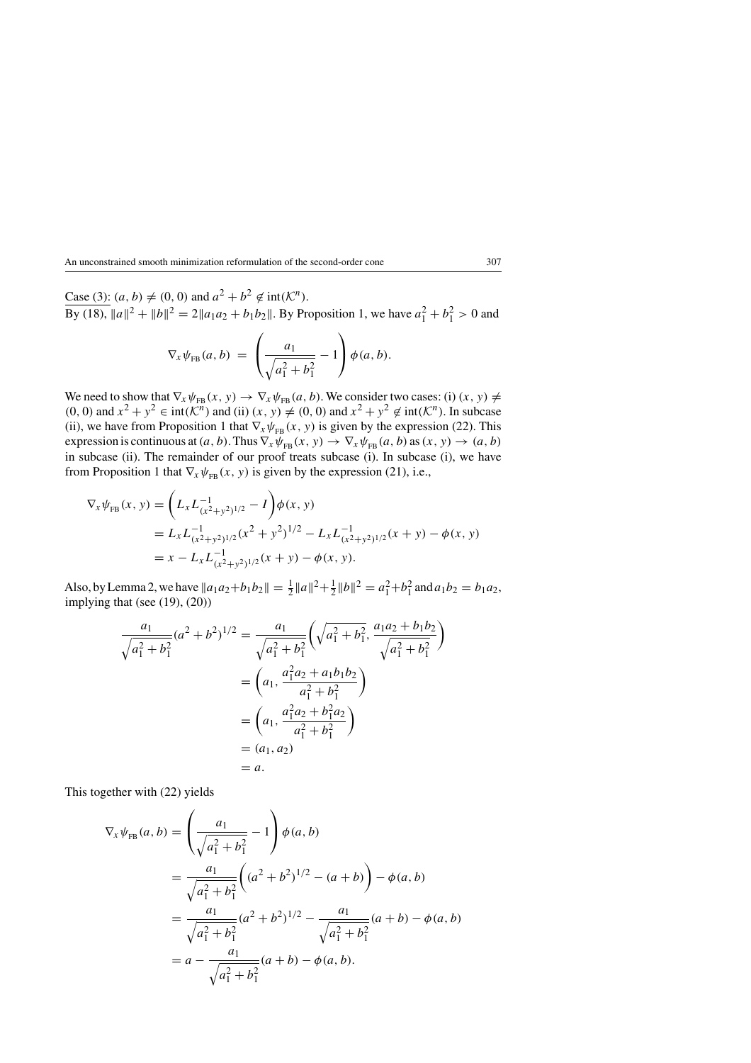Case (3): $(a, b) \neq (0, 0)$ and $a^2 + b^2 \notin \text{int}(\mathcal{K}^n)$.

By (18), $\|a\|^2 + \|b\|^2 = 2\|a_1 a_2 + b_1 b_2\|$. By Proposition 1, we have $a_1^2 + b_1^2 > 0$ and

$$\nabla_x \psi_{\text{FB}}(a, b) = \left( \frac{a_1}{\sqrt{a_1^2 + b_1^2}} - 1 \right) \phi(a, b).$$

We need to show that $\nabla_x \psi_{\text{FB}}(x, y) \to \nabla_x \psi_{\text{FB}}(a, b)$. We consider two cases: (i) $(x, y) \neq (0, 0)$ and $x^2 + y^2 \in \text{int}(\mathcal{K}^n)$ and (ii) $(x, y) \neq (0, 0)$ and $x^2 + y^2 \notin \text{int}(\mathcal{K}^n)$. In subcase (ii), we have from Proposition 1 that $\nabla_x \psi_{\text{FB}}(x, y)$ is given by the expression (22). This expression is continuous at $(a, b)$. Thus $\nabla_x \psi_{\text{FB}}(x, y) \to \nabla_x \psi_{\text{FB}}(a, b)$ as $(x, y) \to (a, b)$ in subcase (ii). The remainder of our proof treats subcase (i). In subcase (i), we have from Proposition 1 that $\nabla_x \psi_{\text{FB}}(x, y)$ is given by the expression (21), i.e.,

$$\begin{aligned}
\nabla_x \psi_{\text{FB}}(x, y) &= \left( L_x L^{-1}_{(x^2+y^2)^{1/2}} - I \right) \phi(x, y) \\
&= L_x L^{-1}_{(x^2+y^2)^{1/2}} (x^2 + y^2)^{1/2} - L_x L^{-1}_{(x^2+y^2)^{1/2}} (x + y) - \phi(x, y) \\
&= x - L_x L^{-1}_{(x^2+y^2)^{1/2}} (x + y) - \phi(x, y).
\end{aligned}$$

Also, by Lemma 2, we have $\|a_1 a_2 + b_1 b_2\| = \frac{1}{2}\|a\|^2 + \frac{1}{2}\|b\|^2 = a_1^2 + b_1^2$ and $a_1 b_2 = b_1 a_2$, implying that (see (19), (20))

$$\begin{aligned}
\frac{a_1}{\sqrt{a_1^2 + b_1^2}} (a^2 + b^2)^{1/2} &= \frac{a_1}{\sqrt{a_1^2 + b_1^2}} \left( \sqrt{a_1^2 + b_1^2}, \frac{a_1 a_2 + b_1 b_2}{\sqrt{a_1^2 + b_1^2}} \right) \\
&= \left( a_1, \frac{a_1^2 a_2 + a_1 b_1 b_2}{a_1^2 + b_1^2} \right) \\
&= \left( a_1, \frac{a_1^2 a_2 + b_1^2 a_2}{a_1^2 + b_1^2} \right) \\
&= (a_1, a_2) \\
&= a.
\end{aligned}$$

This together with (22) yields

$$\begin{aligned}
\nabla_x \psi_{\text{FB}}(a, b) &= \left( \frac{a_1}{\sqrt{a_1^2 + b_1^2}} - 1 \right) \phi(a, b) \\
&= \frac{a_1}{\sqrt{a_1^2 + b_1^2}} \left( (a^2 + b^2)^{1/2} - (a + b) \right) - \phi(a, b) \\
&= \frac{a_1}{\sqrt{a_1^2 + b_1^2}} (a^2 + b^2)^{1/2} - \frac{a_1}{\sqrt{a_1^2 + b_1^2}} (a + b) - \phi(a, b) \\
&= a - \frac{a_1}{\sqrt{a_1^2 + b_1^2}} (a + b) - \phi(a, b).
\end{aligned}$$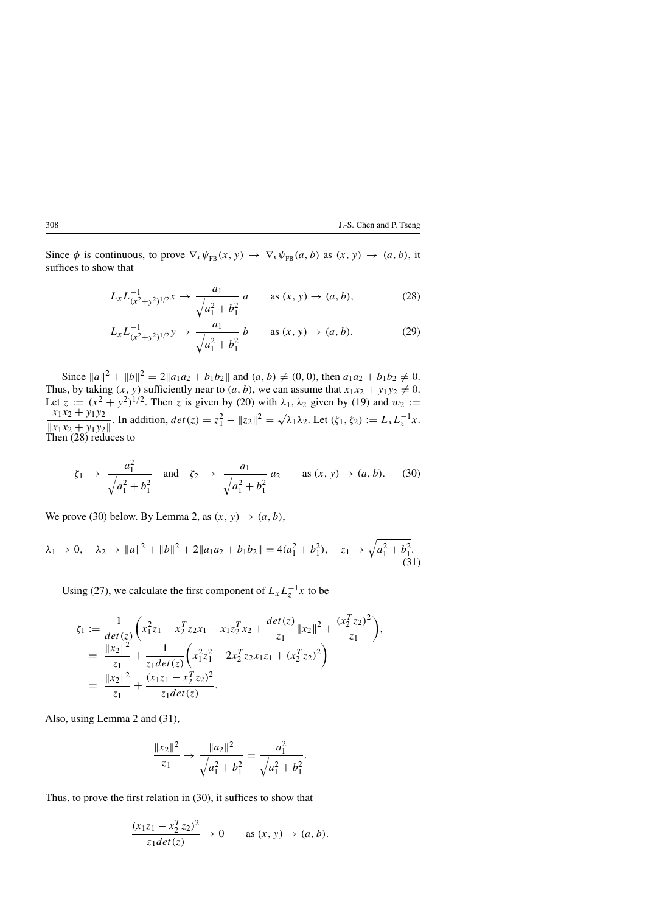Since $\phi$ is continuous, to prove $\nabla_x \psi_{\text{FB}}(x, y) \to \nabla_x \psi_{\text{FB}}(a, b)$ as $(x, y) \to (a, b)$, it suffices to show that

$$L_x L^{-1}_{(x^2+y^2)^{1/2}} x \to \frac{a_1}{\sqrt{a_1^2 + b_1^2}}\, a \qquad \text{as } (x, y) \to (a, b), \tag{28}$$

$$L_x L^{-1}_{(x^2+y^2)^{1/2}} y \to \frac{a_1}{\sqrt{a_1^2 + b_1^2}}\, b \qquad \text{as } (x, y) \to (a, b). \tag{29}$$

Since $\|a\|^2 + \|b\|^2 = 2\|a_1 a_2 + b_1 b_2\|$ and $(a, b) \neq (0, 0)$, then $a_1 a_2 + b_1 b_2 \neq 0$. Thus, by taking $(x, y)$ sufficiently near to $(a, b)$, we can assume that $x_1 x_2 + y_1 y_2 \neq 0$. Let $z := (x^2 + y^2)^{1/2}$. Then $z$ is given by (20) with $\lambda_1, \lambda_2$ given by (19) and $w_2 := \frac{x_1 x_2 + y_1 y_2}{\|x_1 x_2 + y_1 y_2\|}$. In addition, $det(z) = z_1^2 - \|z_2\|^2 = \sqrt{\lambda_1 \lambda_2}$. Let $(\zeta_1, \zeta_2) := L_x L_z^{-1} x$. Then (28) reduces to

$$\zeta_1 \;\to\; \frac{a_1^2}{\sqrt{a_1^2 + b_1^2}} \quad \text{and} \quad \zeta_2 \;\to\; \frac{a_1}{\sqrt{a_1^2 + b_1^2}}\, a_2 \qquad \text{as } (x, y) \to (a, b). \tag{30}$$

We prove (30) below. By Lemma 2, as $(x, y) \to (a, b)$,

$$\lambda_1 \to 0, \quad \lambda_2 \to \|a\|^2 + \|b\|^2 + 2\|a_1 a_2 + b_1 b_2\| = 4(a_1^2 + b_1^2), \quad z_1 \to \sqrt{a_1^2 + b_1^2}. \tag{31}$$

Using (27), we calculate the first component of $L_x L_z^{-1} x$ to be

$$\begin{aligned}
\zeta_1 &:= \frac{1}{det(z)}\left( x_1^2 z_1 - x_2^T z_2 x_1 - x_1 z_2^T x_2 + \frac{det(z)}{z_1}\|x_2\|^2 + \frac{(x_2^T z_2)^2}{z_1} \right), \\
&= \frac{\|x_2\|^2}{z_1} + \frac{1}{z_1 det(z)}\left( x_1^2 z_1^2 - 2 x_2^T z_2 x_1 z_1 + (x_2^T z_2)^2 \right) \\
&= \frac{\|x_2\|^2}{z_1} + \frac{(x_1 z_1 - x_2^T z_2)^2}{z_1 det(z)}.
\end{aligned}$$

Also, using Lemma 2 and (31),

$$\frac{\|x_2\|^2}{z_1} \to \frac{\|a_2\|^2}{\sqrt{a_1^2 + b_1^2}} = \frac{a_1^2}{\sqrt{a_1^2 + b_1^2}}.$$

Thus, to prove the first relation in (30), it suffices to show that

$$\frac{(x_1 z_1 - x_2^T z_2)^2}{z_1 det(z)} \to 0 \qquad \text{as } (x, y) \to (a, b).$$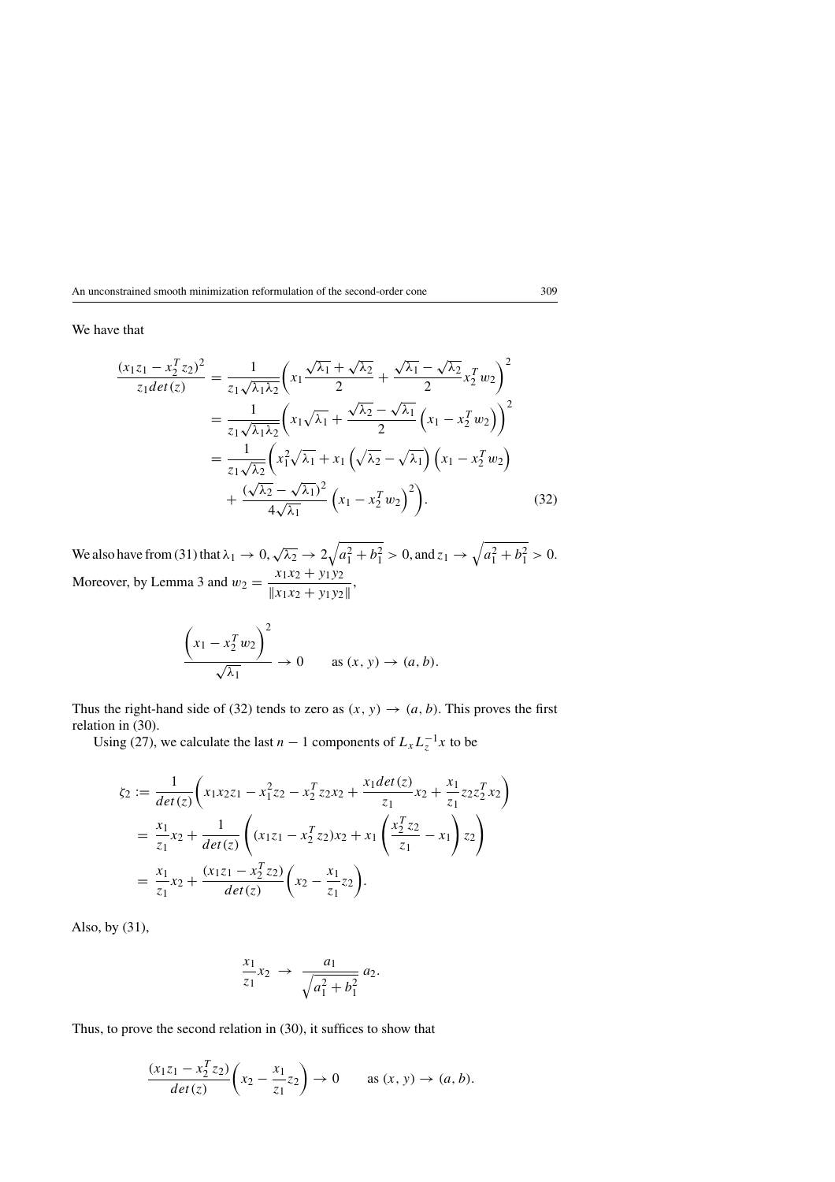We have that

$$
\begin{aligned}
\frac{(x_1z_1 - x_2^Tz_2)^2}{z_1det(z)} &= \frac{1}{z_1\sqrt{\lambda_1\lambda_2}}\left(x_1\frac{\sqrt{\lambda_1}+\sqrt{\lambda_2}}{2} + \frac{\sqrt{\lambda_1}-\sqrt{\lambda_2}}{2}x_2^Tw_2\right)^2 \\
&= \frac{1}{z_1\sqrt{\lambda_1\lambda_2}}\left(x_1\sqrt{\lambda_1} + \frac{\sqrt{\lambda_2}-\sqrt{\lambda_1}}{2}\left(x_1 - x_2^Tw_2\right)\right)^2 \\
&= \frac{1}{z_1\sqrt{\lambda_2}}\left(x_1^2\sqrt{\lambda_1} + x_1\left(\sqrt{\lambda_2}-\sqrt{\lambda_1}\right)\left(x_1 - x_2^Tw_2\right)\right. \\
&\quad \left. + \frac{(\sqrt{\lambda_2}-\sqrt{\lambda_1})^2}{4\sqrt{\lambda_1}}\left(x_1 - x_2^Tw_2\right)^2\right). \qquad (32)
\end{aligned}
$$

We also have from (31) that $\lambda_1 \to 0, \sqrt{\lambda_2} \to 2\sqrt{a_1^2+b_1^2} > 0$, and $z_1 \to \sqrt{a_1^2+b_1^2} > 0$. Moreover, by Lemma 3 and $w_2 = \dfrac{x_1x_2+y_1y_2}{\|x_1x_2+y_1y_2\|}$,

$$
\frac{\left(x_1 - x_2^Tw_2\right)^2}{\sqrt{\lambda_1}} \to 0 \qquad \text{as } (x, y) \to (a, b).
$$

Thus the right-hand side of (32) tends to zero as $(x, y) \to (a, b)$. This proves the first relation in (30).

Using (27), we calculate the last $n-1$ components of $L_xL_z^{-1}x$ to be

$$
\begin{aligned}
\zeta_2 &:= \frac{1}{det(z)}\left(x_1x_2z_1 - x_1^2z_2 - x_2^Tz_2x_2 + \frac{x_1det(z)}{z_1}x_2 + \frac{x_1}{z_1}z_2z_2^Tx_2\right) \\
&= \frac{x_1}{z_1}x_2 + \frac{1}{det(z)}\left((x_1z_1 - x_2^Tz_2)x_2 + x_1\left(\frac{x_2^Tz_2}{z_1} - x_1\right)z_2\right) \\
&= \frac{x_1}{z_1}x_2 + \frac{(x_1z_1 - x_2^Tz_2)}{det(z)}\left(x_2 - \frac{x_1}{z_1}z_2\right).
\end{aligned}
$$

Also, by (31),

$$
\frac{x_1}{z_1}x_2 \to \frac{a_1}{\sqrt{a_1^2+b_1^2}}\,a_2.
$$

Thus, to prove the second relation in (30), it suffices to show that

$$
\frac{(x_1z_1 - x_2^Tz_2)}{det(z)}\left(x_2 - \frac{x_1}{z_1}z_2\right) \to 0 \qquad \text{as } (x, y) \to (a, b).
$$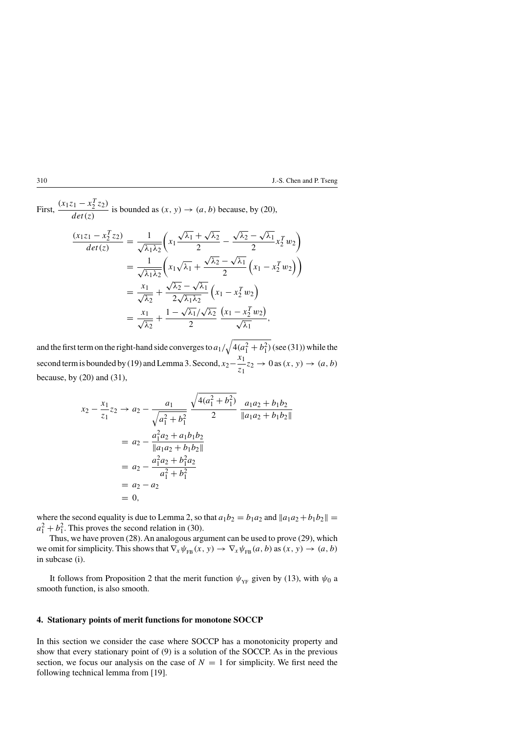First, $\dfrac{(x_1 z_1 - x_2^T z_2)}{det(z)}$ is bounded as $(x, y) \to (a, b)$ because, by (20),

$$
\begin{aligned}
\frac{(x_1 z_1 - x_2^T z_2)}{det(z)} &= \frac{1}{\sqrt{\lambda_1 \lambda_2}}\left( x_1 \frac{\sqrt{\lambda_1}+\sqrt{\lambda_2}}{2} - \frac{\sqrt{\lambda_2}-\sqrt{\lambda_1}}{2} x_2^T w_2 \right) \\
&= \frac{1}{\sqrt{\lambda_1 \lambda_2}}\left( x_1 \sqrt{\lambda_1} + \frac{\sqrt{\lambda_2}-\sqrt{\lambda_1}}{2}\left( x_1 - x_2^T w_2 \right) \right) \\
&= \frac{x_1}{\sqrt{\lambda_2}} + \frac{\sqrt{\lambda_2}-\sqrt{\lambda_1}}{2\sqrt{\lambda_1 \lambda_2}}\left( x_1 - x_2^T w_2 \right) \\
&= \frac{x_1}{\sqrt{\lambda_2}} + \frac{1-\sqrt{\lambda_1}/\sqrt{\lambda_2}}{2}\,\frac{\left( x_1 - x_2^T w_2 \right)}{\sqrt{\lambda_1}},
\end{aligned}
$$

and the first term on the right-hand side converges to $a_1/\sqrt{4(a_1^2+b_1^2)}$ (see (31)) while the second term is bounded by (19) and Lemma 3. Second, $x_2 - \dfrac{x_1}{z_1} z_2 \to 0$ as $(x, y) \to (a, b)$ because, by (20) and (31),

$$
\begin{aligned}
x_2 - \frac{x_1}{z_1} z_2 &\to a_2 - \frac{a_1}{\sqrt{a_1^2+b_1^2}}\,\frac{\sqrt{4(a_1^2+b_1^2)}}{2}\,\frac{a_1 a_2 + b_1 b_2}{\|a_1 a_2 + b_1 b_2\|} \\
&= a_2 - \frac{a_1^2 a_2 + a_1 b_1 b_2}{\|a_1 a_2 + b_1 b_2\|} \\
&= a_2 - \frac{a_1^2 a_2 + b_1^2 a_2}{a_1^2 + b_1^2} \\
&= a_2 - a_2 \\
&= 0,
\end{aligned}
$$

where the second equality is due to Lemma 2, so that $a_1 b_2 = b_1 a_2$ and $\|a_1 a_2 + b_1 b_2\| = a_1^2 + b_1^2$. This proves the second relation in (30).

Thus, we have proven (28). An analogous argument can be used to prove (29), which we omit for simplicity. This shows that $\nabla_x \psi_{\text{FB}}(x, y) \to \nabla_x \psi_{\text{FB}}(a, b)$ as $(x, y) \to (a, b)$ in subcase (i).

It follows from Proposition 2 that the merit function $\psi_{\text{YF}}$ given by (13), with $\psi_0$ a smooth function, is also smooth.

## 4. Stationary points of merit functions for monotone SOCCP

In this section we consider the case where SOCCP has a monotonicity property and show that every stationary point of (9) is a solution of the SOCCP. As in the previous section, we focus our analysis on the case of $N = 1$ for simplicity. We first need the following technical lemma from [19].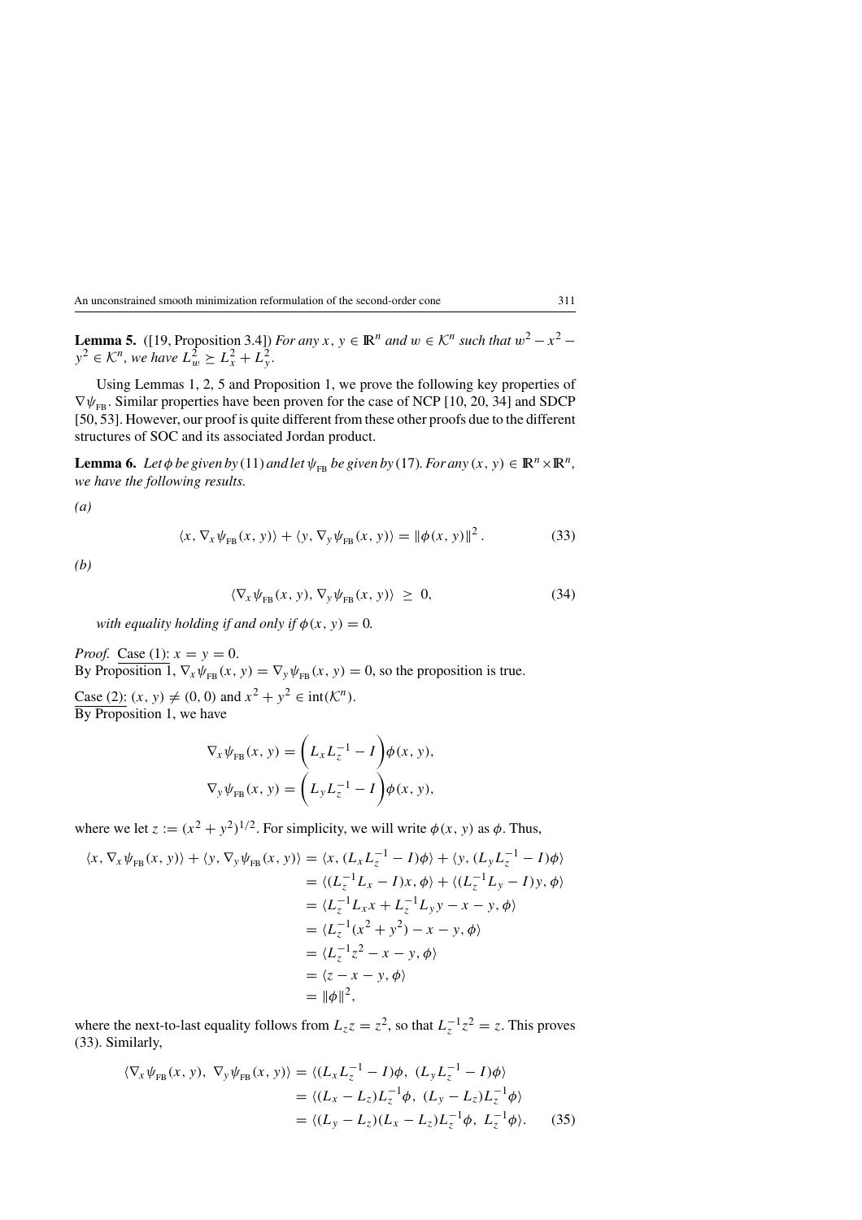**Lemma 5.** ([19, Proposition 3.4]) *For any $x$, $y \in \mathbb{R}^n$ and $w \in \mathcal{K}^n$ such that $w^2 - x^2 - y^2 \in \mathcal{K}^n$, we have $L_w^2 \succeq L_x^2 + L_y^2$.*

Using Lemmas 1, 2, 5 and Proposition 1, we prove the following key properties of $\nabla\psi_{\text{FB}}$. Similar properties have been proven for the case of NCP [10, 20, 34] and SDCP [50, 53]. However, our proof is quite different from these other proofs due to the different structures of SOC and its associated Jordan product.

**Lemma 6.** *Let $\phi$ be given by (11) and let $\psi_{\text{FB}}$ be given by (17). For any $(x, y) \in \mathbb{R}^n \times \mathbb{R}^n$, we have the following results.*

*(a)*

$$\langle x, \nabla_x \psi_{\text{FB}}(x, y)\rangle + \langle y, \nabla_y \psi_{\text{FB}}(x, y)\rangle = \|\phi(x, y)\|^2. \tag{33}$$

*(b)*

$$\langle \nabla_x \psi_{\text{FB}}(x, y), \nabla_y \psi_{\text{FB}}(x, y)\rangle \geq 0, \tag{34}$$

*with equality holding if and only if $\phi(x, y) = 0$.*

*Proof.* Case (1): $x = y = 0$.
By Proposition 1, $\nabla_x \psi_{\text{FB}}(x, y) = \nabla_y \psi_{\text{FB}}(x, y) = 0$, so the proposition is true.

Case (2): $(x, y) \neq (0, 0)$ and $x^2 + y^2 \in \text{int}(\mathcal{K}^n)$.
By Proposition 1, we have

$$\nabla_x \psi_{\text{FB}}(x, y) = \left(L_x L_z^{-1} - I\right)\phi(x, y),$$
$$\nabla_y \psi_{\text{FB}}(x, y) = \left(L_y L_z^{-1} - I\right)\phi(x, y),$$

where we let $z := (x^2 + y^2)^{1/2}$. For simplicity, we will write $\phi(x, y)$ as $\phi$. Thus,

$$\begin{aligned}
\langle x, \nabla_x \psi_{\text{FB}}(x, y)\rangle + \langle y, \nabla_y \psi_{\text{FB}}(x, y)\rangle &= \langle x, (L_x L_z^{-1} - I)\phi\rangle + \langle y, (L_y L_z^{-1} - I)\phi\rangle \\
&= \langle (L_z^{-1} L_x - I)x, \phi\rangle + \langle (L_z^{-1} L_y - I)y, \phi\rangle \\
&= \langle L_z^{-1} L_x x + L_z^{-1} L_y y - x - y, \phi\rangle \\
&= \langle L_z^{-1}(x^2 + y^2) - x - y, \phi\rangle \\
&= \langle L_z^{-1} z^2 - x - y, \phi\rangle \\
&= \langle z - x - y, \phi\rangle \\
&= \|\phi\|^2,
\end{aligned}$$

where the next-to-last equality follows from $L_z z = z^2$, so that $L_z^{-1} z^2 = z$. This proves (33). Similarly,

$$\begin{aligned}
\langle \nabla_x \psi_{\text{FB}}(x, y),\ \nabla_y \psi_{\text{FB}}(x, y)\rangle &= \langle (L_x L_z^{-1} - I)\phi,\ (L_y L_z^{-1} - I)\phi\rangle \\
&= \langle (L_x - L_z) L_z^{-1}\phi,\ (L_y - L_z) L_z^{-1}\phi\rangle \\
&= \langle (L_y - L_z)(L_x - L_z) L_z^{-1}\phi,\ L_z^{-1}\phi\rangle.
\end{aligned} \tag{35}$$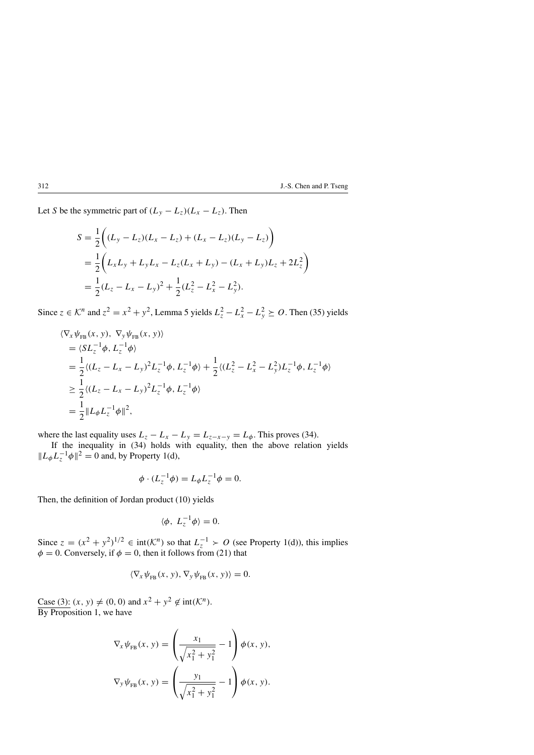Let $S$ be the symmetric part of $(L_y - L_z)(L_x - L_z)$. Then

$$
\begin{aligned}
S &= \frac{1}{2}\bigg((L_y - L_z)(L_x - L_z) + (L_x - L_z)(L_y - L_z)\bigg) \\
&= \frac{1}{2}\bigg(L_x L_y + L_y L_x - L_z(L_x + L_y) - (L_x + L_y)L_z + 2L_z^2\bigg) \\
&= \frac{1}{2}(L_z - L_x - L_y)^2 + \frac{1}{2}(L_z^2 - L_x^2 - L_y^2).
\end{aligned}
$$

Since $z \in \mathcal{K}^n$ and $z^2 = x^2 + y^2$, Lemma 5 yields $L_z^2 - L_x^2 - L_y^2 \succeq O$. Then (35) yields

$$
\begin{aligned}
&\langle \nabla_x \psi_{\text{FB}}(x, y),\ \nabla_y \psi_{\text{FB}}(x, y)\rangle \\
&= \langle S L_z^{-1}\phi, L_z^{-1}\phi\rangle \\
&= \frac{1}{2}\langle (L_z - L_x - L_y)^2 L_z^{-1}\phi, L_z^{-1}\phi\rangle + \frac{1}{2}\langle (L_z^2 - L_x^2 - L_y^2)L_z^{-1}\phi, L_z^{-1}\phi\rangle \\
&\geq \frac{1}{2}\langle (L_z - L_x - L_y)^2 L_z^{-1}\phi, L_z^{-1}\phi\rangle \\
&= \frac{1}{2}\|L_\phi L_z^{-1}\phi\|^2,
\end{aligned}
$$

where the last equality uses $L_z - L_x - L_y = L_{z-x-y} = L_\phi$. This proves (34).

If the inequality in (34) holds with equality, then the above relation yields $\|L_\phi L_z^{-1}\phi\|^2 = 0$ and, by Property 1(d),

$$
\phi \cdot (L_z^{-1}\phi) = L_\phi L_z^{-1}\phi = 0.
$$

Then, the definition of Jordan product (10) yields

$$
\langle \phi,\ L_z^{-1}\phi\rangle = 0.
$$

Since $z = (x^2 + y^2)^{1/2} \in \text{int}(\mathcal{K}^n)$ so that $L_z^{-1} \succ O$ (see Property 1(d)), this implies $\phi = 0$. Conversely, if $\phi = 0$, then it follows from (21) that

$$
\langle \nabla_x \psi_{\text{FB}}(x, y), \nabla_y \psi_{\text{FB}}(x, y)\rangle = 0.
$$

<u>Case (3):</u> $(x, y) \neq (0, 0)$ and $x^2 + y^2 \notin \text{int}(\mathcal{K}^n)$.
<u>By Proposition 1</u>, we have

$$
\begin{aligned}
\nabla_x \psi_{\text{FB}}(x, y) &= \left(\frac{x_1}{\sqrt{x_1^2 + y_1^2}} - 1\right)\phi(x, y), \\
\nabla_y \psi_{\text{FB}}(x, y) &= \left(\frac{y_1}{\sqrt{x_1^2 + y_1^2}} - 1\right)\phi(x, y).
\end{aligned}
$$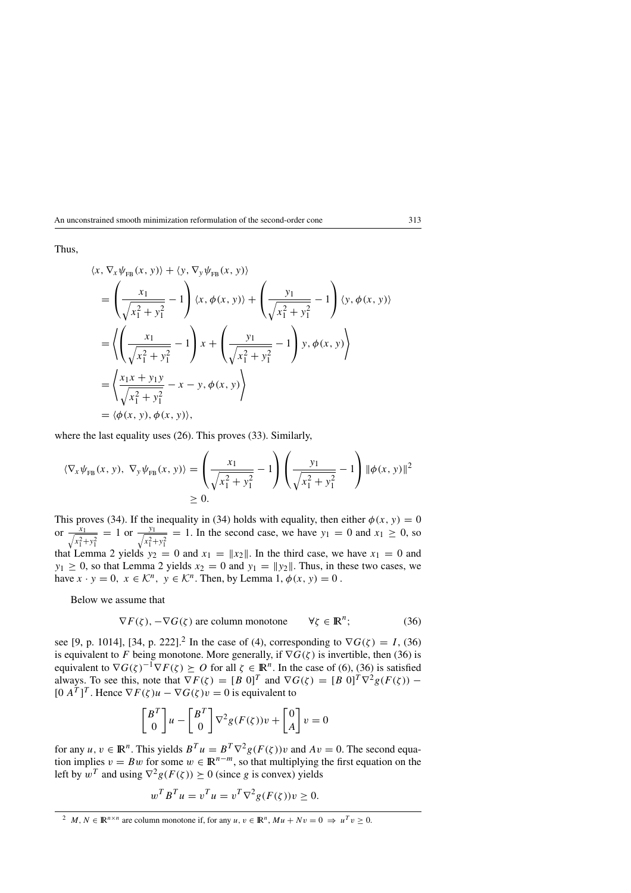Thus,

$$
\begin{aligned}
&\langle x, \nabla_x \psi_{\text{FB}}(x, y)\rangle + \langle y, \nabla_y \psi_{\text{FB}}(x, y)\rangle \\
&= \left(\frac{x_1}{\sqrt{x_1^2 + y_1^2}} - 1\right) \langle x, \phi(x, y)\rangle + \left(\frac{y_1}{\sqrt{x_1^2 + y_1^2}} - 1\right) \langle y, \phi(x, y)\rangle \\
&= \left\langle \left(\frac{x_1}{\sqrt{x_1^2 + y_1^2}} - 1\right) x + \left(\frac{y_1}{\sqrt{x_1^2 + y_1^2}} - 1\right) y, \phi(x, y) \right\rangle \\
&= \left\langle \frac{x_1 x + y_1 y}{\sqrt{x_1^2 + y_1^2}} - x - y, \phi(x, y) \right\rangle \\
&= \langle \phi(x, y), \phi(x, y)\rangle,
\end{aligned}
$$

where the last equality uses (26). This proves (33). Similarly,

$$
\langle \nabla_x \psi_{\text{FB}}(x, y),\ \nabla_y \psi_{\text{FB}}(x, y)\rangle = \left(\frac{x_1}{\sqrt{x_1^2 + y_1^2}} - 1\right)\left(\frac{y_1}{\sqrt{x_1^2 + y_1^2}} - 1\right) \|\phi(x, y)\|^2 \geq 0.
$$

This proves (34). If the inequality in (34) holds with equality, then either $\phi(x, y) = 0$ or $\frac{x_1}{\sqrt{x_1^2+y_1^2}} = 1$ or $\frac{y_1}{\sqrt{x_1^2+y_1^2}} = 1$. In the second case, we have $y_1 = 0$ and $x_1 \geq 0$, so that Lemma 2 yields $y_2 = 0$ and $x_1 = \|x_2\|$. In the third case, we have $x_1 = 0$ and $y_1 \geq 0$, so that Lemma 2 yields $x_2 = 0$ and $y_1 = \|y_2\|$. Thus, in these two cases, we have $x \cdot y = 0,\ x \in \mathcal{K}^n,\ y \in \mathcal{K}^n$. Then, by Lemma 1, $\phi(x, y) = 0$.

Below we assume that

$$
\nabla F(\zeta),\, -\nabla G(\zeta) \text{ are column monotone} \qquad \forall \zeta \in \mathbb{R}^n; \tag{36}
$$

see [9, p. 1014], [34, p. 222].[2] In the case of (4), corresponding to $\nabla G(\zeta) = I$, (36) is equivalent to $F$ being monotone. More generally, if $\nabla G(\zeta)$ is invertible, then (36) is equivalent to $\nabla G(\zeta)^{-1} \nabla F(\zeta) \succeq O$ for all $\zeta \in \mathbb{R}^n$. In the case of (6), (36) is satisfied always. To see this, note that $\nabla F(\zeta) = [B\ 0]^T$ and $\nabla G(\zeta) = [B\ 0]^T \nabla^2 g(F(\zeta)) - [0\ A^T]^T$. Hence $\nabla F(\zeta) u - \nabla G(\zeta) v = 0$ is equivalent to

$$
\begin{bmatrix} B^T \\ 0 \end{bmatrix} u - \begin{bmatrix} B^T \\ 0 \end{bmatrix} \nabla^2 g(F(\zeta)) v + \begin{bmatrix} 0 \\ A \end{bmatrix} v = 0
$$

for any $u, v \in \mathbb{R}^n$. This yields $B^T u = B^T \nabla^2 g(F(\zeta)) v$ and $Av = 0$. The second equation implies $v = Bw$ for some $w \in \mathbb{R}^{n-m}$, so that multiplying the first equation on the left by $w^T$ and using $\nabla^2 g(F(\zeta)) \succeq 0$ (since $g$ is convex) yields

$$
w^T B^T u = v^T u = v^T \nabla^2 g(F(\zeta)) v \geq 0.
$$

[2] $M, N \in \mathbb{R}^{n \times n}$ are column monotone if, for any $u, v \in \mathbb{R}^n$, $Mu + Nv = 0 \Rightarrow u^T v \geq 0$.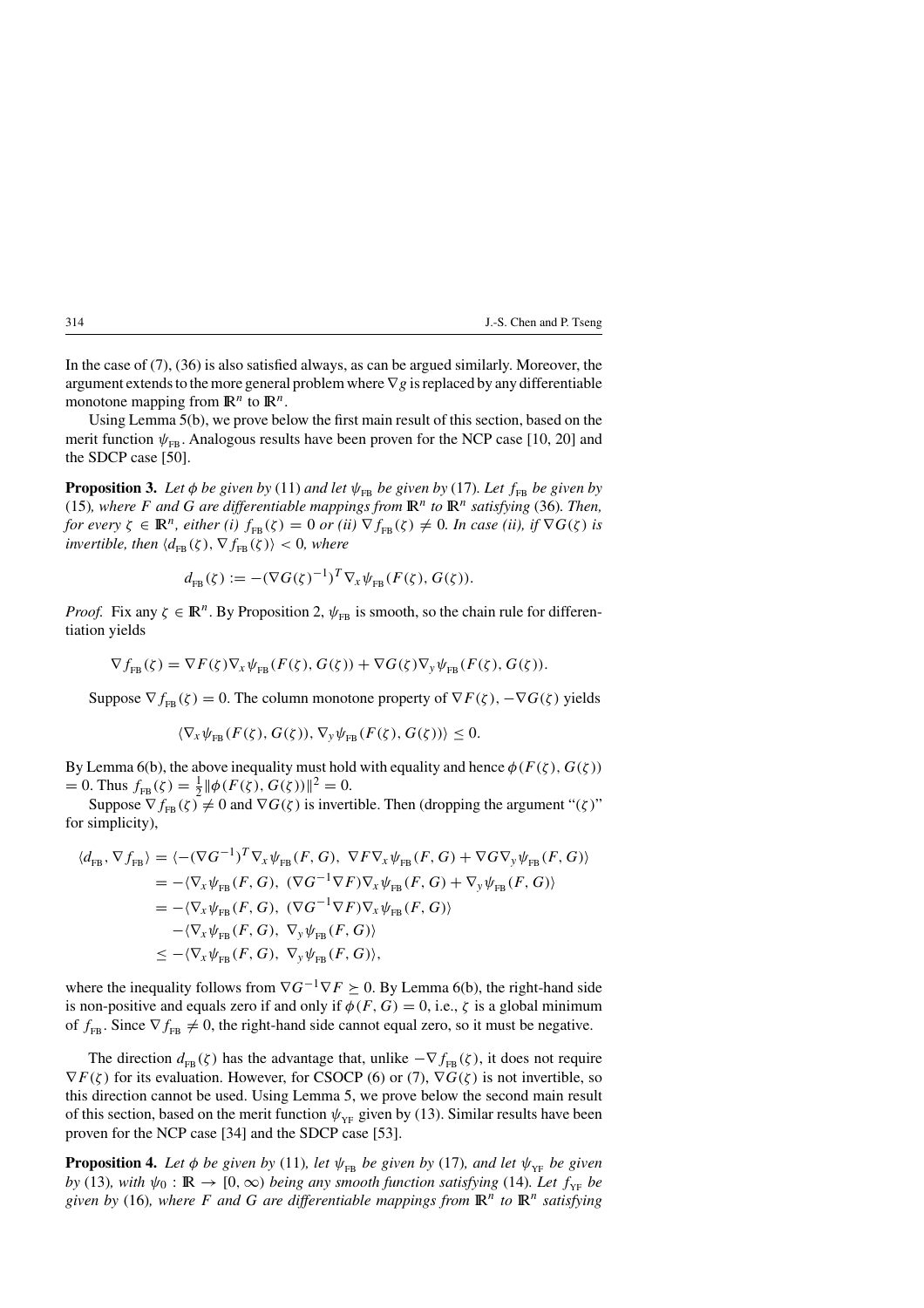In the case of (7), (36) is also satisfied always, as can be argued similarly. Moreover, the argument extends to the more general problem where $\nabla g$ is replaced by any differentiable monotone mapping from $\mathbb{R}^n$ to $\mathbb{R}^n$.

Using Lemma 5(b), we prove below the first main result of this section, based on the merit function $\psi_{\rm FB}$. Analogous results have been proven for the NCP case [10, 20] and the SDCP case [50].

**Proposition 3.** *Let $\phi$ be given by* (11) *and let $\psi_{\rm FB}$ be given by* (17)*. Let $f_{\rm FB}$ be given by* (15)*, where $F$ and $G$ are differentiable mappings from $\mathbb{R}^n$ to $\mathbb{R}^n$ satisfying* (36)*. Then, for every $\zeta \in \mathbb{R}^n$, either (i) $f_{\rm FB}(\zeta) = 0$ or (ii) $\nabla f_{\rm FB}(\zeta) \neq 0$. In case (ii), if $\nabla G(\zeta)$ is invertible, then $\langle d_{\rm FB}(\zeta), \nabla f_{\rm FB}(\zeta)\rangle < 0$, where*

$$d_{\rm FB}(\zeta) := -(\nabla G(\zeta)^{-1})^T \nabla_x \psi_{\rm FB}(F(\zeta), G(\zeta)).$$

*Proof.* Fix any $\zeta \in \mathbb{R}^n$. By Proposition 2, $\psi_{\rm FB}$ is smooth, so the chain rule for differentiation yields

$$\nabla f_{\rm FB}(\zeta) = \nabla F(\zeta)\nabla_x \psi_{\rm FB}(F(\zeta), G(\zeta)) + \nabla G(\zeta)\nabla_y \psi_{\rm FB}(F(\zeta), G(\zeta)).$$

Suppose $\nabla f_{\rm FB}(\zeta) = 0$. The column monotone property of $\nabla F(\zeta), -\nabla G(\zeta)$ yields

$$\langle \nabla_x \psi_{\rm FB}(F(\zeta), G(\zeta)), \nabla_y \psi_{\rm FB}(F(\zeta), G(\zeta))\rangle \leq 0.$$

By Lemma 6(b), the above inequality must hold with equality and hence $\phi(F(\zeta), G(\zeta)) = 0$. Thus $f_{\rm FB}(\zeta) = \frac{1}{2}\|\phi(F(\zeta), G(\zeta))\|^2 = 0$.

Suppose $\nabla f_{\rm FB}(\zeta) \neq 0$ and $\nabla G(\zeta)$ is invertible. Then (dropping the argument "$(\zeta)$" for simplicity),

$$\begin{aligned}
\langle d_{\rm FB}, \nabla f_{\rm FB}\rangle &= \langle -(\nabla G^{-1})^T \nabla_x \psi_{\rm FB}(F, G),\ \nabla F \nabla_x \psi_{\rm FB}(F, G) + \nabla G \nabla_y \psi_{\rm FB}(F, G)\rangle \\
&= -\langle \nabla_x \psi_{\rm FB}(F, G),\ (\nabla G^{-1}\nabla F)\nabla_x \psi_{\rm FB}(F, G) + \nabla_y \psi_{\rm FB}(F, G)\rangle \\
&= -\langle \nabla_x \psi_{\rm FB}(F, G),\ (\nabla G^{-1}\nabla F)\nabla_x \psi_{\rm FB}(F, G)\rangle \\
&\quad -\langle \nabla_x \psi_{\rm FB}(F, G),\ \nabla_y \psi_{\rm FB}(F, G)\rangle \\
&\leq -\langle \nabla_x \psi_{\rm FB}(F, G),\ \nabla_y \psi_{\rm FB}(F, G)\rangle,
\end{aligned}$$

where the inequality follows from $\nabla G^{-1}\nabla F \succeq 0$. By Lemma 6(b), the right-hand side is non-positive and equals zero if and only if $\phi(F, G) = 0$, i.e., $\zeta$ is a global minimum of $f_{\rm FB}$. Since $\nabla f_{\rm FB} \neq 0$, the right-hand side cannot equal zero, so it must be negative.

The direction $d_{\rm FB}(\zeta)$ has the advantage that, unlike $-\nabla f_{\rm FB}(\zeta)$, it does not require $\nabla F(\zeta)$ for its evaluation. However, for CSOCP (6) or (7), $\nabla G(\zeta)$ is not invertible, so this direction cannot be used. Using Lemma 5, we prove below the second main result of this section, based on the merit function $\psi_{\rm YF}$ given by (13). Similar results have been proven for the NCP case [34] and the SDCP case [53].

**Proposition 4.** *Let $\phi$ be given by* (11)*, let $\psi_{\rm FB}$ be given by* (17)*, and let $\psi_{\rm YF}$ be given by* (13)*, with $\psi_0 : \mathbb{R} \to [0, \infty)$ being any smooth function satisfying* (14)*. Let $f_{\rm YF}$ be given by* (16)*, where $F$ and $G$ are differentiable mappings from $\mathbb{R}^n$ to $\mathbb{R}^n$ satisfying*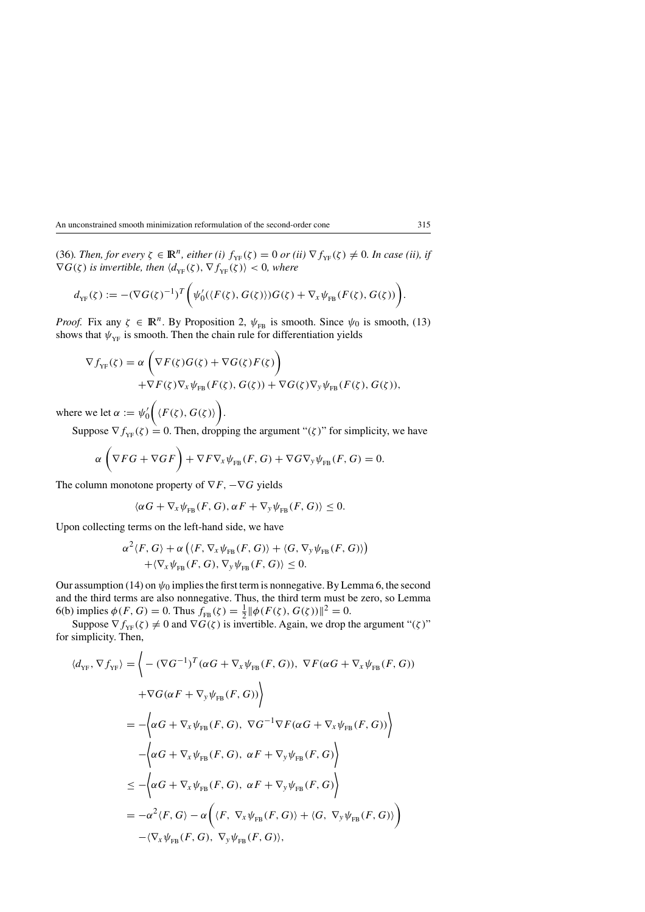(36). *Then, for every* $\zeta \in \mathbb{R}^n$, *either (i)* $f_{\text{YF}}(\zeta) = 0$ *or (ii)* $\nabla f_{\text{YF}}(\zeta) \neq 0$. *In case (ii), if* $\nabla G(\zeta)$ *is invertible, then* $\langle d_{\text{YF}}(\zeta), \nabla f_{\text{YF}}(\zeta)\rangle < 0$, *where*

$$d_{\text{YF}}(\zeta) := -(\nabla G(\zeta)^{-1})^T \bigg( \psi_0'(\langle F(\zeta), G(\zeta)\rangle) G(\zeta) + \nabla_x \psi_{\text{FB}}(F(\zeta), G(\zeta)) \bigg).$$

*Proof.* Fix any $\zeta \in \mathbb{R}^n$. By Proposition 2, $\psi_{\text{FB}}$ is smooth. Since $\psi_0$ is smooth, (13) shows that $\psi_{\text{YF}}$ is smooth. Then the chain rule for differentiation yields

$$\begin{aligned}
\nabla f_{\text{YF}}(\zeta) = {} & \alpha \left( \nabla F(\zeta) G(\zeta) + \nabla G(\zeta) F(\zeta) \right) \\
& + \nabla F(\zeta) \nabla_x \psi_{\text{FB}}(F(\zeta), G(\zeta)) + \nabla G(\zeta) \nabla_y \psi_{\text{FB}}(F(\zeta), G(\zeta)),
\end{aligned}$$

where we let $\alpha := \psi_0'\bigg( \langle F(\zeta), G(\zeta)\rangle \bigg)$.

Suppose $\nabla f_{\text{YF}}(\zeta) = 0$. Then, dropping the argument "$(\zeta)$" for simplicity, we have

$$\alpha \left( \nabla F G + \nabla G F \right) + \nabla F \nabla_x \psi_{\text{FB}}(F, G) + \nabla G \nabla_y \psi_{\text{FB}}(F, G) = 0.$$

The column monotone property of $\nabla F, -\nabla G$ yields

$$\langle \alpha G + \nabla_x \psi_{\text{FB}}(F, G), \alpha F + \nabla_y \psi_{\text{FB}}(F, G)\rangle \le 0.$$

Upon collecting terms on the left-hand side, we have

$$\begin{aligned}
& \alpha^2 \langle F, G\rangle + \alpha \left( \langle F, \nabla_x \psi_{\text{FB}}(F, G)\rangle + \langle G, \nabla_y \psi_{\text{FB}}(F, G)\rangle \right) \\
& \quad + \langle \nabla_x \psi_{\text{FB}}(F, G), \nabla_y \psi_{\text{FB}}(F, G)\rangle \le 0.
\end{aligned}$$

Our assumption (14) on $\psi_0$ implies the first term is nonnegative. By Lemma 6, the second and the third terms are also nonnegative. Thus, the third term must be zero, so Lemma 6(b) implies $\phi(F, G) = 0$. Thus $f_{\text{FB}}(\zeta) = \frac{1}{2}\|\phi(F(\zeta), G(\zeta))\|^2 = 0$.

Suppose $\nabla f_{\text{YF}}(\zeta) \neq 0$ and $\nabla G(\zeta)$ is invertible. Again, we drop the argument "$(\zeta)$" for simplicity. Then,

$$\begin{aligned}
\langle d_{\text{YF}}, \nabla f_{\text{YF}}\rangle &= \bigg\langle -(\nabla G^{-1})^T (\alpha G + \nabla_x \psi_{\text{FB}}(F, G)),\ \nabla F (\alpha G + \nabla_x \psi_{\text{FB}}(F, G)) \\
&\qquad + \nabla G (\alpha F + \nabla_y \psi_{\text{FB}}(F, G)) \bigg\rangle \\
&= -\bigg\langle \alpha G + \nabla_x \psi_{\text{FB}}(F, G),\ \nabla G^{-1} \nabla F (\alpha G + \nabla_x \psi_{\text{FB}}(F, G)) \bigg\rangle \\
&\quad -\bigg\langle \alpha G + \nabla_x \psi_{\text{FB}}(F, G),\ \alpha F + \nabla_y \psi_{\text{FB}}(F, G) \bigg\rangle \\
&\le -\bigg\langle \alpha G + \nabla_x \psi_{\text{FB}}(F, G),\ \alpha F + \nabla_y \psi_{\text{FB}}(F, G) \bigg\rangle \\
&= -\alpha^2 \langle F, G\rangle - \alpha \bigg( \langle F,\ \nabla_x \psi_{\text{FB}}(F, G)\rangle + \langle G,\ \nabla_y \psi_{\text{FB}}(F, G)\rangle \bigg) \\
&\quad - \langle \nabla_x \psi_{\text{FB}}(F, G),\ \nabla_y \psi_{\text{FB}}(F, G)\rangle,
\end{aligned}$$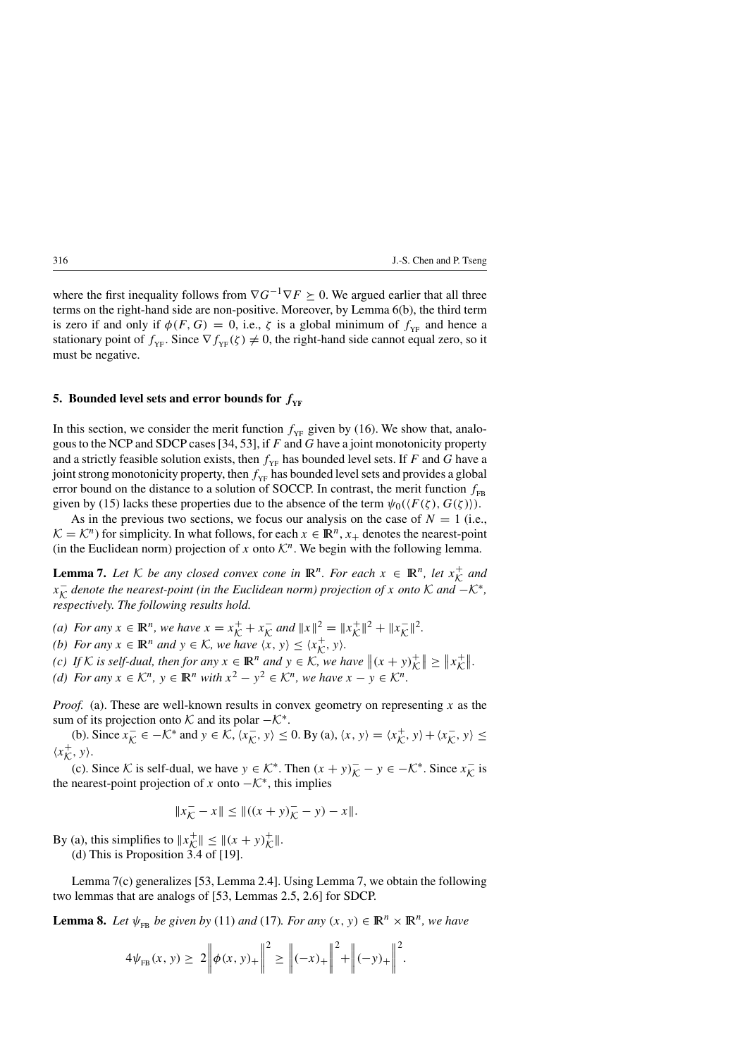where the first inequality follows from $\nabla G^{-1} \nabla F \succeq 0$. We argued earlier that all three terms on the right-hand side are non-positive. Moreover, by Lemma 6(b), the third term is zero if and only if $\phi(F, G) = 0$, i.e., $\zeta$ is a global minimum of $f_{\text{YF}}$ and hence a stationary point of $f_{\text{YF}}$. Since $\nabla f_{\text{YF}}(\zeta) \neq 0$, the right-hand side cannot equal zero, so it must be negative.

## 5. Bounded level sets and error bounds for $f_{\text{YF}}$

In this section, we consider the merit function $f_{\text{YF}}$ given by (16). We show that, analogous to the NCP and SDCP cases [34, 53], if $F$ and $G$ have a joint monotonicity property and a strictly feasible solution exists, then $f_{\text{YF}}$ has bounded level sets. If $F$ and $G$ have a joint strong monotonicity property, then $f_{\text{YF}}$ has bounded level sets and provides a global error bound on the distance to a solution of SOCCP. In contrast, the merit function $f_{\text{FB}}$ given by (15) lacks these properties due to the absence of the term $\psi_0(\langle F(\zeta), G(\zeta)\rangle)$.

As in the previous two sections, we focus our analysis on the case of $N = 1$ (i.e., $\mathcal{K} = \mathcal{K}^n$) for simplicity. In what follows, for each $x \in \mathbb{R}^n$, $x_+$ denotes the nearest-point (in the Euclidean norm) projection of $x$ onto $\mathcal{K}^n$. We begin with the following lemma.

**Lemma 7.** *Let $\mathcal{K}$ be any closed convex cone in $\mathbb{R}^n$. For each $x \in \mathbb{R}^n$, let $x^+_{\mathcal{K}}$ and $x^-_{\mathcal{K}}$ denote the nearest-point (in the Euclidean norm) projection of $x$ onto $\mathcal{K}$ and $-\mathcal{K}^*$, respectively. The following results hold.*

*(a) For any $x \in \mathbb{R}^n$, we have $x = x^+_{\mathcal{K}} + x^-_{\mathcal{K}}$ and $\|x\|^2 = \|x^+_{\mathcal{K}}\|^2 + \|x^-_{\mathcal{K}}\|^2$.*
*(b) For any $x \in \mathbb{R}^n$ and $y \in \mathcal{K}$, we have $\langle x, y\rangle \leq \langle x^+_{\mathcal{K}}, y\rangle$.*
*(c) If $\mathcal{K}$ is self-dual, then for any $x \in \mathbb{R}^n$ and $y \in \mathcal{K}$, we have $\|(x+y)^+_{\mathcal{K}}\| \geq \|x^+_{\mathcal{K}}\|$.*
*(d) For any $x \in \mathcal{K}^n$, $y \in \mathbb{R}^n$ with $x^2 - y^2 \in \mathcal{K}^n$, we have $x - y \in \mathcal{K}^n$.*

*Proof.* (a). These are well-known results in convex geometry on representing $x$ as the sum of its projection onto $\mathcal{K}$ and its polar $-\mathcal{K}^*$.

(b). Since $x^-_{\mathcal{K}} \in -\mathcal{K}^*$ and $y \in \mathcal{K}$, $\langle x^-_{\mathcal{K}}, y\rangle \leq 0$. By (a), $\langle x, y\rangle = \langle x^+_{\mathcal{K}}, y\rangle + \langle x^-_{\mathcal{K}}, y\rangle \leq \langle x^+_{\mathcal{K}}, y\rangle$.

(c). Since $\mathcal{K}$ is self-dual, we have $y \in \mathcal{K}^*$. Then $(x+y)^-_{\mathcal{K}} - y \in -\mathcal{K}^*$. Since $x^-_{\mathcal{K}}$ is the nearest-point projection of $x$ onto $-\mathcal{K}^*$, this implies

$$\|x^-_{\mathcal{K}} - x\| \leq \|((x+y)^-_{\mathcal{K}} - y) - x\|.$$

By (a), this simplifies to $\|x^+_{\mathcal{K}}\| \leq \|(x+y)^+_{\mathcal{K}}\|$.

(d) This is Proposition 3.4 of [19].

Lemma 7(c) generalizes [53, Lemma 2.4]. Using Lemma 7, we obtain the following two lemmas that are analogs of [53, Lemmas 2.5, 2.6] for SDCP.

**Lemma 8.** *Let $\psi_{\text{FB}}$ be given by* (11) *and* (17)*. For any $(x, y) \in \mathbb{R}^n \times \mathbb{R}^n$, we have*

$$4\psi_{\text{FB}}(x, y) \geq 2\left\|\phi(x, y)_+\right\|^2 \geq \left\|(-x)_+\right\|^2 + \left\|(-y)_+\right\|^2.$$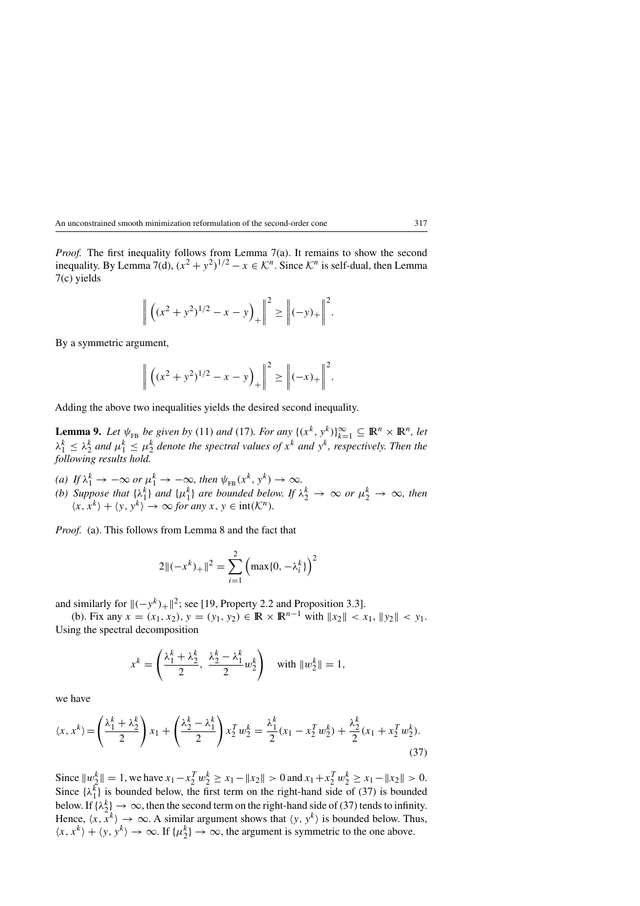*Proof.* The first inequality follows from Lemma 7(a). It remains to show the second inequality. By Lemma 7(d), $(x^2 + y^2)^{1/2} - x \in \mathcal{K}^n$. Since $\mathcal{K}^n$ is self-dual, then Lemma 7(c) yields

$$\left\| \left( (x^2 + y^2)^{1/2} - x - y \right)_+ \right\|^2 \geq \left\| (-y)_+ \right\|^2.$$

By a symmetric argument,

$$\left\| \left( (x^2 + y^2)^{1/2} - x - y \right)_+ \right\|^2 \geq \left\| (-x)_+ \right\|^2.$$

Adding the above two inequalities yields the desired second inequality.

**Lemma 9.** *Let $\psi_{\text{FB}}$ be given by* (11) *and* (17). *For any $\{(x^k, y^k)\}_{k=1}^{\infty} \subseteq \mathbb{R}^n \times \mathbb{R}^n$, let $\lambda_1^k \leq \lambda_2^k$ and $\mu_1^k \leq \mu_2^k$ denote the spectral values of $x^k$ and $y^k$, respectively. Then the following results hold.*

*(a) If $\lambda_1^k \to -\infty$ or $\mu_1^k \to -\infty$, then $\psi_{\text{FB}}(x^k, y^k) \to \infty$.*

*(b) Suppose that $\{\lambda_1^k\}$ and $\{\mu_1^k\}$ are bounded below. If $\lambda_2^k \to \infty$ or $\mu_2^k \to \infty$, then $\langle x, x^k \rangle + \langle y, y^k \rangle \to \infty$ for any $x, y \in \text{int}(\mathcal{K}^n)$.*

*Proof.* (a). This follows from Lemma 8 and the fact that

$$2\|(-x^k)_+\|^2 = \sum_{i=1}^{2} \left( \max\{0, -\lambda_i^k\} \right)^2$$

and similarly for $\|(-y^k)_+\|^2$; see [19, Property 2.2 and Proposition 3.3].

(b). Fix any $x = (x_1, x_2)$, $y = (y_1, y_2) \in \mathbb{R} \times \mathbb{R}^{n-1}$ with $\|x_2\| < x_1$, $\|y_2\| < y_1$. Using the spectral decomposition

$$x^k = \left( \frac{\lambda_1^k + \lambda_2^k}{2},\ \frac{\lambda_2^k - \lambda_1^k}{2} w_2^k \right) \quad \text{with } \|w_2^k\| = 1,$$

we have

$$\langle x, x^k \rangle = \left( \frac{\lambda_1^k + \lambda_2^k}{2} \right) x_1 + \left( \frac{\lambda_2^k - \lambda_1^k}{2} \right) x_2^T w_2^k = \frac{\lambda_1^k}{2}(x_1 - x_2^T w_2^k) + \frac{\lambda_2^k}{2}(x_1 + x_2^T w_2^k). \tag{37}$$

Since $\|w_2^k\| = 1$, we have $x_1 - x_2^T w_2^k \geq x_1 - \|x_2\| > 0$ and $x_1 + x_2^T w_2^k \geq x_1 - \|x_2\| > 0$. Since $\{\lambda_1^k\}$ is bounded below, the first term on the right-hand side of (37) is bounded below. If $\{\lambda_2^k\} \to \infty$, then the second term on the right-hand side of (37) tends to infinity. Hence, $\langle x, x^k \rangle \to \infty$. A similar argument shows that $\langle y, y^k \rangle$ is bounded below. Thus, $\langle x, x^k \rangle + \langle y, y^k \rangle \to \infty$. If $\{\mu_2^k\} \to \infty$, the argument is symmetric to the one above.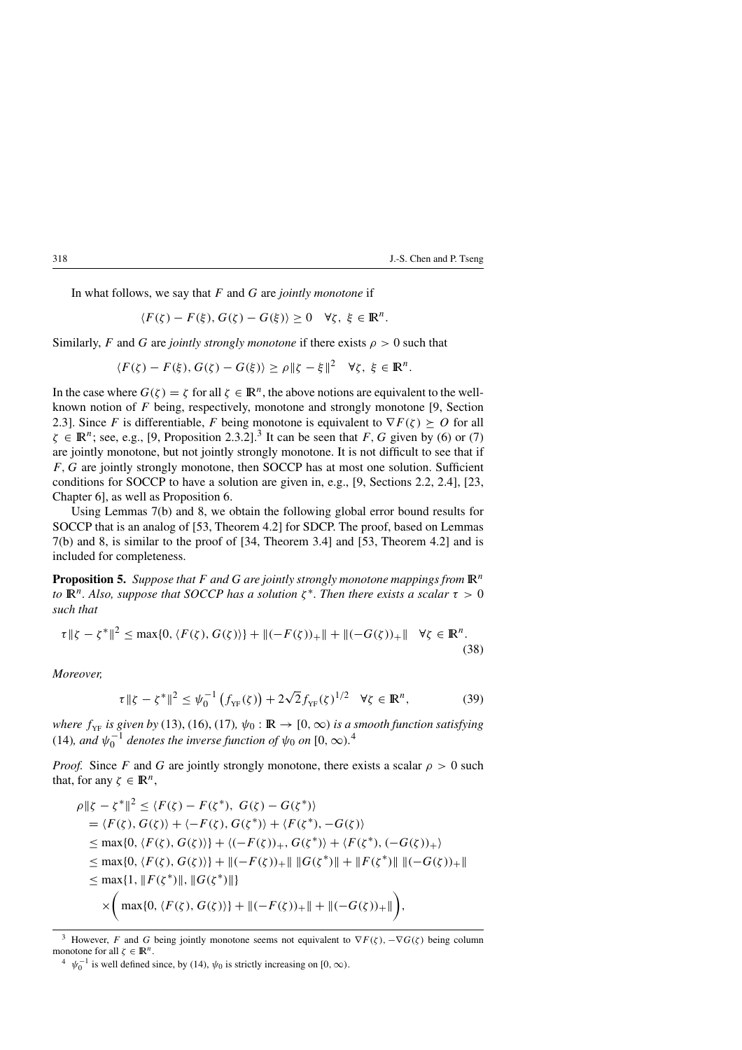In what follows, we say that $F$ and $G$ are *jointly monotone* if

$$\langle F(\zeta) - F(\xi), G(\zeta) - G(\xi)\rangle \geq 0 \quad \forall \zeta,\ \xi \in \mathbb{R}^n.$$

Similarly, $F$ and $G$ are *jointly strongly monotone* if there exists $\rho > 0$ such that

$$\langle F(\zeta) - F(\xi), G(\zeta) - G(\xi)\rangle \geq \rho\|\zeta - \xi\|^2 \quad \forall \zeta,\ \xi \in \mathbb{R}^n.$$

In the case where $G(\zeta) = \zeta$ for all $\zeta \in \mathbb{R}^n$, the above notions are equivalent to the well-known notion of $F$ being, respectively, monotone and strongly monotone [9, Section 2.3]. Since $F$ is differentiable, $F$ being monotone is equivalent to $\nabla F(\zeta) \succeq O$ for all $\zeta \in \mathbb{R}^n$; see, e.g., [9, Proposition 2.3.2].[3] It can be seen that $F, G$ given by (6) or (7) are jointly monotone, but not jointly strongly monotone. It is not difficult to see that if $F, G$ are jointly strongly monotone, then SOCCP has at most one solution. Sufficient conditions for SOCCP to have a solution are given in, e.g., [9, Sections 2.2, 2.4], [23, Chapter 6], as well as Proposition 6.

Using Lemmas 7(b) and 8, we obtain the following global error bound results for SOCCP that is an analog of [53, Theorem 4.2] for SDCP. The proof, based on Lemmas 7(b) and 8, is similar to the proof of [34, Theorem 3.4] and [53, Theorem 4.2] and is included for completeness.

**Proposition 5.** *Suppose that $F$ and $G$ are jointly strongly monotone mappings from $\mathbb{R}^n$ to $\mathbb{R}^n$. Also, suppose that SOCCP has a solution $\zeta^*$. Then there exists a scalar $\tau > 0$ such that*

$$\tau\|\zeta - \zeta^*\|^2 \leq \max\{0, \langle F(\zeta), G(\zeta)\rangle\} + \|(-F(\zeta))_+\| + \|(-G(\zeta))_+\| \quad \forall \zeta \in \mathbb{R}^n. \tag{38}$$

*Moreover,*

$$\tau\|\zeta - \zeta^*\|^2 \leq \psi_0^{-1}\left(f_{\text{YF}}(\zeta)\right) + 2\sqrt{2} f_{\text{YF}}(\zeta)^{1/2} \quad \forall \zeta \in \mathbb{R}^n, \tag{39}$$

*where $f_{\text{YF}}$ is given by* (13), (16), (17)*, $\psi_0 : \mathbb{R} \to [0, \infty)$ is a smooth function satisfying* (14)*, and $\psi_0^{-1}$ denotes the inverse function of $\psi_0$ on $[0, \infty)$.*[4]

*Proof.* Since $F$ and $G$ are jointly strongly monotone, there exists a scalar $\rho > 0$ such that, for any $\zeta \in \mathbb{R}^n$,

$$\begin{aligned}
\rho\|\zeta - \zeta^*\|^2 &\leq \langle F(\zeta) - F(\zeta^*),\ G(\zeta) - G(\zeta^*)\rangle \\
&= \langle F(\zeta), G(\zeta)\rangle + \langle -F(\zeta), G(\zeta^*)\rangle + \langle F(\zeta^*), -G(\zeta)\rangle \\
&\leq \max\{0, \langle F(\zeta), G(\zeta)\rangle\} + \langle (-F(\zeta))_+, G(\zeta^*)\rangle + \langle F(\zeta^*), (-G(\zeta))_+\rangle \\
&\leq \max\{0, \langle F(\zeta), G(\zeta)\rangle\} + \|(-F(\zeta))_+\|\,\|G(\zeta^*)\| + \|F(\zeta^*)\|\,\|(-G(\zeta))_+\| \\
&\leq \max\{1, \|F(\zeta^*)\|, \|G(\zeta^*)\|\} \\
&\quad \times \bigg( \max\{0, \langle F(\zeta), G(\zeta)\rangle\} + \|(-F(\zeta))_+\| + \|(-G(\zeta))_+\| \bigg),
\end{aligned}$$

[3] However, $F$ and $G$ being jointly monotone seems not equivalent to $\nabla F(\zeta), -\nabla G(\zeta)$ being column monotone for all $\zeta \in \mathbb{R}^n$.

[4] $\psi_0^{-1}$ is well defined since, by (14), $\psi_0$ is strictly increasing on $[0, \infty)$.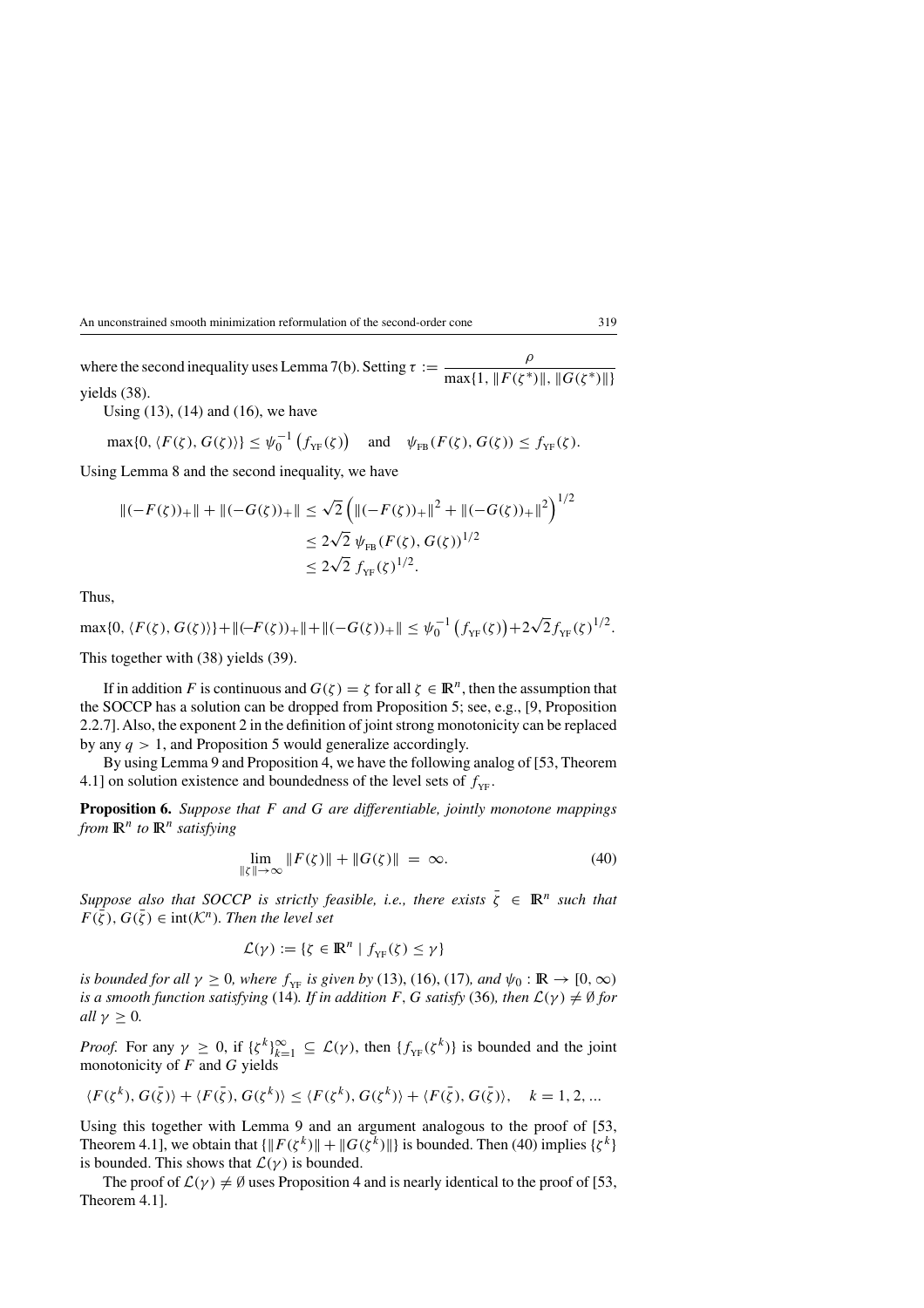where the second inequality uses Lemma 7(b). Setting $\tau := \dfrac{\rho}{\max\{1, \|F(\zeta^*)\|, \|G(\zeta^*)\|\}}$ yields (38).

Using (13), (14) and (16), we have

$$\max\{0, \langle F(\zeta), G(\zeta)\rangle\} \le \psi_0^{-1}\left(f_{\mathrm{YF}}(\zeta)\right) \quad \text{and} \quad \psi_{\mathrm{FB}}(F(\zeta), G(\zeta)) \le f_{\mathrm{YF}}(\zeta).$$

Using Lemma 8 and the second inequality, we have

$$\begin{aligned}
\|(-F(\zeta))_+\| + \|(-G(\zeta))_+\| &\le \sqrt{2}\left(\|(-F(\zeta))_+\|^2 + \|(-G(\zeta))_+\|^2\right)^{1/2} \\
&\le 2\sqrt{2}\,\psi_{\mathrm{FB}}(F(\zeta), G(\zeta))^{1/2} \\
&\le 2\sqrt{2}\, f_{\mathrm{YF}}(\zeta)^{1/2}.
\end{aligned}$$

Thus,

$$\max\{0, \langle F(\zeta), G(\zeta)\rangle\} + \|(-F(\zeta))_+\| + \|(-G(\zeta))_+\| \le \psi_0^{-1}\left(f_{\mathrm{YF}}(\zeta)\right) + 2\sqrt{2} f_{\mathrm{YF}}(\zeta)^{1/2}.$$

This together with (38) yields (39).

If in addition $F$ is continuous and $G(\zeta) = \zeta$ for all $\zeta \in \mathbb{R}^n$, then the assumption that the SOCCP has a solution can be dropped from Proposition 5; see, e.g., [9, Proposition 2.2.7]. Also, the exponent 2 in the definition of joint strong monotonicity can be replaced by any $q > 1$, and Proposition 5 would generalize accordingly.

By using Lemma 9 and Proposition 4, we have the following analog of [53, Theorem 4.1] on solution existence and boundedness of the level sets of $f_{\mathrm{YF}}$.

**Proposition 6.** *Suppose that $F$ and $G$ are differentiable, jointly monotone mappings from $\mathbb{R}^n$ to $\mathbb{R}^n$ satisfying*

$$\lim_{\|\zeta\|\to\infty} \|F(\zeta)\| + \|G(\zeta)\| = \infty. \tag{40}$$

*Suppose also that SOCCP is strictly feasible, i.e., there exists $\bar{\zeta} \in \mathbb{R}^n$ such that $F(\bar{\zeta}), G(\bar{\zeta}) \in \mathrm{int}(\mathcal{K}^n)$. Then the level set*

$$\mathcal{L}(\gamma) := \{\zeta \in \mathbb{R}^n \mid f_{\mathrm{YF}}(\zeta) \le \gamma\}$$

*is bounded for all $\gamma \ge 0$, where $f_{\mathrm{YF}}$ is given by* (13), (16), (17), *and $\psi_0 : \mathbb{R} \to [0, \infty)$ is a smooth function satisfying* (14)*. If in addition $F, G$ satisfy* (36)*, then $\mathcal{L}(\gamma) \ne \emptyset$ for all $\gamma \ge 0$.*

*Proof.* For any $\gamma \ge 0$, if $\{\zeta^k\}_{k=1}^{\infty} \subseteq \mathcal{L}(\gamma)$, then $\{f_{\mathrm{YF}}(\zeta^k)\}$ is bounded and the joint monotonicity of $F$ and $G$ yields

$$\langle F(\zeta^k), G(\bar{\zeta})\rangle + \langle F(\bar{\zeta}), G(\zeta^k)\rangle \le \langle F(\zeta^k), G(\zeta^k)\rangle + \langle F(\bar{\zeta}), G(\bar{\zeta})\rangle, \quad k = 1, 2, \ldots$$

Using this together with Lemma 9 and an argument analogous to the proof of [53, Theorem 4.1], we obtain that $\{\|F(\zeta^k)\| + \|G(\zeta^k)\|\}$ is bounded. Then (40) implies $\{\zeta^k\}$ is bounded. This shows that $\mathcal{L}(\gamma)$ is bounded.

The proof of $\mathcal{L}(\gamma) \ne \emptyset$ uses Proposition 4 and is nearly identical to the proof of [53, Theorem 4.1].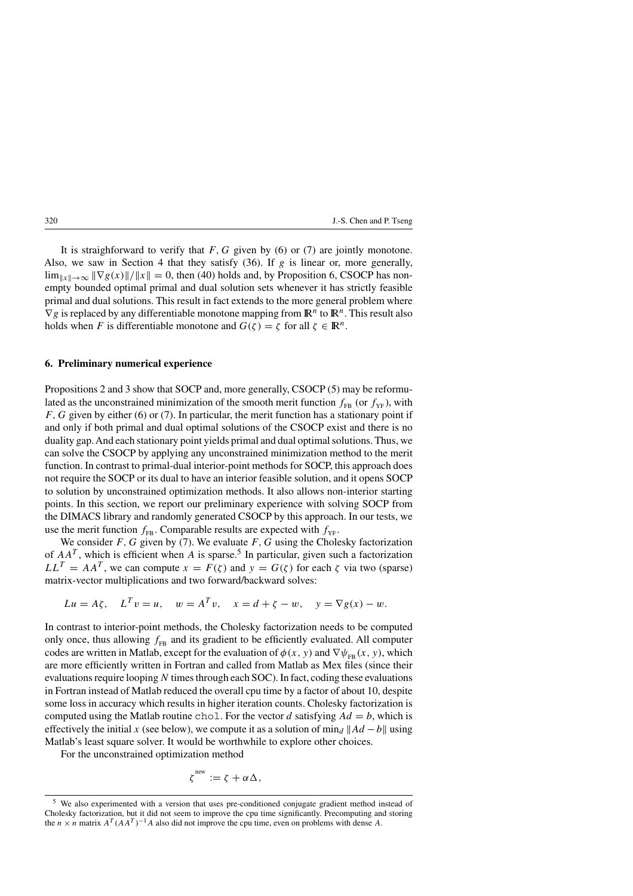It is straighforward to verify that $F, G$ given by (6) or (7) are jointly monotone. Also, we saw in Section 4 that they satisfy (36). If $g$ is linear or, more generally, $\lim_{\|x\|\to\infty} \|\nabla g(x)\|/\|x\| = 0$, then (40) holds and, by Proposition 6, CSOCP has nonempty bounded optimal primal and dual solution sets whenever it has strictly feasible primal and dual solutions. This result in fact extends to the more general problem where $\nabla g$ is replaced by any differentiable monotone mapping from $\mathbb{R}^n$ to $\mathbb{R}^n$. This result also holds when $F$ is differentiable monotone and $G(\zeta) = \zeta$ for all $\zeta \in \mathbb{R}^n$.

## 6. Preliminary numerical experience

Propositions 2 and 3 show that SOCP and, more generally, CSOCP (5) may be reformulated as the unconstrained minimization of the smooth merit function $f_{\text{FB}}$ (or $f_{\text{YF}}$), with $F, G$ given by either (6) or (7). In particular, the merit function has a stationary point if and only if both primal and dual optimal solutions of the CSOCP exist and there is no duality gap. And each stationary point yields primal and dual optimal solutions. Thus, we can solve the CSOCP by applying any unconstrained minimization method to the merit function. In contrast to primal-dual interior-point methods for SOCP, this approach does not require the SOCP or its dual to have an interior feasible solution, and it opens SOCP to solution by unconstrained optimization methods. It also allows non-interior starting points. In this section, we report our preliminary experience with solving SOCP from the DIMACS library and randomly generated CSOCP by this approach. In our tests, we use the merit function $f_{\text{FB}}$. Comparable results are expected with $f_{\text{YF}}$.

We consider $F, G$ given by (7). We evaluate $F, G$ using the Cholesky factorization of $AA^T$, which is efficient when $A$ is sparse.[5] In particular, given such a factorization $LL^T = AA^T$, we can compute $x = F(\zeta)$ and $y = G(\zeta)$ for each $\zeta$ via two (sparse) matrix-vector multiplications and two forward/backward solves:

$$Lu = A\zeta, \quad L^T v = u, \quad w = A^T v, \quad x = d + \zeta - w, \quad y = \nabla g(x) - w.$$

In contrast to interior-point methods, the Cholesky factorization needs to be computed only once, thus allowing $f_{\text{FB}}$ and its gradient to be efficiently evaluated. All computer codes are written in Matlab, except for the evaluation of $\phi(x, y)$ and $\nabla \psi_{\text{FB}}(x, y)$, which are more efficiently written in Fortran and called from Matlab as Mex files (since their evaluations require looping $N$ times through each SOC). In fact, coding these evaluations in Fortran instead of Matlab reduced the overall cpu time by a factor of about 10, despite some loss in accuracy which results in higher iteration counts. Cholesky factorization is computed using the Matlab routine `chol`. For the vector $d$ satisfying $Ad = b$, which is effectively the initial $x$ (see below), we compute it as a solution of $\min_d \|Ad - b\|$ using Matlab's least square solver. It would be worthwhile to explore other choices.

For the unconstrained optimization method

$$\zeta^{\text{new}} := \zeta + \alpha\Delta,$$

[5] We also experimented with a version that uses pre-conditioned conjugate gradient method instead of Cholesky factorization, but it did not seem to improve the cpu time significantly. Precomputing and storing the $n \times n$ matrix $A^T(AA^T)^{-1}A$ also did not improve the cpu time, even on problems with dense $A$.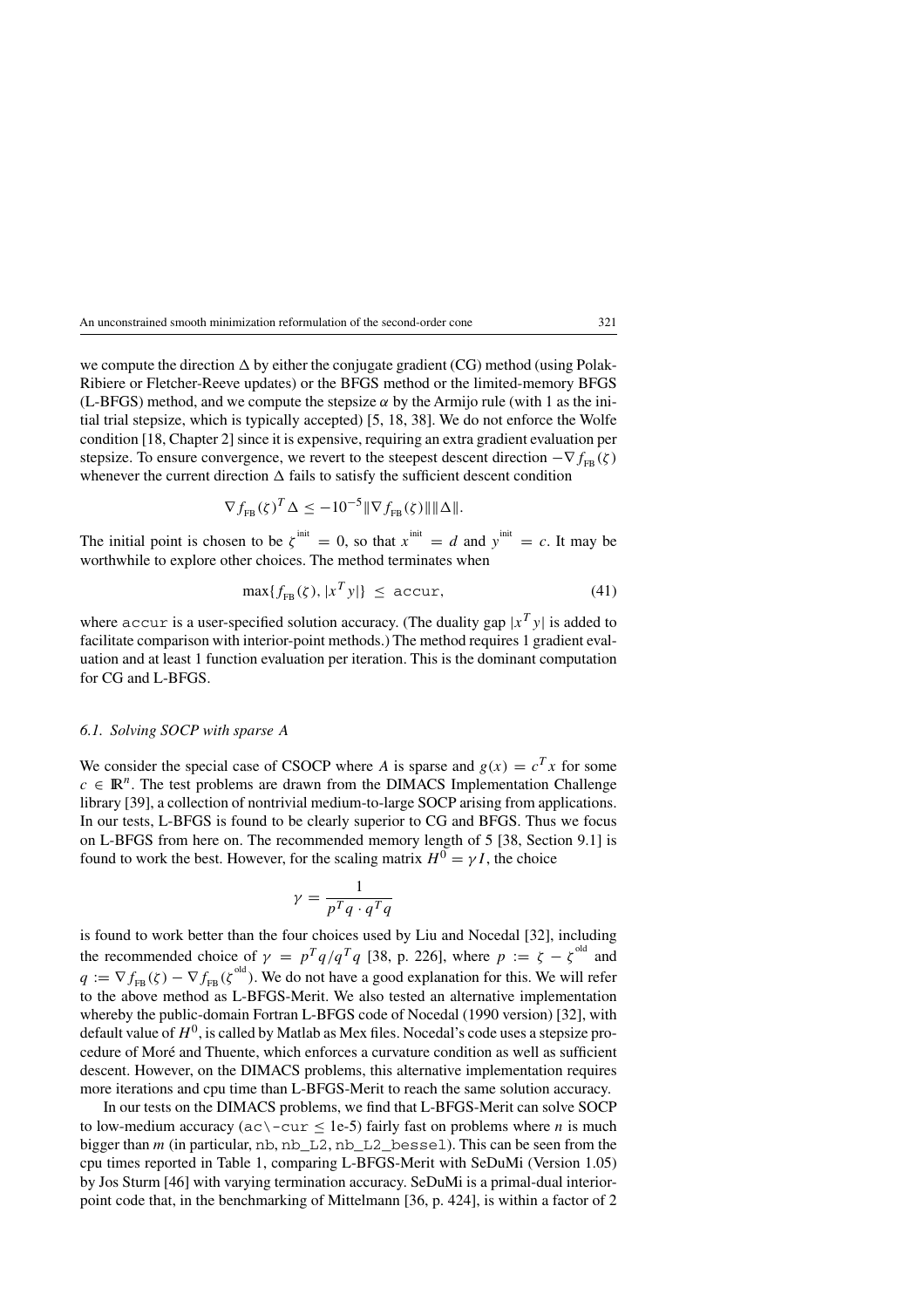we compute the direction $\Delta$ by either the conjugate gradient (CG) method (using Polak-Ribiere or Fletcher-Reeve updates) or the BFGS method or the limited-memory BFGS (L-BFGS) method, and we compute the stepsize $\alpha$ by the Armijo rule (with 1 as the initial trial stepsize, which is typically accepted) [5, 18, 38]. We do not enforce the Wolfe condition [18, Chapter 2] since it is expensive, requiring an extra gradient evaluation per stepsize. To ensure convergence, we revert to the steepest descent direction $-\nabla f_{\text{FB}}(\zeta)$ whenever the current direction $\Delta$ fails to satisfy the sufficient descent condition

$$\nabla f_{\text{FB}}(\zeta)^T \Delta \leq -10^{-5} \|\nabla f_{\text{FB}}(\zeta)\| \|\Delta\|.$$

The initial point is chosen to be $\zeta^{\text{init}} = 0$, so that $x^{\text{init}} = d$ and $y^{\text{init}} = c$. It may be worthwhile to explore other choices. The method terminates when

$$\max\{f_{\text{FB}}(\zeta), |x^T y|\} \leq \texttt{accur}, \tag{41}$$

where `accur` is a user-specified solution accuracy. (The duality gap $|x^T y|$ is added to facilitate comparison with interior-point methods.) The method requires 1 gradient evaluation and at least 1 function evaluation per iteration. This is the dominant computation for CG and L-BFGS.

### *6.1. Solving SOCP with sparse A*

We consider the special case of CSOCP where $A$ is sparse and $g(x) = c^T x$ for some $c \in \mathbb{R}^n$. The test problems are drawn from the DIMACS Implementation Challenge library [39], a collection of nontrivial medium-to-large SOCP arising from applications. In our tests, L-BFGS is found to be clearly superior to CG and BFGS. Thus we focus on L-BFGS from here on. The recommended memory length of 5 [38, Section 9.1] is found to work the best. However, for the scaling matrix $H^0 = \gamma I$, the choice

$$\gamma = \frac{1}{p^T q \cdot q^T q}$$

is found to work better than the four choices used by Liu and Nocedal [32], including the recommended choice of $\gamma = p^T q / q^T q$ [38, p. 226], where $p := \zeta - \zeta^{\text{old}}$ and $q := \nabla f_{\text{FB}}(\zeta) - \nabla f_{\text{FB}}(\zeta^{\text{old}})$. We do not have a good explanation for this. We will refer to the above method as L-BFGS-Merit. We also tested an alternative implementation whereby the public-domain Fortran L-BFGS code of Nocedal (1990 version) [32], with default value of $H^0$, is called by Matlab as Mex files. Nocedal's code uses a stepsize procedure of Moré and Thuente, which enforces a curvature condition as well as sufficient descent. However, on the DIMACS problems, this alternative implementation requires more iterations and cpu time than L-BFGS-Merit to reach the same solution accuracy.

In our tests on the DIMACS problems, we find that L-BFGS-Merit can solve SOCP to low-medium accuracy (`ac\-cur` $\leq$ 1e-5) fairly fast on problems where $n$ is much bigger than $m$ (in particular, `nb`, `nb_L2`, `nb_L2_bessel`). This can be seen from the cpu times reported in Table 1, comparing L-BFGS-Merit with SeDuMi (Version 1.05) by Jos Sturm [46] with varying termination accuracy. SeDuMi is a primal-dual interior-point code that, in the benchmarking of Mittelmann [36, p. 424], is within a factor of 2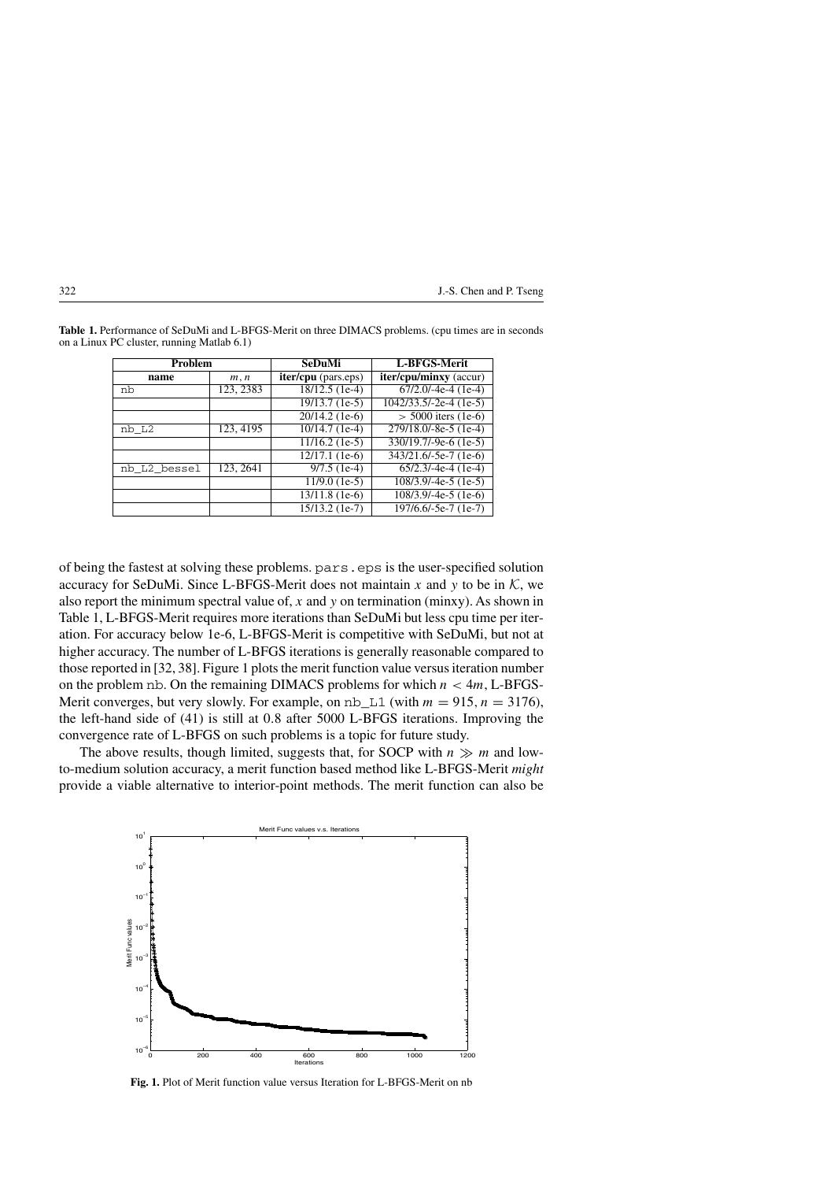**Table 1.** Performance of SeDuMi and L-BFGS-Merit on three DIMACS problems. (cpu times are in seconds on a Linux PC cluster, running Matlab 6.1)

| Problem | | SeDuMi | L-BFGS-Merit |
|---|---|---|---|
| **name** | $m, n$ | **iter/cpu** (pars.eps) | **iter/cpu/minxy** (accur) |
| nb | 123, 2383 | 18/12.5 (1e-4) | 67/2.0/-4e-4 (1e-4) |
| | | 19/13.7 (1e-5) | 1042/33.5/-2e-4 (1e-5) |
| | | 20/14.2 (1e-6) | $>$ 5000 iters (1e-6) |
| nb_L2 | 123, 4195 | 10/14.7 (1e-4) | 279/18.0/-8e-5 (1e-4) |
| | | 11/16.2 (1e-5) | 330/19.7/-9e-6 (1e-5) |
| | | 12/17.1 (1e-6) | 343/21.6/-5e-7 (1e-6) |
| nb_L2_bessel | 123, 2641 | 9/7.5 (1e-4) | 65/2.3/-4e-4 (1e-4) |
| | | 11/9.0 (1e-5) | 108/3.9/-4e-5 (1e-5) |
| | | 13/11.8 (1e-6) | 108/3.9/-4e-5 (1e-6) |
| | | 15/13.2 (1e-7) | 197/6.6/-5e-7 (1e-7) |

of being the fastest at solving these problems. pars.eps is the user-specified solution accuracy for SeDuMi. Since L-BFGS-Merit does not maintain $x$ and $y$ to be in $\mathcal{K}$, we also report the minimum spectral value of, $x$ and $y$ on termination (minxy). As shown in Table 1, L-BFGS-Merit requires more iterations than SeDuMi but less cpu time per iteration. For accuracy below 1e-6, L-BFGS-Merit is competitive with SeDuMi, but not at higher accuracy. The number of L-BFGS iterations is generally reasonable compared to those reported in [32, 38]. Figure 1 plots the merit function value versus iteration number on the problem nb. On the remaining DIMACS problems for which $n < 4m$, L-BFGS-Merit converges, but very slowly. For example, on nb_L1 (with $m = 915$, $n = 3176$), the left-hand side of (41) is still at 0.8 after 5000 L-BFGS iterations. Improving the convergence rate of L-BFGS on such problems is a topic for future study.

The above results, though limited, suggests that, for SOCP with $n \gg m$ and low-to-medium solution accuracy, a merit function based method like L-BFGS-Merit *might* provide a viable alternative to interior-point methods. The merit function can also be

**Fig. 1.** Plot of Merit function value versus Iteration for L-BFGS-Merit on nb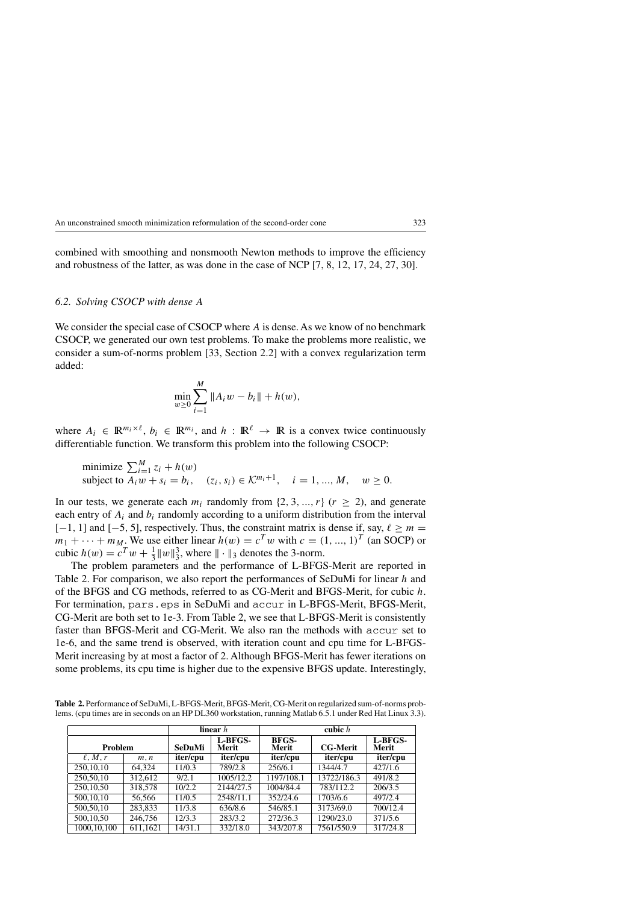combined with smoothing and nonsmooth Newton methods to improve the efficiency and robustness of the latter, as was done in the case of NCP [7, 8, 12, 17, 24, 27, 30].

### *6.2. Solving CSOCP with dense A*

We consider the special case of CSOCP where $A$ is dense. As we know of no benchmark CSOCP, we generated our own test problems. To make the problems more realistic, we consider a sum-of-norms problem [33, Section 2.2] with a convex regularization term added:

$$\min_{w \geq 0} \sum_{i=1}^{M} \|A_i w - b_i\| + h(w),$$

where $A_i \in \mathbb{R}^{m_i \times \ell}$, $b_i \in \mathbb{R}^{m_i}$, and $h : \mathbb{R}^\ell \to \mathbb{R}$ is a convex twice continuously differentiable function. We transform this problem into the following CSOCP:

$$\begin{array}{l} \text{minimize } \sum_{i=1}^{M} z_i + h(w) \\ \text{subject to } A_i w + s_i = b_i, \quad (z_i, s_i) \in \mathcal{K}^{m_i+1}, \quad i = 1, ..., M, \quad w \geq 0. \end{array}$$

In our tests, we generate each $m_i$ randomly from $\{2, 3, ..., r\}$ $(r \geq 2)$, and generate each entry of $A_i$ and $b_i$ randomly according to a uniform distribution from the interval $[-1, 1]$ and $[-5, 5]$, respectively. Thus, the constraint matrix is dense if, say, $\ell \geq m = m_1 + \cdots + m_M$. We use either linear $h(w) = c^T w$ with $c = (1, ..., 1)^T$ (an SOCP) or cubic $h(w) = c^T w + \frac{1}{3}\|w\|_3^3$, where $\|\cdot\|_3$ denotes the 3-norm.

The problem parameters and the performance of L-BFGS-Merit are reported in Table 2. For comparison, we also report the performances of SeDuMi for linear $h$ and of the BFGS and CG methods, referred to as CG-Merit and BFGS-Merit, for cubic $h$. For termination, `pars.eps` in SeDuMi and `accur` in L-BFGS-Merit, BFGS-Merit, CG-Merit are both set to 1e-3. From Table 2, we see that L-BFGS-Merit is consistently faster than BFGS-Merit and CG-Merit. We also ran the methods with `accur` set to 1e-6, and the same trend is observed, with iteration count and cpu time for L-BFGS-Merit increasing by at most a factor of 2. Although BFGS-Merit has fewer iterations on some problems, its cpu time is higher due to the expensive BFGS update. Interestingly,

**Table 2.** Performance of SeDuMi, L-BFGS-Merit, BFGS-Merit, CG-Merit on regularized sum-of-norms problems. (cpu times are in seconds on an HP DL360 workstation, running Matlab 6.5.1 under Red Hat Linux 3.3).

| Problem | | linear $h$ | | cubic $h$ | | |
|---|---|---|---|---|---|---|
| | | **SeDuMi** | **L-BFGS-Merit** | **BFGS-Merit** | **CG-Merit** | **L-BFGS-Merit** |
| $\ell, M, r$ | $m, n$ | **iter/cpu** | **iter/cpu** | **iter/cpu** | **iter/cpu** | **iter/cpu** |
| 250,10,10 | 64,324 | 11/0.3 | 789/2.8 | 256/6.1 | 1344/4.7 | 427/1.6 |
| 250,50,10 | 312,612 | 9/2.1 | 1005/12.2 | 1197/108.1 | 13722/186.3 | 491/8.2 |
| 250,10,50 | 318,578 | 10/2.2 | 2144/27.5 | 1004/84.4 | 783/112.2 | 206/3.5 |
| 500,10,10 | 56,566 | 11/0.5 | 2548/11.1 | 352/24.6 | 1703/6.6 | 497/2.4 |
| 500,50,10 | 283,833 | 11/3.8 | 636/8.6 | 546/85.1 | 3173/69.0 | 700/12.4 |
| 500,10,50 | 246,756 | 12/3.3 | 283/3.2 | 272/36.3 | 1290/23.0 | 371/5.6 |
| 1000,10,100 | 611,1621 | 14/31.1 | 332/18.0 | 343/207.8 | 7561/550.9 | 317/24.8 |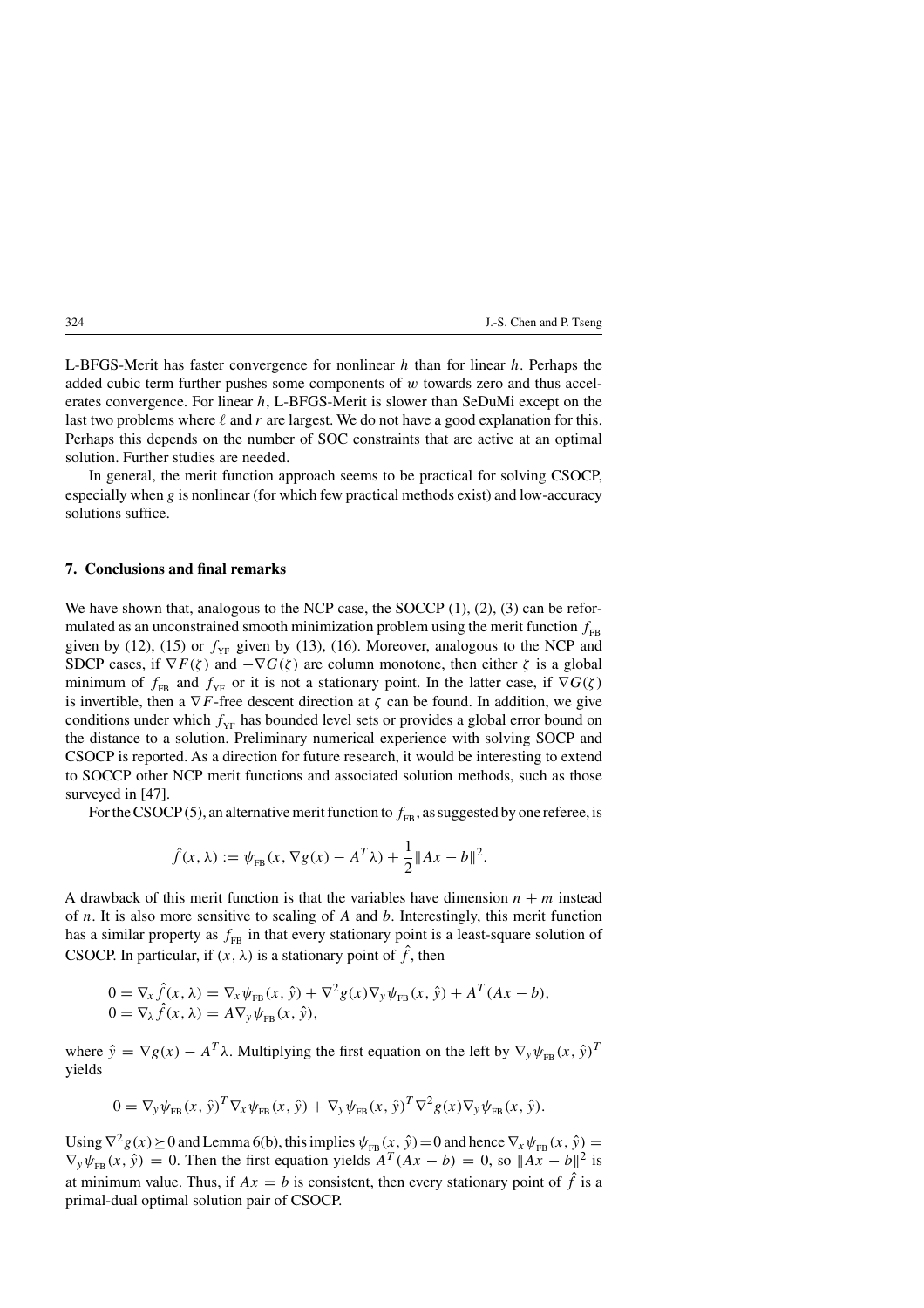L-BFGS-Merit has faster convergence for nonlinear $h$ than for linear $h$. Perhaps the added cubic term further pushes some components of $w$ towards zero and thus accelerates convergence. For linear $h$, L-BFGS-Merit is slower than SeDuMi except on the last two problems where $\ell$ and $r$ are largest. We do not have a good explanation for this. Perhaps this depends on the number of SOC constraints that are active at an optimal solution. Further studies are needed.

In general, the merit function approach seems to be practical for solving CSOCP, especially when $g$ is nonlinear (for which few practical methods exist) and low-accuracy solutions suffice.

## 7. Conclusions and final remarks

We have shown that, analogous to the NCP case, the SOCCP (1), (2), (3) can be reformulated as an unconstrained smooth minimization problem using the merit function $f_{\text{FB}}$ given by (12), (15) or $f_{\text{YF}}$ given by (13), (16). Moreover, analogous to the NCP and SDCP cases, if $\nabla F(\zeta)$ and $-\nabla G(\zeta)$ are column monotone, then either $\zeta$ is a global minimum of $f_{\text{FB}}$ and $f_{\text{YF}}$ or it is not a stationary point. In the latter case, if $\nabla G(\zeta)$ is invertible, then a $\nabla F$-free descent direction at $\zeta$ can be found. In addition, we give conditions under which $f_{\text{YF}}$ has bounded level sets or provides a global error bound on the distance to a solution. Preliminary numerical experience with solving SOCP and CSOCP is reported. As a direction for future research, it would be interesting to extend to SOCCP other NCP merit functions and associated solution methods, such as those surveyed in [47].

For the CSOCP (5), an alternative merit function to $f_{\text{FB}}$, as suggested by one referee, is

$$\hat{f}(x, \lambda) := \psi_{\text{FB}}(x, \nabla g(x) - A^T\lambda) + \frac{1}{2}\|Ax - b\|^2.$$

A drawback of this merit function is that the variables have dimension $n + m$ instead of $n$. It is also more sensitive to scaling of $A$ and $b$. Interestingly, this merit function has a similar property as $f_{\text{FB}}$ in that every stationary point is a least-square solution of CSOCP. In particular, if $(x, \lambda)$ is a stationary point of $\hat{f}$, then

$$\begin{aligned}
0 &= \nabla_x \hat{f}(x, \lambda) = \nabla_x \psi_{\text{FB}}(x, \hat{y}) + \nabla^2 g(x)\nabla_y \psi_{\text{FB}}(x, \hat{y}) + A^T(Ax - b), \\
0 &= \nabla_\lambda \hat{f}(x, \lambda) = A\nabla_y \psi_{\text{FB}}(x, \hat{y}),
\end{aligned}$$

where $\hat{y} = \nabla g(x) - A^T\lambda$. Multiplying the first equation on the left by $\nabla_y \psi_{\text{FB}}(x, \hat{y})^T$ yields

$$0 = \nabla_y \psi_{\text{FB}}(x, \hat{y})^T \nabla_x \psi_{\text{FB}}(x, \hat{y}) + \nabla_y \psi_{\text{FB}}(x, \hat{y})^T \nabla^2 g(x) \nabla_y \psi_{\text{FB}}(x, \hat{y}).$$

Using $\nabla^2 g(x) \succeq 0$ and Lemma 6(b), this implies $\psi_{\text{FB}}(x, \hat{y}) = 0$ and hence $\nabla_x \psi_{\text{FB}}(x, \hat{y}) = \nabla_y \psi_{\text{FB}}(x, \hat{y}) = 0$. Then the first equation yields $A^T(Ax - b) = 0$, so $\|Ax - b\|^2$ is at minimum value. Thus, if $Ax = b$ is consistent, then every stationary point of $\hat{f}$ is a primal-dual optimal solution pair of CSOCP.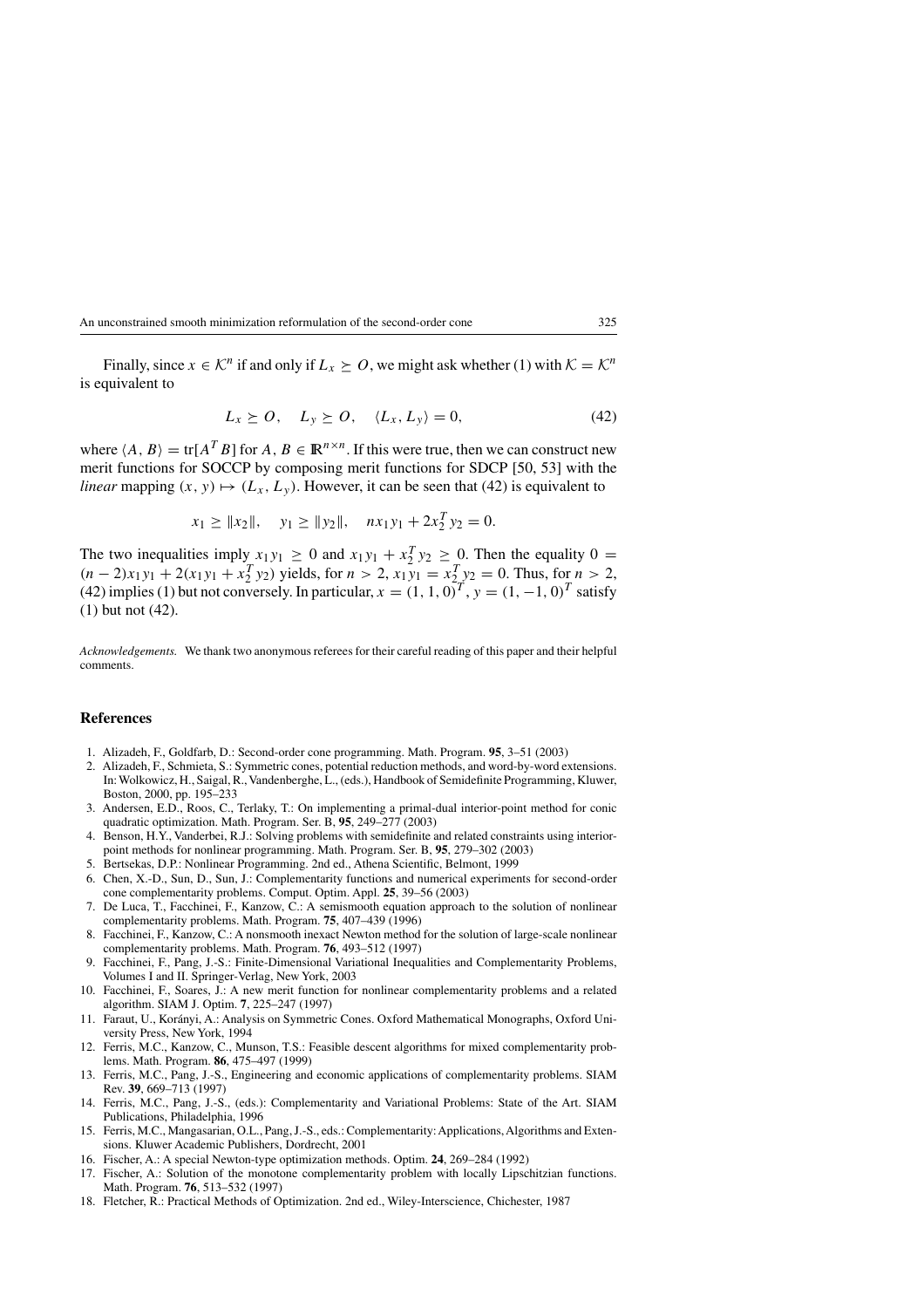Finally, since $x \in \mathcal{K}^n$ if and only if $L_x \succeq O$, we might ask whether (1) with $\mathcal{K} = \mathcal{K}^n$ is equivalent to

$$L_x \succeq O, \quad L_y \succeq O, \quad \langle L_x, L_y \rangle = 0, \tag{42}$$

where $\langle A, B \rangle = \mathrm{tr}[A^T B]$ for $A, B \in \mathbb{R}^{n \times n}$. If this were true, then we can construct new merit functions for SOCCP by composing merit functions for SDCP [50, 53] with the *linear* mapping $(x, y) \mapsto (L_x, L_y)$. However, it can be seen that (42) is equivalent to

$$x_1 \geq \|x_2\|, \quad y_1 \geq \|y_2\|, \quad n x_1 y_1 + 2 x_2^T y_2 = 0.$$

The two inequalities imply $x_1 y_1 \geq 0$ and $x_1 y_1 + x_2^T y_2 \geq 0$. Then the equality $0 = (n-2) x_1 y_1 + 2(x_1 y_1 + x_2^T y_2)$ yields, for $n > 2$, $x_1 y_1 = x_2^T y_2 = 0$. Thus, for $n > 2$, (42) implies (1) but not conversely. In particular, $x = (1, 1, 0)^T$, $y = (1, -1, 0)^T$ satisfy (1) but not (42).

*Acknowledgements.* We thank two anonymous referees for their careful reading of this paper and their helpful comments.

## References

1. Alizadeh, F., Goldfarb, D.: Second-order cone programming. Math. Program. **95**, 3–51 (2003)
2. Alizadeh, F., Schmieta, S.: Symmetric cones, potential reduction methods, and word-by-word extensions. In: Wolkowicz, H., Saigal, R., Vandenberghe, L., (eds.), Handbook of Semidefinite Programming, Kluwer, Boston, 2000, pp. 195–233
3. Andersen, E.D., Roos, C., Terlaky, T.: On implementing a primal-dual interior-point method for conic quadratic optimization. Math. Program. Ser. B, **95**, 249–277 (2003)
4. Benson, H.Y., Vanderbei, R.J.: Solving problems with semidefinite and related constraints using interior-point methods for nonlinear programming. Math. Program. Ser. B, **95**, 279–302 (2003)
5. Bertsekas, D.P.: Nonlinear Programming. 2nd ed., Athena Scientific, Belmont, 1999
6. Chen, X.-D., Sun, D., Sun, J.: Complementarity functions and numerical experiments for second-order cone complementarity problems. Comput. Optim. Appl. **25**, 39–56 (2003)
7. De Luca, T., Facchinei, F., Kanzow, C.: A semismooth equation approach to the solution of nonlinear complementarity problems. Math. Program. **75**, 407–439 (1996)
8. Facchinei, F., Kanzow, C.: A nonsmooth inexact Newton method for the solution of large-scale nonlinear complementarity problems. Math. Program. **76**, 493–512 (1997)
9. Facchinei, F., Pang, J.-S.: Finite-Dimensional Variational Inequalities and Complementarity Problems, Volumes I and II. Springer-Verlag, New York, 2003
10. Facchinei, F., Soares, J.: A new merit function for nonlinear complementarity problems and a related algorithm. SIAM J. Optim. **7**, 225–247 (1997)
11. Faraut, U., Korányi, A.: Analysis on Symmetric Cones. Oxford Mathematical Monographs, Oxford University Press, New York, 1994
12. Ferris, M.C., Kanzow, C., Munson, T.S.: Feasible descent algorithms for mixed complementarity problems. Math. Program. **86**, 475–497 (1999)
13. Ferris, M.C., Pang, J.-S., Engineering and economic applications of complementarity problems. SIAM Rev. **39**, 669–713 (1997)
14. Ferris, M.C., Pang, J.-S., (eds.): Complementarity and Variational Problems: State of the Art. SIAM Publications, Philadelphia, 1996
15. Ferris, M.C., Mangasarian, O.L., Pang, J.-S., eds.: Complementarity: Applications, Algorithms and Extensions. Kluwer Academic Publishers, Dordrecht, 2001
16. Fischer, A.: A special Newton-type optimization methods. Optim. **24**, 269–284 (1992)
17. Fischer, A.: Solution of the monotone complementarity problem with locally Lipschitzian functions. Math. Program. **76**, 513–532 (1997)
18. Fletcher, R.: Practical Methods of Optimization. 2nd ed., Wiley-Interscience, Chichester, 1987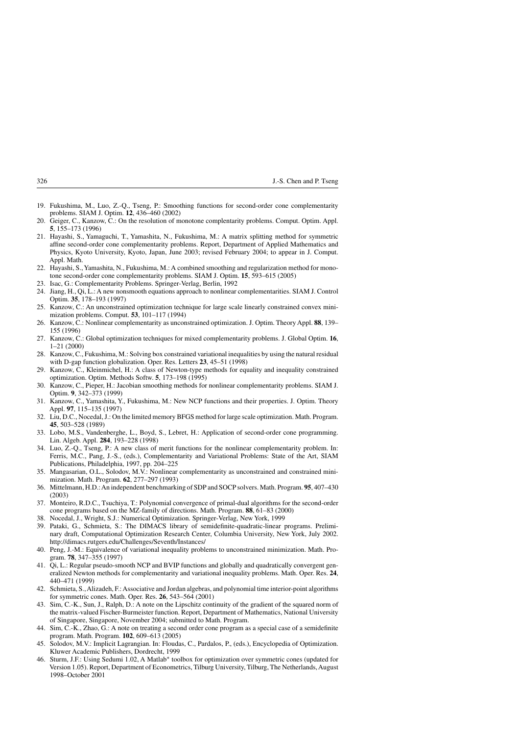19. Fukushima, M., Luo, Z.-Q., Tseng, P.: Smoothing functions for second-order cone complementarity problems. SIAM J. Optim. **12**, 436–460 (2002)
20. Geiger, C., Kanzow, C.: On the resolution of monotone complentarity problems. Comput. Optim. Appl. **5**, 155–173 (1996)
21. Hayashi, S., Yamaguchi, T., Yamashita, N., Fukushima, M.: A matrix splitting method for symmetric affine second-order cone complementarity problems. Report, Department of Applied Mathematics and Physics, Kyoto University, Kyoto, Japan, June 2003; revised February 2004; to appear in J. Comput. Appl. Math.
22. Hayashi, S., Yamashita, N., Fukushima, M.: A combined smoothing and regularization method for monotone second-order cone complementarity problems. SIAM J. Optim. **15**, 593–615 (2005)
23. Isac, G.: Complementarity Problems. Springer-Verlag, Berlin, 1992
24. Jiang, H., Qi, L.: A new nonsmooth equations approach to nonlinear complementarities. SIAM J. Control Optim. **35**, 178–193 (1997)
25. Kanzow, C.: An unconstrained optimization technique for large scale linearly constrained convex minimization problems. Comput. **53**, 101–117 (1994)
26. Kanzow, C.: Nonlinear complementarity as unconstrained optimization. J. Optim. Theory Appl. **88**, 139–155 (1996)
27. Kanzow, C.: Global optimization techniques for mixed complementarity problems. J. Global Optim. **16**, 1–21 (2000)
28. Kanzow, C., Fukushima, M.: Solving box constrained variational inequalities by using the natural residual with D-gap function globalization. Oper. Res. Letters **23**, 45–51 (1998)
29. Kanzow, C., Kleinmichel, H.: A class of Newton-type methods for equality and inequality constrained optimization. Optim. Methods Softw. **5**, 173–198 (1995)
30. Kanzow, C., Pieper, H.: Jacobian smoothing methods for nonlinear complementarity problems. SIAM J. Optim. **9**, 342–373 (1999)
31. Kanzow, C., Yamashita, Y., Fukushima, M.: New NCP functions and their properties. J. Optim. Theory Appl. **97**, 115–135 (1997)
32. Liu, D.C., Nocedal, J.: On the limited memory BFGS method for large scale optimization. Math. Program. **45**, 503–528 (1989)
33. Lobo, M.S., Vandenberghe, L., Boyd, S., Lebret, H.: Application of second-order cone programming. Lin. Algeb. Appl. **284**, 193–228 (1998)
34. Luo, Z.-Q., Tseng, P.: A new class of merit functions for the nonlinear complementarity problem. In: Ferris, M.C., Pang, J.-S., (eds.), Complementarity and Variational Problems: State of the Art, SIAM Publications, Philadelphia, 1997, pp. 204–225
35. Mangasarian, O.L., Solodov, M.V.: Nonlinear complementarity as unconstrained and constrained minimization. Math. Program. **62**, 277–297 (1993)
36. Mittelmann, H.D.: An independent benchmarking of SDP and SOCP solvers. Math. Program. **95**, 407–430 (2003)
37. Monteiro, R.D.C., Tsuchiya, T.: Polynomial convergence of primal-dual algorithms for the second-order cone programs based on the MZ-family of directions. Math. Program. **88**, 61–83 (2000)
38. Nocedal, J., Wright, S.J.: Numerical Optimization. Springer-Verlag, New York, 1999
39. Pataki, G., Schmieta, S.: The DIMACS library of semidefinite-quadratic-linear programs. Preliminary draft, Computational Optimization Research Center, Columbia University, New York, July 2002. http://dimacs.rutgers.edu/Challenges/Seventh/Instances/
40. Peng, J.-M.: Equivalence of variational inequality problems to unconstrained minimization. Math. Program. **78**, 347–355 (1997)
41. Qi, L.: Regular pseudo-smooth NCP and BVIP functions and globally and quadratically convergent generalized Newton methods for complementarity and variational inequality problems. Math. Oper. Res. **24**, 440–471 (1999)
42. Schmieta, S., Alizadeh, F.: Associative and Jordan algebras, and polynomial time interior-point algorithms for symmetric cones. Math. Oper. Res. **26**, 543–564 (2001)
43. Sim, C.-K., Sun, J., Ralph, D.: A note on the Lipschitz continuity of the gradient of the squared norm of the matrix-valued Fischer-Burmeister function. Report, Department of Mathematics, National University of Singapore, Singapore, November 2004; submitted to Math. Program.
44. Sim, C.-K., Zhao, G.: A note on treating a second order cone program as a special case of a semidefinite program. Math. Program. **102**, 609–613 (2005)
45. Solodov, M.V.: Implicit Lagrangian. In: Floudas, C., Pardalos, P., (eds.), Encyclopedia of Optimization. Kluwer Academic Publishers, Dordrecht, 1999
46. Sturm, J.F.: Using Sedumi 1.02, A Matlab* toolbox for optimization over symmetric cones (updated for Version 1.05). Report, Department of Econometrics, Tilburg University, Tilburg, The Netherlands, August 1998–October 2001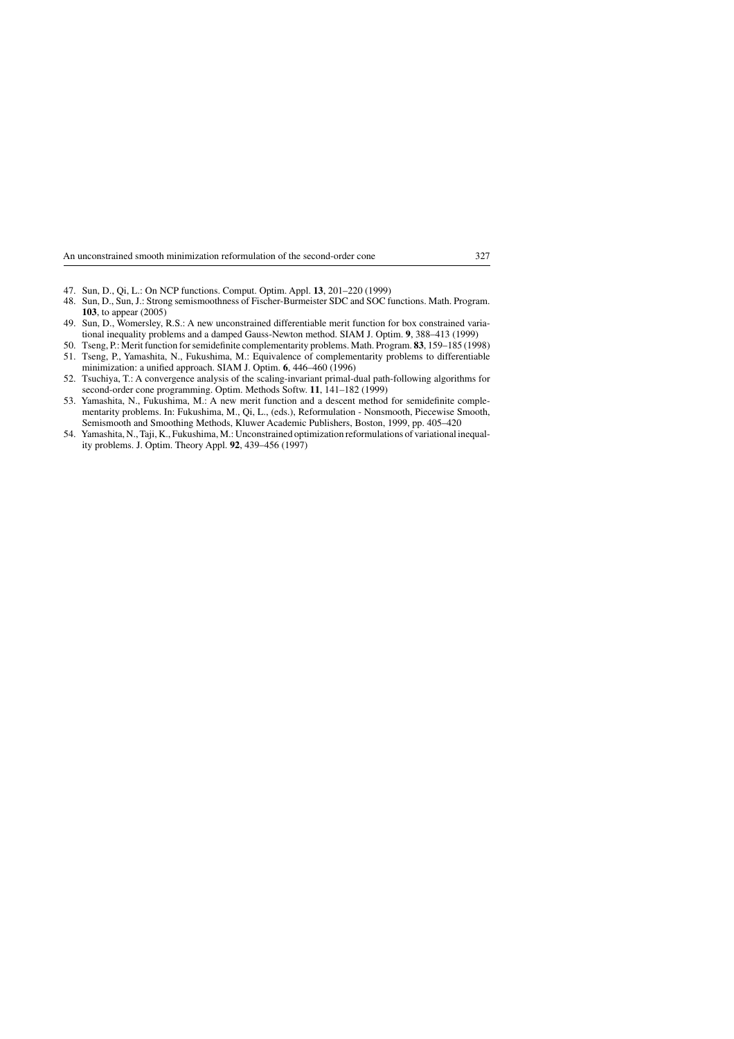47. Sun, D., Qi, L.: On NCP functions. Comput. Optim. Appl. **13**, 201–220 (1999)
48. Sun, D., Sun, J.: Strong semismoothness of Fischer-Burmeister SDC and SOC functions. Math. Program. **103**, to appear (2005)
49. Sun, D., Womersley, R.S.: A new unconstrained differentiable merit function for box constrained variational inequality problems and a damped Gauss-Newton method. SIAM J. Optim. **9**, 388–413 (1999)
50. Tseng, P.: Merit function for semidefinite complementarity problems. Math. Program. **83**, 159–185 (1998)
51. Tseng, P., Yamashita, N., Fukushima, M.: Equivalence of complementarity problems to differentiable minimization: a unified approach. SIAM J. Optim. **6**, 446–460 (1996)
52. Tsuchiya, T.: A convergence analysis of the scaling-invariant primal-dual path-following algorithms for second-order cone programming. Optim. Methods Softw. **11**, 141–182 (1999)
53. Yamashita, N., Fukushima, M.: A new merit function and a descent method for semidefinite complementarity problems. In: Fukushima, M., Qi, L., (eds.), Reformulation - Nonsmooth, Piecewise Smooth, Semismooth and Smoothing Methods, Kluwer Academic Publishers, Boston, 1999, pp. 405–420
54. Yamashita, N., Taji, K., Fukushima, M.: Unconstrained optimization reformulations of variational inequality problems. J. Optim. Theory Appl. **92**, 439–456 (1997)